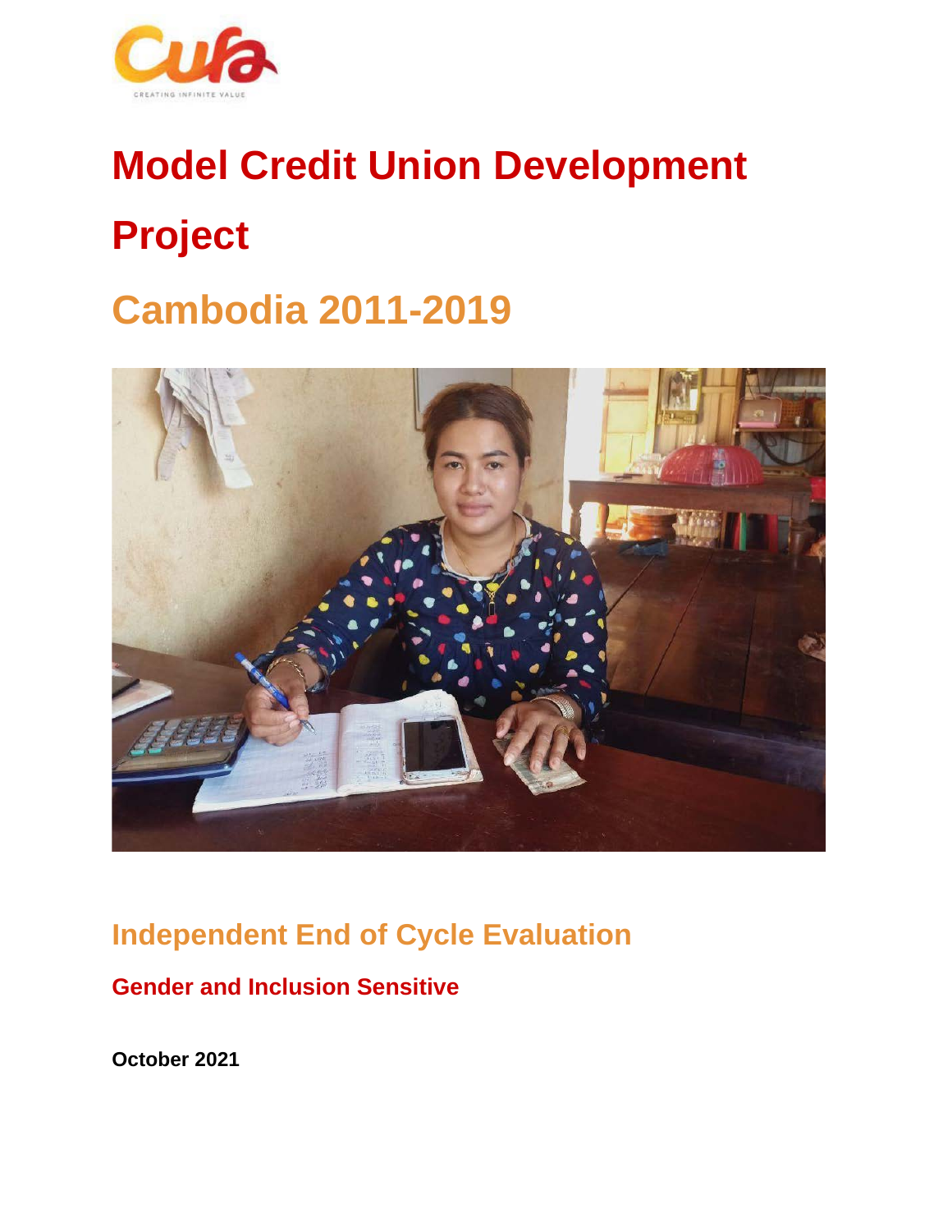Cufa

CREATING INFINITE VALUE

# Model Credit Union Development Project

## Cambodia 2011-2019

## Independent End of Cycle Evaluation

### Gender and Inclusion Sensitive

**October 2021**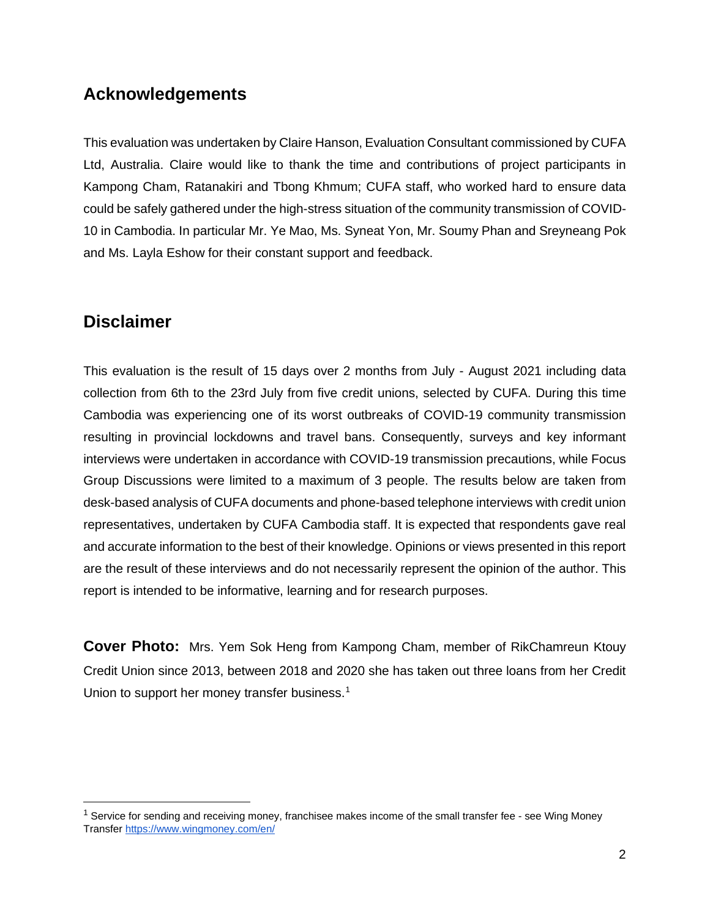## Acknowledgements

This evaluation was undertaken by Claire Hanson, Evaluation Consultant commissioned by CUFA Ltd, Australia. Claire would like to thank the time and contributions of project participants in Kampong Cham, Ratanakiri and Tbong Khmum; CUFA staff, who worked hard to ensure data could be safely gathered under the high-stress situation of the community transmission of COVID-10 in Cambodia. In particular Mr. Ye Mao, Ms. Syneat Yon, Mr. Soumy Phan and Sreyneang Pok and Ms. Layla Eshow for their constant support and feedback.

## Disclaimer

This evaluation is the result of 15 days over 2 months from July - August 2021 including data collection from 6th to the 23rd July from five credit unions, selected by CUFA. During this time Cambodia was experiencing one of its worst outbreaks of COVID-19 community transmission resulting in provincial lockdowns and travel bans. Consequently, surveys and key informant interviews were undertaken in accordance with COVID-19 transmission precautions, while Focus Group Discussions were limited to a maximum of 3 people. The results below are taken from desk-based analysis of CUFA documents and phone-based telephone interviews with credit union representatives, undertaken by CUFA Cambodia staff. It is expected that respondents gave real and accurate information to the best of their knowledge. Opinions or views presented in this report are the result of these interviews and do not necessarily represent the opinion of the author. This report is intended to be informative, learning and for research purposes.

**Cover Photo:** Mrs. Yem Sok Heng from Kampong Cham, member of RikChamreun Ktouy Credit Union since 2013, between 2018 and 2020 she has taken out three loans from her Credit Union to support her money transfer business.[1]

---

[1] Service for sending and receiving money, franchisee makes income of the small transfer fee - see Wing Money Transfer https://www.wingmoney.com/en/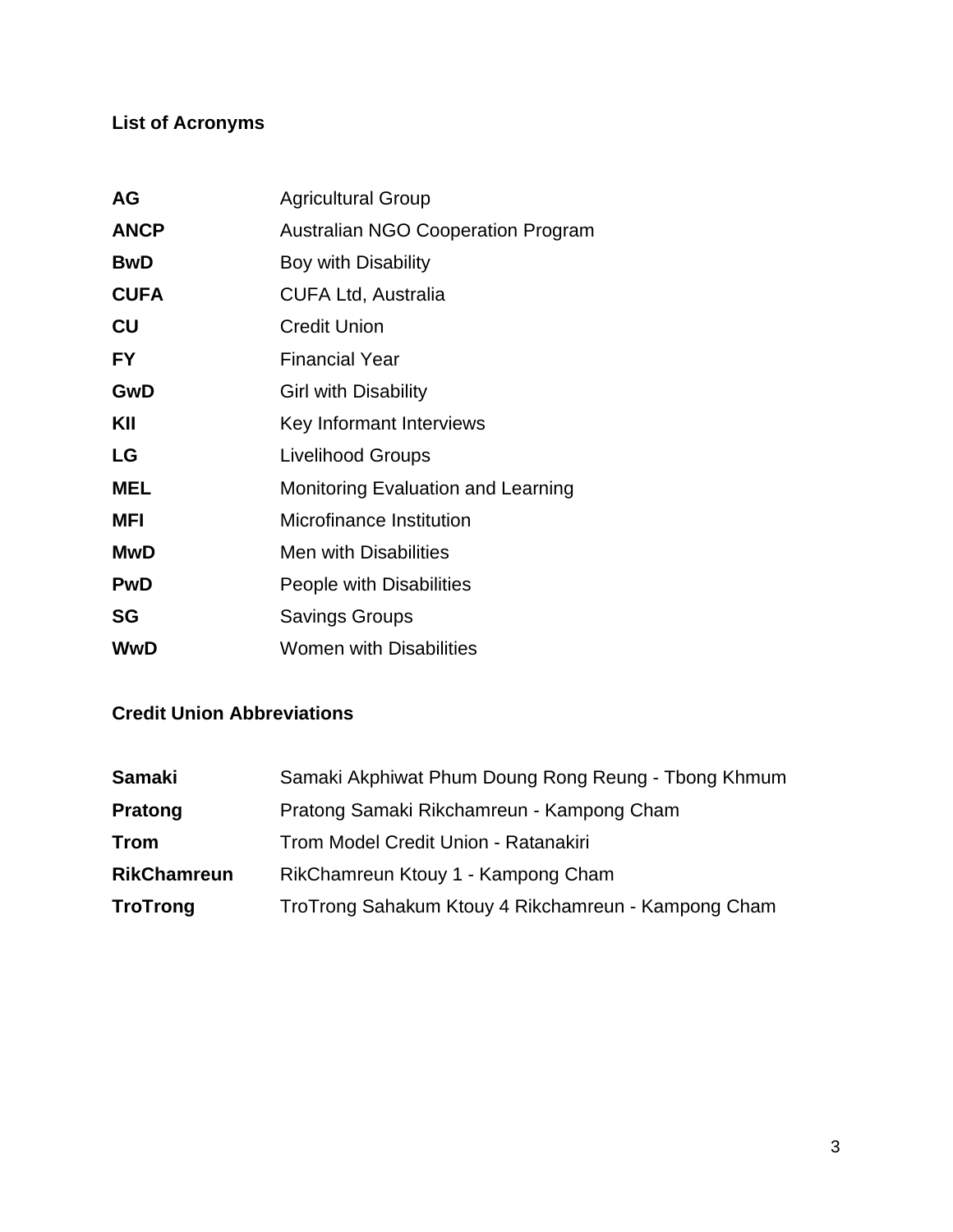## List of Acronyms

| | |
|---|---|
| **AG** | Agricultural Group |
| **ANCP** | Australian NGO Cooperation Program |
| **BwD** | Boy with Disability |
| **CUFA** | CUFA Ltd, Australia |
| **CU** | Credit Union |
| **FY** | Financial Year |
| **GwD** | Girl with Disability |
| **KII** | Key Informant Interviews |
| **LG** | Livelihood Groups |
| **MEL** | Monitoring Evaluation and Learning |
| **MFI** | Microfinance Institution |
| **MwD** | Men with Disabilities |
| **PwD** | People with Disabilities |
| **SG** | Savings Groups |
| **WwD** | Women with Disabilities |

## Credit Union Abbreviations

| | |
|---|---|
| **Samaki** | Samaki Akphiwat Phum Doung Rong Reung - Tbong Khmum |
| **Pratong** | Pratong Samaki Rikchamreun - Kampong Cham |
| **Trom** | Trom Model Credit Union - Ratanakiri |
| **RikChamreun** | RikChamreun Ktouy 1 - Kampong Cham |
| **TroTrong** | TroTrong Sahakum Ktouy 4 Rikchamreun - Kampong Cham |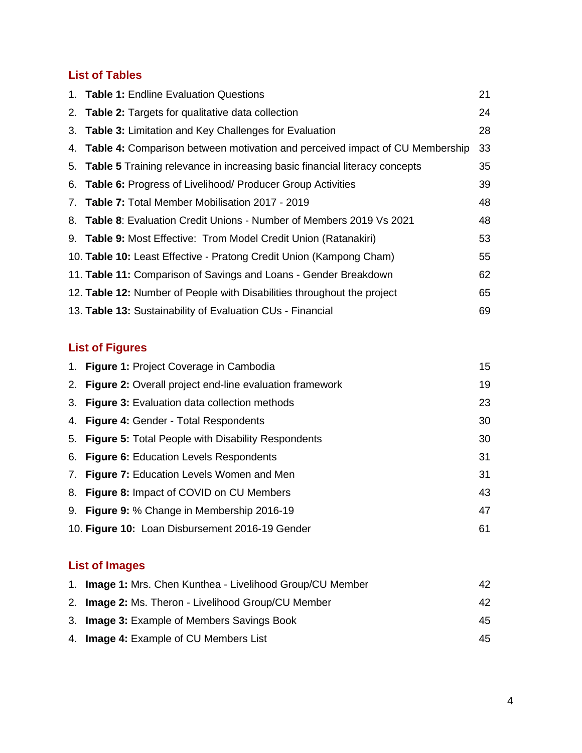## List of Tables

| | |
|---|---|
| 1. **Table 1:** Endline Evaluation Questions | 21 |
| 2. **Table 2:** Targets for qualitative data collection | 24 |
| 3. **Table 3:** Limitation and Key Challenges for Evaluation | 28 |
| 4. **Table 4:** Comparison between motivation and perceived impact of CU Membership | 33 |
| 5. **Table 5** Training relevance in increasing basic financial literacy concepts | 35 |
| 6. **Table 6:** Progress of Livelihood/ Producer Group Activities | 39 |
| 7. **Table 7:** Total Member Mobilisation 2017 - 2019 | 48 |
| 8. **Table 8**: Evaluation Credit Unions - Number of Members 2019 Vs 2021 | 48 |
| 9. **Table 9:** Most Effective: Trom Model Credit Union (Ratanakiri) | 53 |
| 10. **Table 10:** Least Effective - Pratong Credit Union (Kampong Cham) | 55 |
| 11. **Table 11:** Comparison of Savings and Loans - Gender Breakdown | 62 |
| 12. **Table 12:** Number of People with Disabilities throughout the project | 65 |
| 13. **Table 13:** Sustainability of Evaluation CUs - Financial | 69 |

## List of Figures

| | |
|---|---|
| 1. **Figure 1:** Project Coverage in Cambodia | 15 |
| 2. **Figure 2:** Overall project end-line evaluation framework | 19 |
| 3. **Figure 3:** Evaluation data collection methods | 23 |
| 4. **Figure 4:** Gender - Total Respondents | 30 |
| 5. **Figure 5:** Total People with Disability Respondents | 30 |
| 6. **Figure 6:** Education Levels Respondents | 31 |
| 7. **Figure 7:** Education Levels Women and Men | 31 |
| 8. **Figure 8:** Impact of COVID on CU Members | 43 |
| 9. **Figure 9:** % Change in Membership 2016-19 | 47 |
| 10. **Figure 10:** Loan Disbursement 2016-19 Gender | 61 |

## List of Images

| | |
|---|---|
| 1. **Image 1:** Mrs. Chen Kunthea - Livelihood Group/CU Member | 42 |
| 2. **Image 2:** Ms. Theron - Livelihood Group/CU Member | 42 |
| 3. **Image 3:** Example of Members Savings Book | 45 |
| 4. **Image 4:** Example of CU Members List | 45 |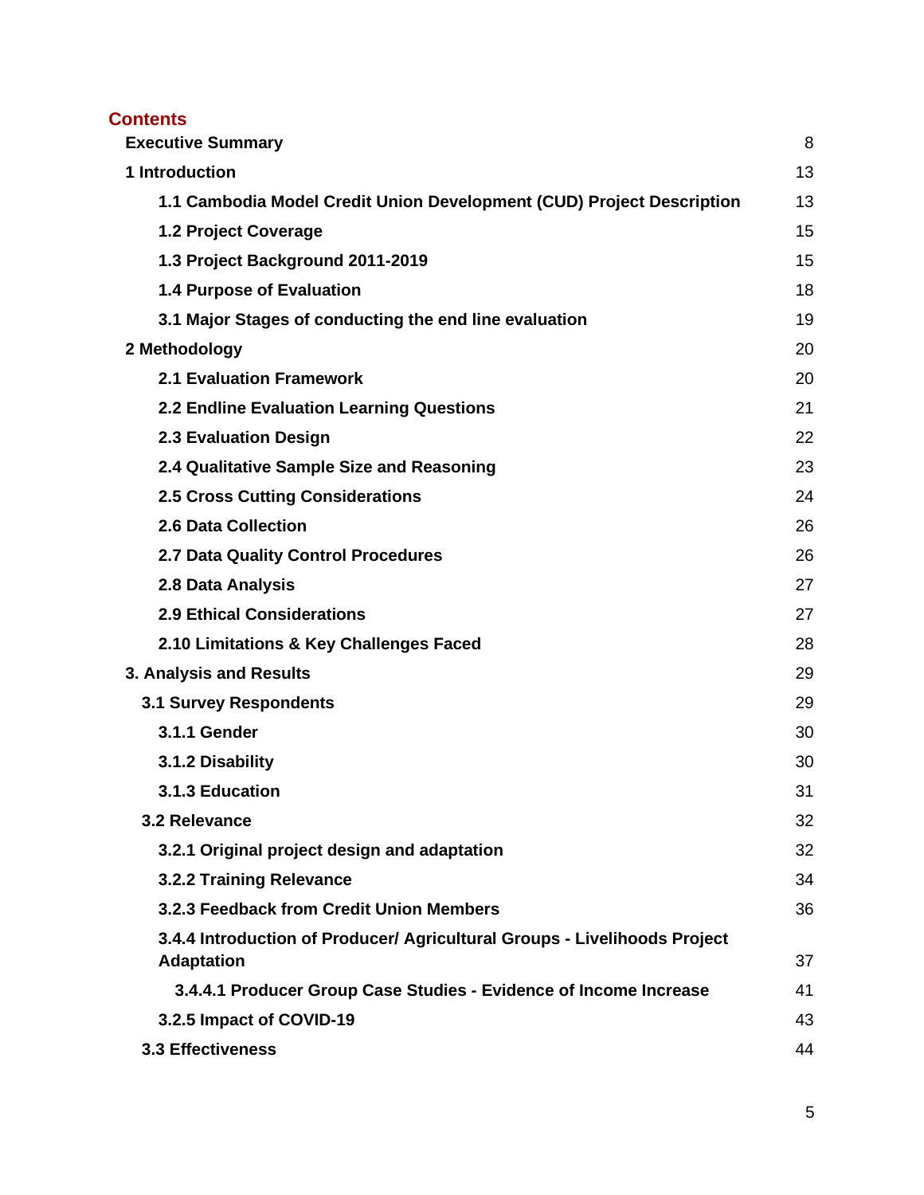## Contents

| | |
|---|---|
| **Executive Summary** | 8 |
| **1 Introduction** | 13 |
| **1.1 Cambodia Model Credit Union Development (CUD) Project Description** | 13 |
| **1.2 Project Coverage** | 15 |
| **1.3 Project Background 2011-2019** | 15 |
| **1.4 Purpose of Evaluation** | 18 |
| **3.1 Major Stages of conducting the end line evaluation** | 19 |
| **2 Methodology** | 20 |
| **2.1 Evaluation Framework** | 20 |
| **2.2 Endline Evaluation Learning Questions** | 21 |
| **2.3 Evaluation Design** | 22 |
| **2.4 Qualitative Sample Size and Reasoning** | 23 |
| **2.5 Cross Cutting Considerations** | 24 |
| **2.6 Data Collection** | 26 |
| **2.7 Data Quality Control Procedures** | 26 |
| **2.8 Data Analysis** | 27 |
| **2.9 Ethical Considerations** | 27 |
| **2.10 Limitations & Key Challenges Faced** | 28 |
| **3. Analysis and Results** | 29 |
| **3.1 Survey Respondents** | 29 |
| **3.1.1 Gender** | 30 |
| **3.1.2 Disability** | 30 |
| **3.1.3 Education** | 31 |
| **3.2 Relevance** | 32 |
| **3.2.1 Original project design and adaptation** | 32 |
| **3.2.2 Training Relevance** | 34 |
| **3.2.3 Feedback from Credit Union Members** | 36 |
| **3.4.4 Introduction of Producer/ Agricultural Groups - Livelihoods Project Adaptation** | 37 |
| **3.4.4.1 Producer Group Case Studies - Evidence of Income Increase** | 41 |
| **3.2.5 Impact of COVID-19** | 43 |
| **3.3 Effectiveness** | 44 |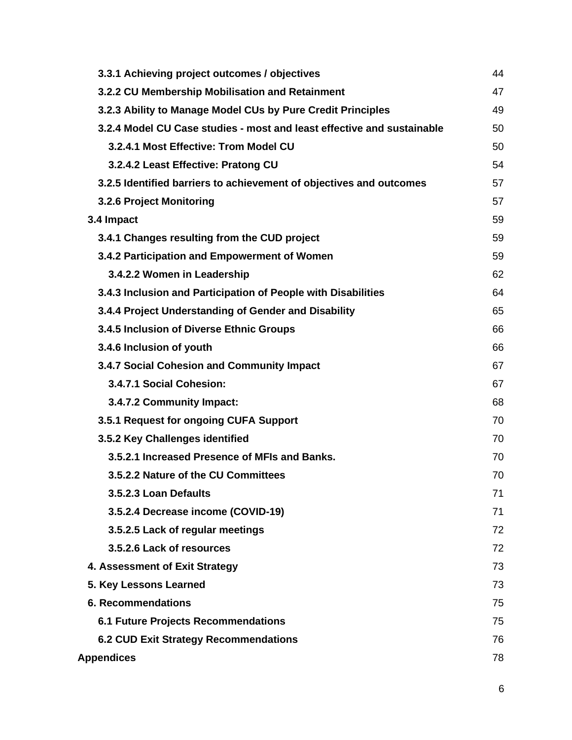| | |
|---|---|
| **3.3.1 Achieving project outcomes / objectives** | 44 |
| **3.2.2 CU Membership Mobilisation and Retainment** | 47 |
| **3.2.3 Ability to Manage Model CUs by Pure Credit Principles** | 49 |
| **3.2.4 Model CU Case studies - most and least effective and sustainable** | 50 |
| **3.2.4.1 Most Effective: Trom Model CU** | 50 |
| **3.2.4.2 Least Effective: Pratong CU** | 54 |
| **3.2.5 Identified barriers to achievement of objectives and outcomes** | 57 |
| **3.2.6 Project Monitoring** | 57 |
| **3.4 Impact** | 59 |
| **3.4.1 Changes resulting from the CUD project** | 59 |
| **3.4.2 Participation and Empowerment of Women** | 59 |
| **3.4.2.2 Women in Leadership** | 62 |
| **3.4.3 Inclusion and Participation of People with Disabilities** | 64 |
| **3.4.4 Project Understanding of Gender and Disability** | 65 |
| **3.4.5 Inclusion of Diverse Ethnic Groups** | 66 |
| **3.4.6 Inclusion of youth** | 66 |
| **3.4.7 Social Cohesion and Community Impact** | 67 |
| **3.4.7.1 Social Cohesion:** | 67 |
| **3.4.7.2 Community Impact:** | 68 |
| **3.5.1 Request for ongoing CUFA Support** | 70 |
| **3.5.2 Key Challenges identified** | 70 |
| **3.5.2.1 Increased Presence of MFIs and Banks.** | 70 |
| **3.5.2.2 Nature of the CU Committees** | 70 |
| **3.5.2.3 Loan Defaults** | 71 |
| **3.5.2.4 Decrease income (COVID-19)** | 71 |
| **3.5.2.5 Lack of regular meetings** | 72 |
| **3.5.2.6 Lack of resources** | 72 |
| **4. Assessment of Exit Strategy** | 73 |
| **5. Key Lessons Learned** | 73 |
| **6. Recommendations** | 75 |
| **6.1 Future Projects Recommendations** | 75 |
| **6.2 CUD Exit Strategy Recommendations** | 76 |
| **Appendices** | 78 |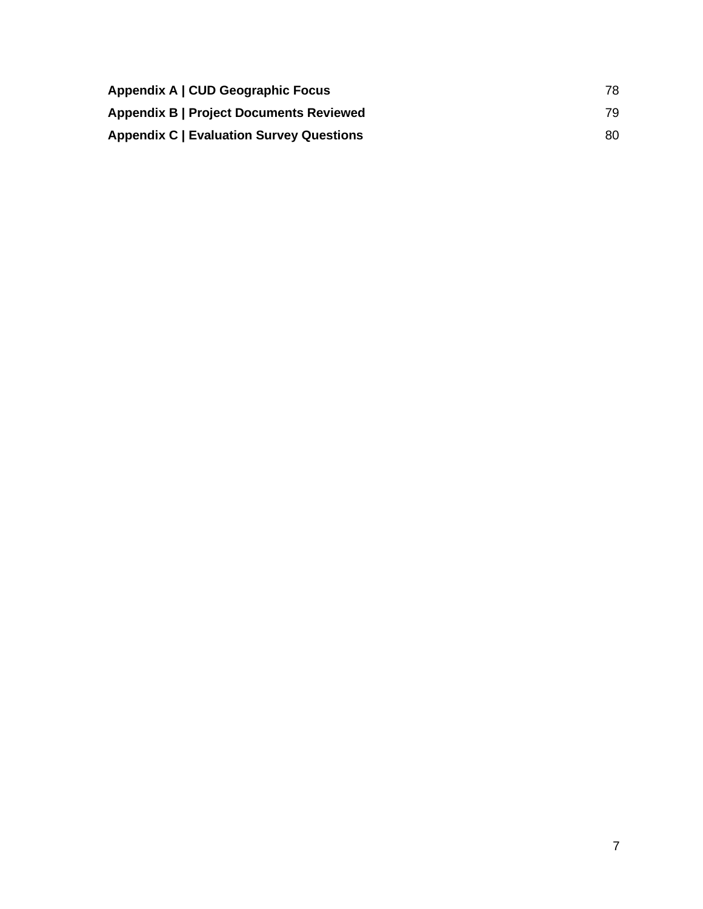**Appendix A | CUD Geographic Focus** 78

**Appendix B | Project Documents Reviewed** 79

**Appendix C | Evaluation Survey Questions** 80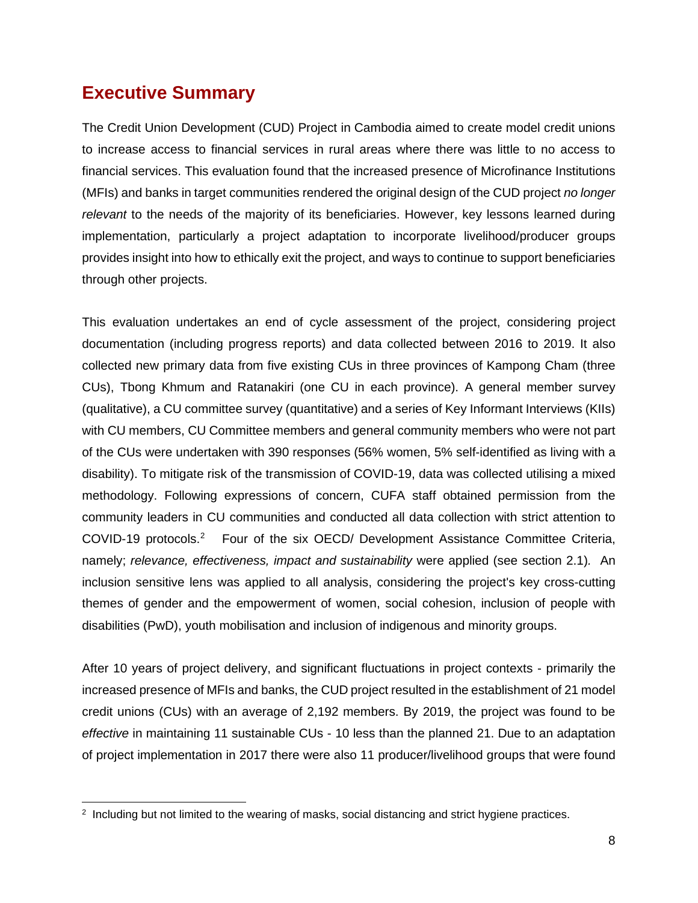# Executive Summary

The Credit Union Development (CUD) Project in Cambodia aimed to create model credit unions to increase access to financial services in rural areas where there was little to no access to financial services. This evaluation found that the increased presence of Microfinance Institutions (MFIs) and banks in target communities rendered the original design of the CUD project *no longer relevant* to the needs of the majority of its beneficiaries. However, key lessons learned during implementation, particularly a project adaptation to incorporate livelihood/producer groups provides insight into how to ethically exit the project, and ways to continue to support beneficiaries through other projects.

This evaluation undertakes an end of cycle assessment of the project, considering project documentation (including progress reports) and data collected between 2016 to 2019. It also collected new primary data from five existing CUs in three provinces of Kampong Cham (three CUs), Tbong Khmum and Ratanakiri (one CU in each province). A general member survey (qualitative), a CU committee survey (quantitative) and a series of Key Informant Interviews (KIIs) with CU members, CU Committee members and general community members who were not part of the CUs were undertaken with 390 responses (56% women, 5% self-identified as living with a disability). To mitigate risk of the transmission of COVID-19, data was collected utilising a mixed methodology. Following expressions of concern, CUFA staff obtained permission from the community leaders in CU communities and conducted all data collection with strict attention to COVID-19 protocols.[2] Four of the six OECD/ Development Assistance Committee Criteria, namely; *relevance, effectiveness, impact and sustainability* were applied (see section 2.1). An inclusion sensitive lens was applied to all analysis, considering the project's key cross-cutting themes of gender and the empowerment of women, social cohesion, inclusion of people with disabilities (PwD), youth mobilisation and inclusion of indigenous and minority groups.

After 10 years of project delivery, and significant fluctuations in project contexts - primarily the increased presence of MFIs and banks, the CUD project resulted in the establishment of 21 model credit unions (CUs) with an average of 2,192 members. By 2019, the project was found to be *effective* in maintaining 11 sustainable CUs - 10 less than the planned 21. Due to an adaptation of project implementation in 2017 there were also 11 producer/livelihood groups that were found

[2] Including but not limited to the wearing of masks, social distancing and strict hygiene practices.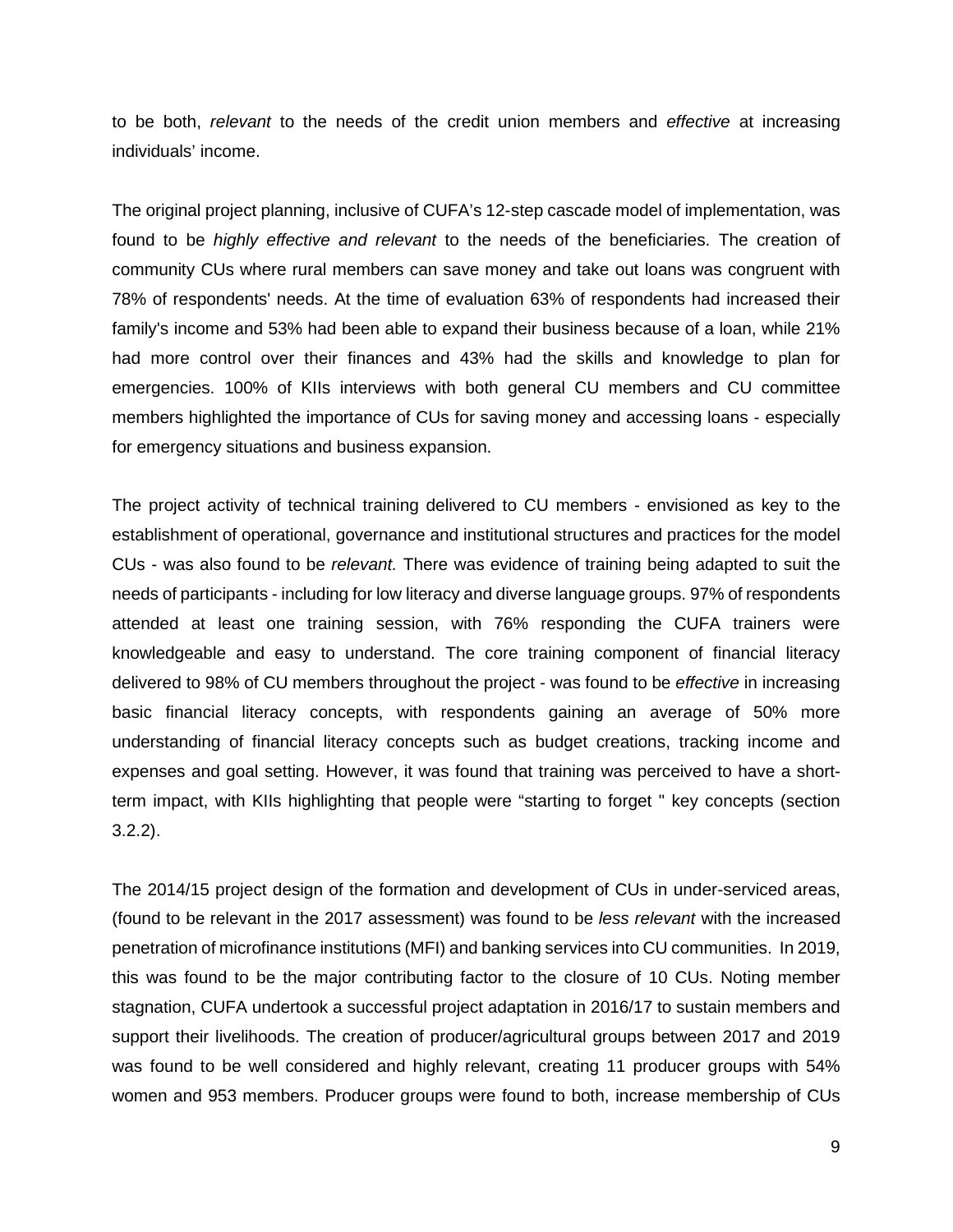to be both, *relevant* to the needs of the credit union members and *effective* at increasing individuals' income.

The original project planning, inclusive of CUFA's 12-step cascade model of implementation, was found to be *highly effective and relevant* to the needs of the beneficiaries. The creation of community CUs where rural members can save money and take out loans was congruent with 78% of respondents' needs. At the time of evaluation 63% of respondents had increased their family's income and 53% had been able to expand their business because of a loan, while 21% had more control over their finances and 43% had the skills and knowledge to plan for emergencies. 100% of KIIs interviews with both general CU members and CU committee members highlighted the importance of CUs for saving money and accessing loans - especially for emergency situations and business expansion.

The project activity of technical training delivered to CU members - envisioned as key to the establishment of operational, governance and institutional structures and practices for the model CUs - was also found to be *relevant.* There was evidence of training being adapted to suit the needs of participants - including for low literacy and diverse language groups. 97% of respondents attended at least one training session, with 76% responding the CUFA trainers were knowledgeable and easy to understand. The core training component of financial literacy delivered to 98% of CU members throughout the project - was found to be *effective* in increasing basic financial literacy concepts, with respondents gaining an average of 50% more understanding of financial literacy concepts such as budget creations, tracking income and expenses and goal setting. However, it was found that training was perceived to have a short-term impact, with KIIs highlighting that people were "starting to forget " key concepts (section 3.2.2).

The 2014/15 project design of the formation and development of CUs in under-serviced areas, (found to be relevant in the 2017 assessment) was found to be *less relevant* with the increased penetration of microfinance institutions (MFI) and banking services into CU communities. In 2019, this was found to be the major contributing factor to the closure of 10 CUs. Noting member stagnation, CUFA undertook a successful project adaptation in 2016/17 to sustain members and support their livelihoods. The creation of producer/agricultural groups between 2017 and 2019 was found to be well considered and highly relevant, creating 11 producer groups with 54% women and 953 members. Producer groups were found to both, increase membership of CUs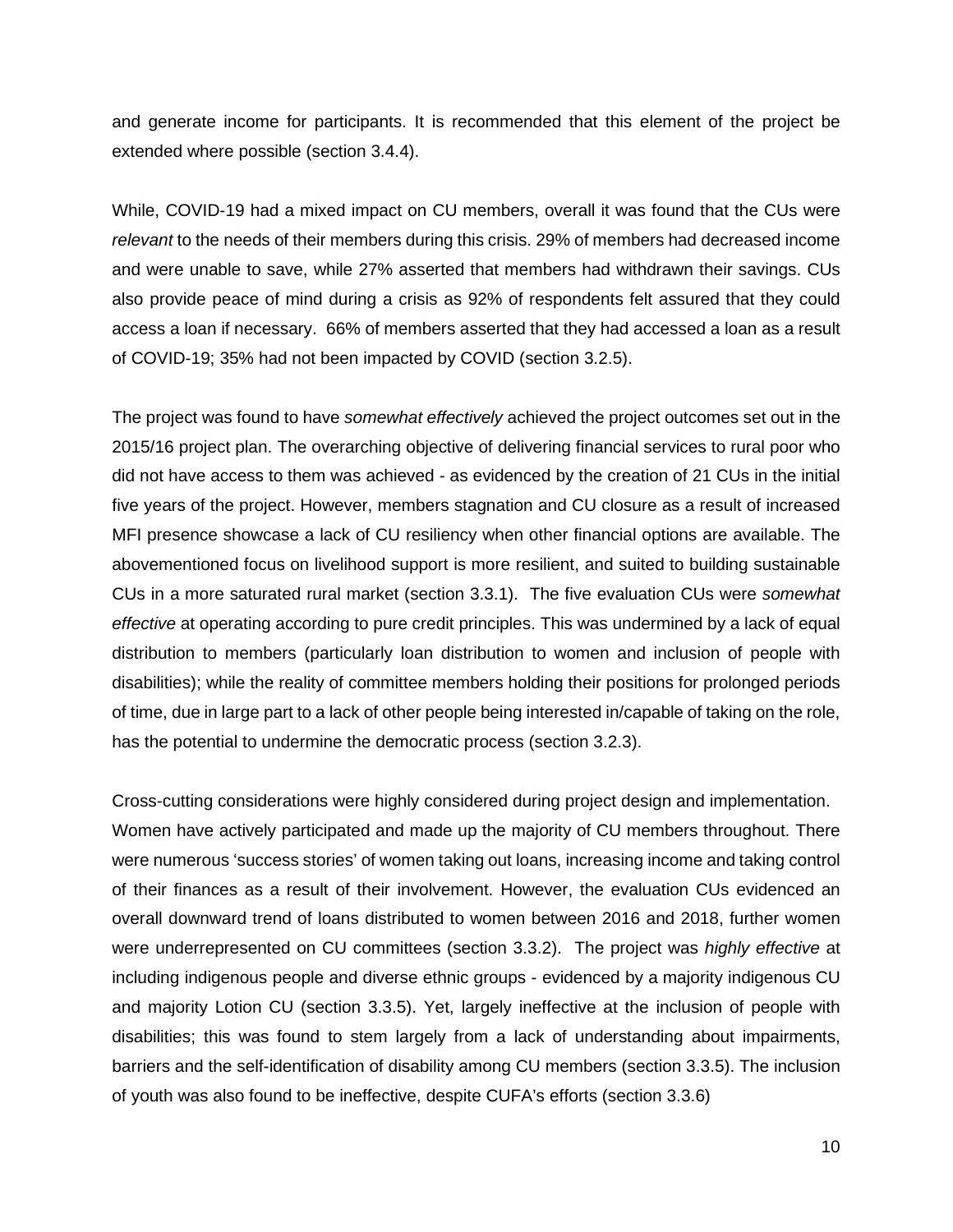and generate income for participants. It is recommended that this element of the project be extended where possible (section 3.4.4).

While, COVID-19 had a mixed impact on CU members, overall it was found that the CUs were *relevant* to the needs of their members during this crisis. 29% of members had decreased income and were unable to save, while 27% asserted that members had withdrawn their savings. CUs also provide peace of mind during a crisis as 92% of respondents felt assured that they could access a loan if necessary. 66% of members asserted that they had accessed a loan as a result of COVID-19; 35% had not been impacted by COVID (section 3.2.5).

The project was found to have *somewhat effectively* achieved the project outcomes set out in the 2015/16 project plan. The overarching objective of delivering financial services to rural poor who did not have access to them was achieved - as evidenced by the creation of 21 CUs in the initial five years of the project. However, members stagnation and CU closure as a result of increased MFI presence showcase a lack of CU resiliency when other financial options are available. The abovementioned focus on livelihood support is more resilient, and suited to building sustainable CUs in a more saturated rural market (section 3.3.1). The five evaluation CUs were *somewhat effective* at operating according to pure credit principles. This was undermined by a lack of equal distribution to members (particularly loan distribution to women and inclusion of people with disabilities); while the reality of committee members holding their positions for prolonged periods of time, due in large part to a lack of other people being interested in/capable of taking on the role, has the potential to undermine the democratic process (section 3.2.3).

Cross-cutting considerations were highly considered during project design and implementation. Women have actively participated and made up the majority of CU members throughout. There were numerous 'success stories' of women taking out loans, increasing income and taking control of their finances as a result of their involvement. However, the evaluation CUs evidenced an overall downward trend of loans distributed to women between 2016 and 2018, further women were underrepresented on CU committees (section 3.3.2). The project was *highly effective* at including indigenous people and diverse ethnic groups - evidenced by a majority indigenous CU and majority Lotion CU (section 3.3.5). Yet, largely ineffective at the inclusion of people with disabilities; this was found to stem largely from a lack of understanding about impairments, barriers and the self-identification of disability among CU members (section 3.3.5). The inclusion of youth was also found to be ineffective, despite CUFA's efforts (section 3.3.6)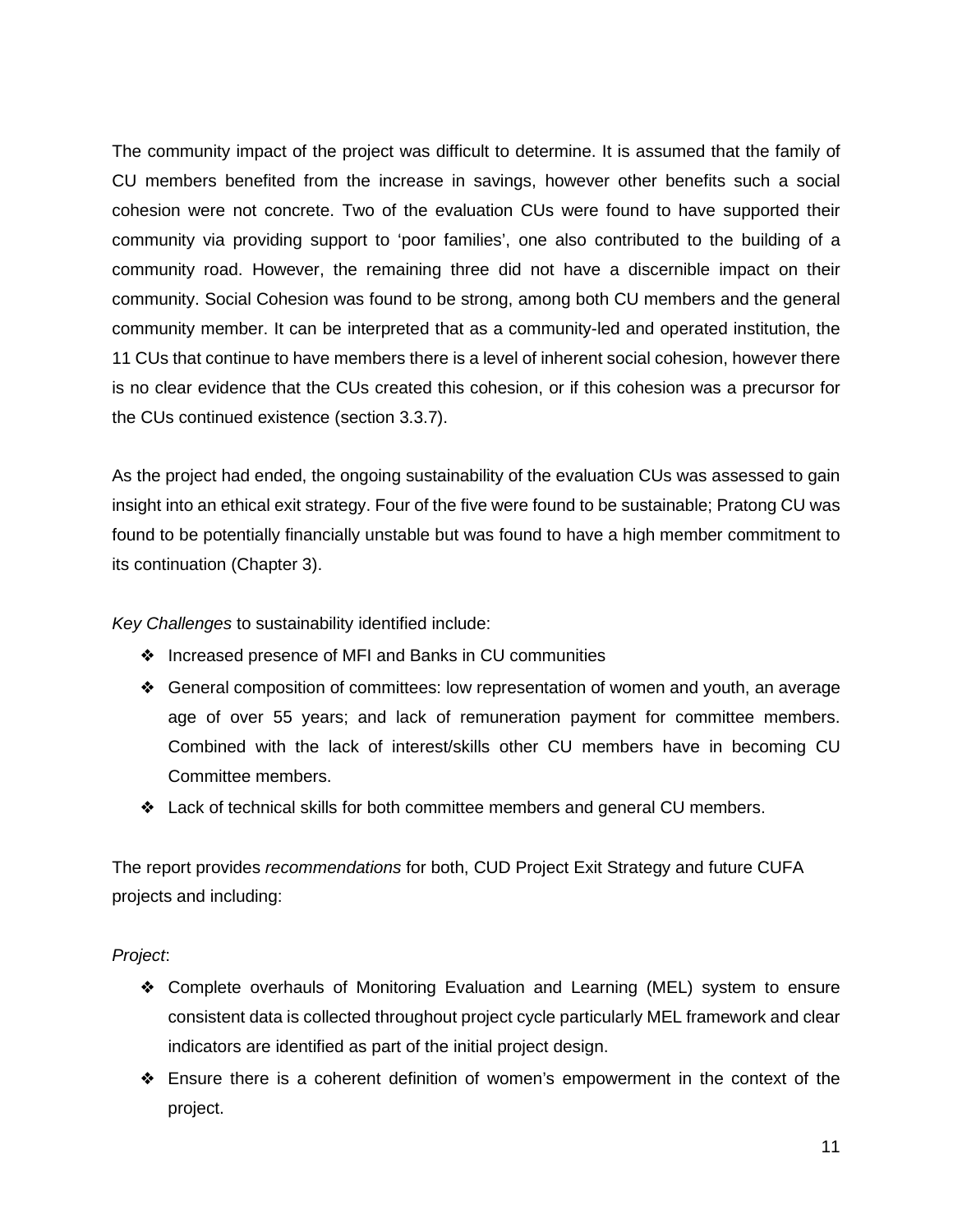The community impact of the project was difficult to determine. It is assumed that the family of CU members benefited from the increase in savings, however other benefits such a social cohesion were not concrete. Two of the evaluation CUs were found to have supported their community via providing support to 'poor families', one also contributed to the building of a community road. However, the remaining three did not have a discernible impact on their community. Social Cohesion was found to be strong, among both CU members and the general community member. It can be interpreted that as a community-led and operated institution, the 11 CUs that continue to have members there is a level of inherent social cohesion, however there is no clear evidence that the CUs created this cohesion, or if this cohesion was a precursor for the CUs continued existence (section 3.3.7).

As the project had ended, the ongoing sustainability of the evaluation CUs was assessed to gain insight into an ethical exit strategy. Four of the five were found to be sustainable; Pratong CU was found to be potentially financially unstable but was found to have a high member commitment to its continuation (Chapter 3).

*Key Challenges* to sustainability identified include:

- Increased presence of MFI and Banks in CU communities
- General composition of committees: low representation of women and youth, an average age of over 55 years; and lack of remuneration payment for committee members. Combined with the lack of interest/skills other CU members have in becoming CU Committee members.
- Lack of technical skills for both committee members and general CU members.

The report provides *recommendations* for both, CUD Project Exit Strategy and future CUFA projects and including:

*Project*:

- Complete overhauls of Monitoring Evaluation and Learning (MEL) system to ensure consistent data is collected throughout project cycle particularly MEL framework and clear indicators are identified as part of the initial project design.
- Ensure there is a coherent definition of women's empowerment in the context of the project.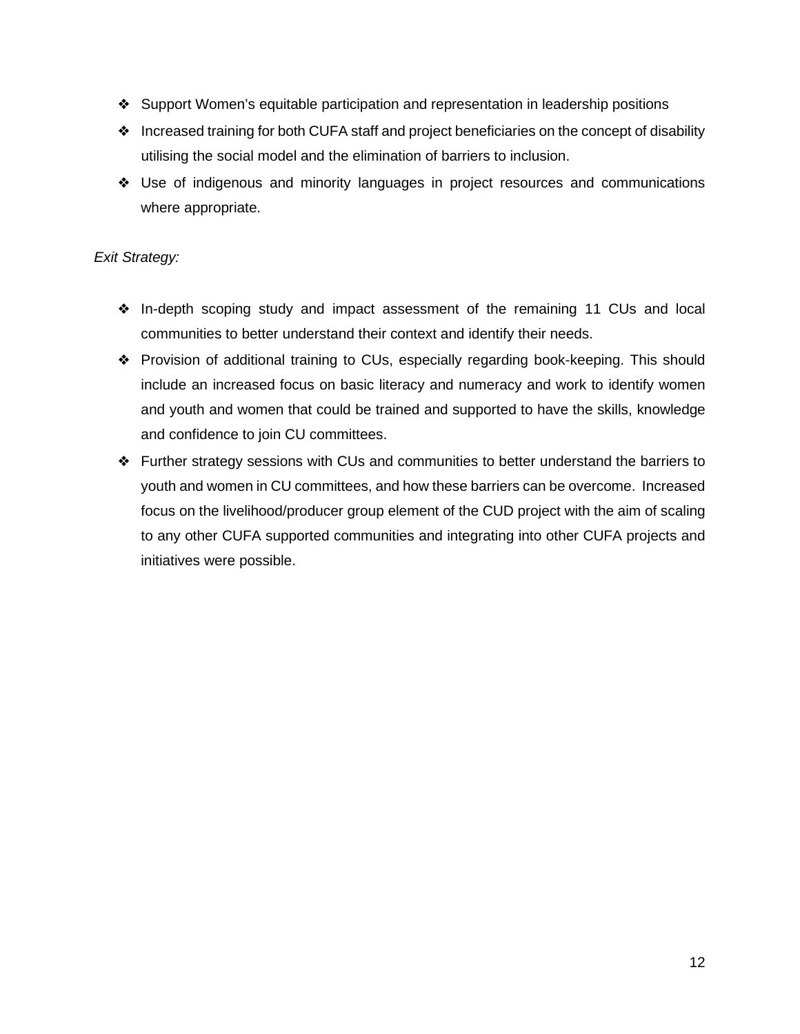- Support Women's equitable participation and representation in leadership positions
- Increased training for both CUFA staff and project beneficiaries on the concept of disability utilising the social model and the elimination of barriers to inclusion.
- Use of indigenous and minority languages in project resources and communications where appropriate.

*Exit Strategy:*

- In-depth scoping study and impact assessment of the remaining 11 CUs and local communities to better understand their context and identify their needs.
- Provision of additional training to CUs, especially regarding book-keeping. This should include an increased focus on basic literacy and numeracy and work to identify women and youth and women that could be trained and supported to have the skills, knowledge and confidence to join CU committees.
- Further strategy sessions with CUs and communities to better understand the barriers to youth and women in CU committees, and how these barriers can be overcome. Increased focus on the livelihood/producer group element of the CUD project with the aim of scaling to any other CUFA supported communities and integrating into other CUFA projects and initiatives were possible.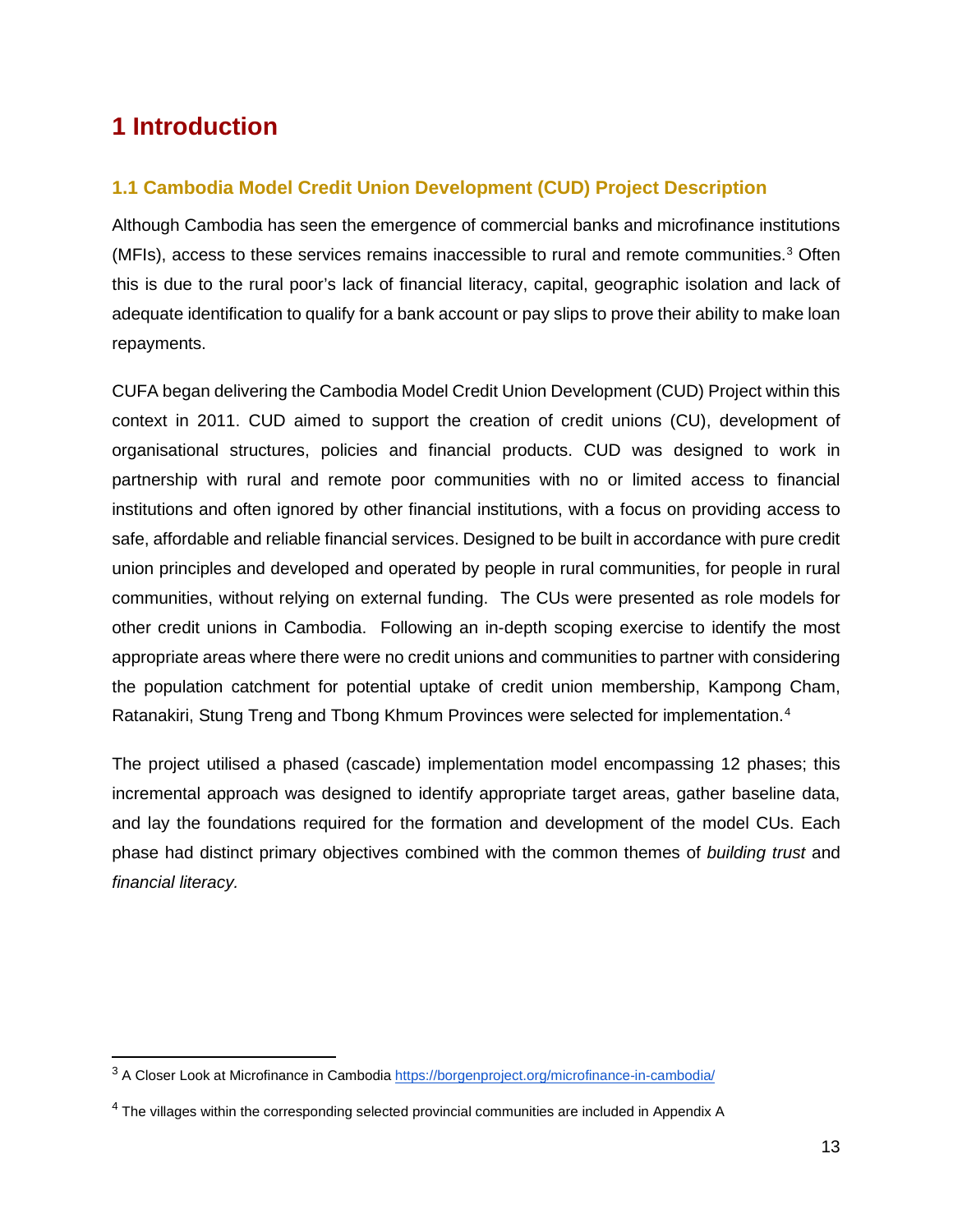# 1 Introduction

## 1.1 Cambodia Model Credit Union Development (CUD) Project Description

Although Cambodia has seen the emergence of commercial banks and microfinance institutions (MFIs), access to these services remains inaccessible to rural and remote communities.[3] Often this is due to the rural poor's lack of financial literacy, capital, geographic isolation and lack of adequate identification to qualify for a bank account or pay slips to prove their ability to make loan repayments.

CUFA began delivering the Cambodia Model Credit Union Development (CUD) Project within this context in 2011. CUD aimed to support the creation of credit unions (CU), development of organisational structures, policies and financial products. CUD was designed to work in partnership with rural and remote poor communities with no or limited access to financial institutions and often ignored by other financial institutions, with a focus on providing access to safe, affordable and reliable financial services. Designed to be built in accordance with pure credit union principles and developed and operated by people in rural communities, for people in rural communities, without relying on external funding. The CUs were presented as role models for other credit unions in Cambodia. Following an in-depth scoping exercise to identify the most appropriate areas where there were no credit unions and communities to partner with considering the population catchment for potential uptake of credit union membership, Kampong Cham, Ratanakiri, Stung Treng and Tbong Khmum Provinces were selected for implementation.[4]

The project utilised a phased (cascade) implementation model encompassing 12 phases; this incremental approach was designed to identify appropriate target areas, gather baseline data, and lay the foundations required for the formation and development of the model CUs. Each phase had distinct primary objectives combined with the common themes of *building trust* and *financial literacy.*

---

[3] A Closer Look at Microfinance in Cambodia https://borgenproject.org/microfinance-in-cambodia/

[4] The villages within the corresponding selected provincial communities are included in Appendix A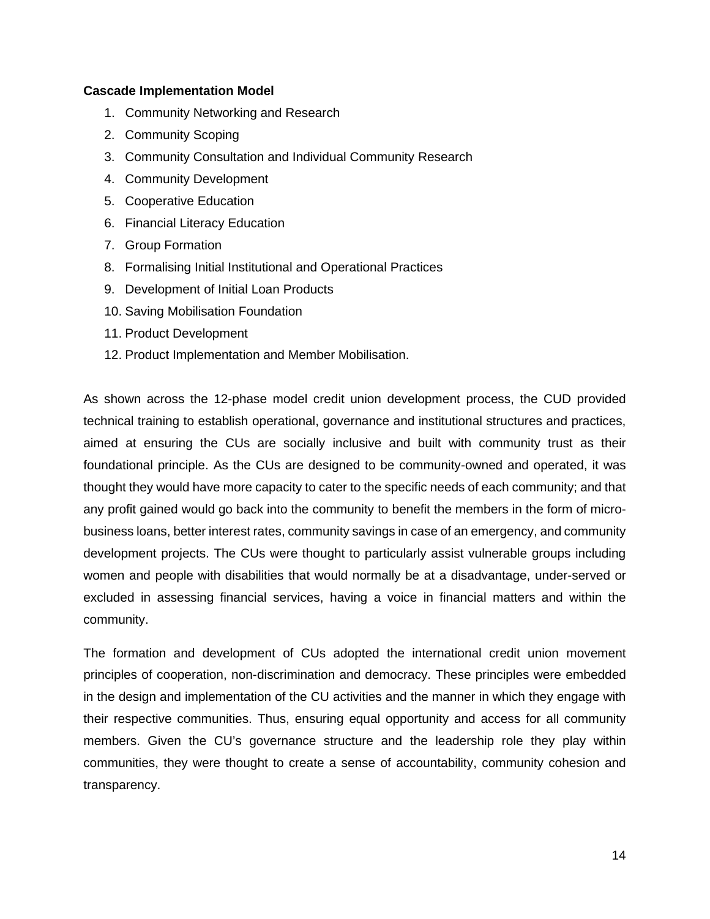**Cascade Implementation Model**

1. Community Networking and Research
2. Community Scoping
3. Community Consultation and Individual Community Research
4. Community Development
5. Cooperative Education
6. Financial Literacy Education
7. Group Formation
8. Formalising Initial Institutional and Operational Practices
9. Development of Initial Loan Products
10. Saving Mobilisation Foundation
11. Product Development
12. Product Implementation and Member Mobilisation.

As shown across the 12-phase model credit union development process, the CUD provided technical training to establish operational, governance and institutional structures and practices, aimed at ensuring the CUs are socially inclusive and built with community trust as their foundational principle. As the CUs are designed to be community-owned and operated, it was thought they would have more capacity to cater to the specific needs of each community; and that any profit gained would go back into the community to benefit the members in the form of micro-business loans, better interest rates, community savings in case of an emergency, and community development projects. The CUs were thought to particularly assist vulnerable groups including women and people with disabilities that would normally be at a disadvantage, under-served or excluded in assessing financial services, having a voice in financial matters and within the community.

The formation and development of CUs adopted the international credit union movement principles of cooperation, non-discrimination and democracy. These principles were embedded in the design and implementation of the CU activities and the manner in which they engage with their respective communities. Thus, ensuring equal opportunity and access for all community members. Given the CU's governance structure and the leadership role they play within communities, they were thought to create a sense of accountability, community cohesion and transparency.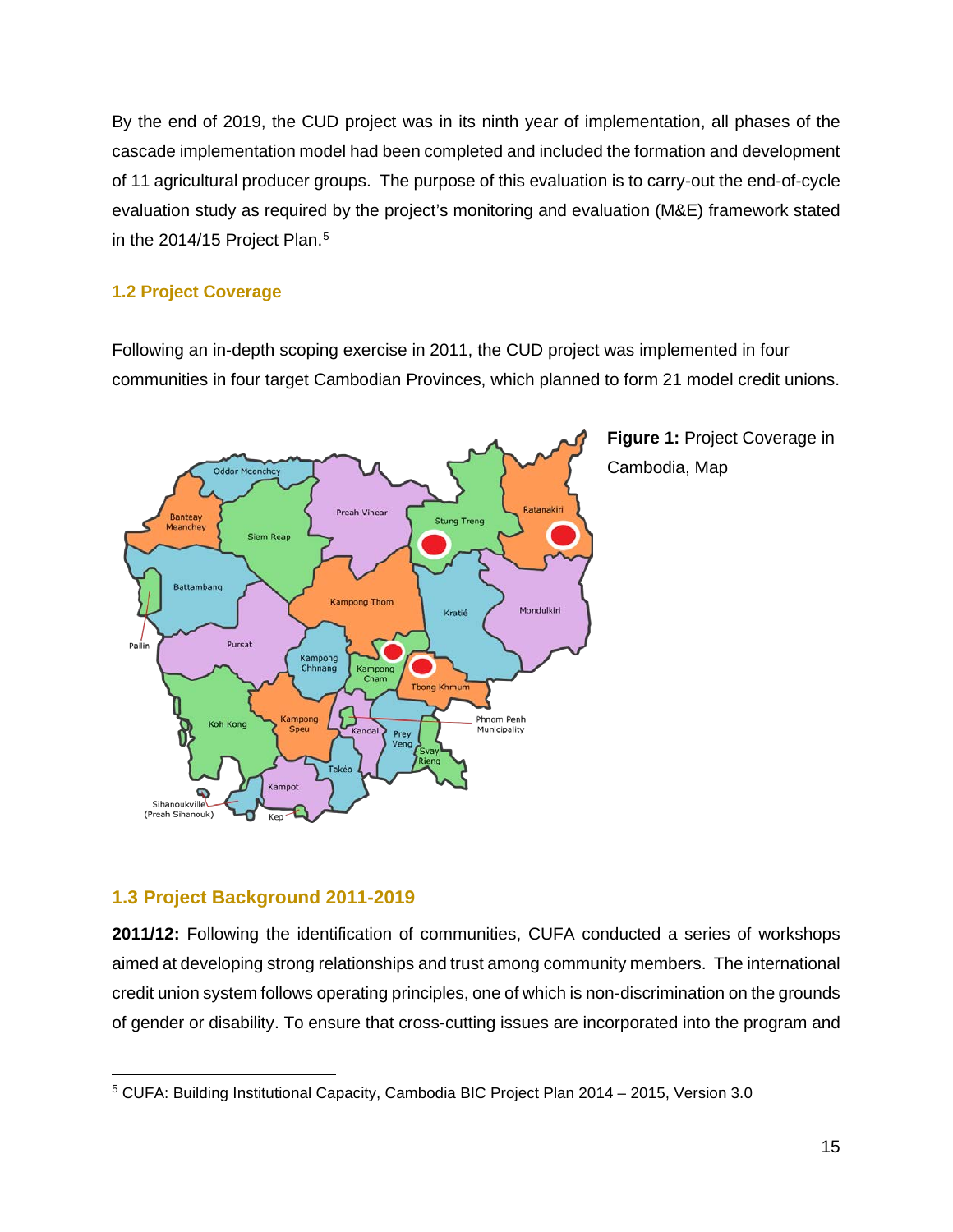By the end of 2019, the CUD project was in its ninth year of implementation, all phases of the cascade implementation model had been completed and included the formation and development of 11 agricultural producer groups. The purpose of this evaluation is to carry-out the end-of-cycle evaluation study as required by the project's monitoring and evaluation (M&E) framework stated in the 2014/15 Project Plan.[5]

### 1.2 Project Coverage

Following an in-depth scoping exercise in 2011, the CUD project was implemented in four communities in four target Cambodian Provinces, which planned to form 21 model credit unions.

**Figure 1:** Project Coverage in Cambodia, Map

### 1.3 Project Background 2011-2019

**2011/12:** Following the identification of communities, CUFA conducted a series of workshops aimed at developing strong relationships and trust among community members. The international credit union system follows operating principles, one of which is non-discrimination on the grounds of gender or disability. To ensure that cross-cutting issues are incorporated into the program and

[5] CUFA: Building Institutional Capacity, Cambodia BIC Project Plan 2014 – 2015, Version 3.0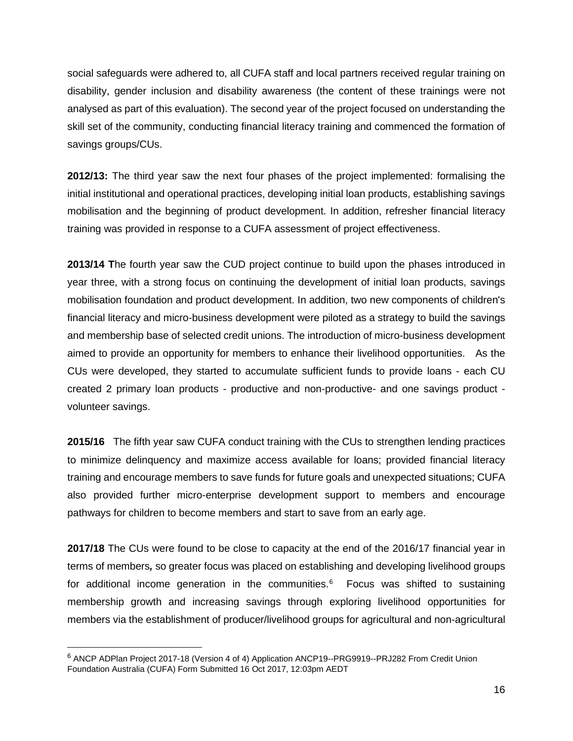social safeguards were adhered to, all CUFA staff and local partners received regular training on disability, gender inclusion and disability awareness (the content of these trainings were not analysed as part of this evaluation). The second year of the project focused on understanding the skill set of the community, conducting financial literacy training and commenced the formation of savings groups/CUs.

**2012/13:** The third year saw the next four phases of the project implemented: formalising the initial institutional and operational practices, developing initial loan products, establishing savings mobilisation and the beginning of product development. In addition, refresher financial literacy training was provided in response to a CUFA assessment of project effectiveness.

**2013/14 T**he fourth year saw the CUD project continue to build upon the phases introduced in year three, with a strong focus on continuing the development of initial loan products, savings mobilisation foundation and product development. In addition, two new components of children's financial literacy and micro-business development were piloted as a strategy to build the savings and membership base of selected credit unions. The introduction of micro-business development aimed to provide an opportunity for members to enhance their livelihood opportunities. As the CUs were developed, they started to accumulate sufficient funds to provide loans - each CU created 2 primary loan products - productive and non-productive- and one savings product - volunteer savings.

**2015/16** The fifth year saw CUFA conduct training with the CUs to strengthen lending practices to minimize delinquency and maximize access available for loans; provided financial literacy training and encourage members to save funds for future goals and unexpected situations; CUFA also provided further micro-enterprise development support to members and encourage pathways for children to become members and start to save from an early age.

**2017/18** The CUs were found to be close to capacity at the end of the 2016/17 financial year in terms of members**,** so greater focus was placed on establishing and developing livelihood groups for additional income generation in the communities.[6] Focus was shifted to sustaining membership growth and increasing savings through exploring livelihood opportunities for members via the establishment of producer/livelihood groups for agricultural and non-agricultural

---

[6] ANCP ADPlan Project 2017-18 (Version 4 of 4) Application ANCP19--PRG9919--PRJ282 From Credit Union Foundation Australia (CUFA) Form Submitted 16 Oct 2017, 12:03pm AEDT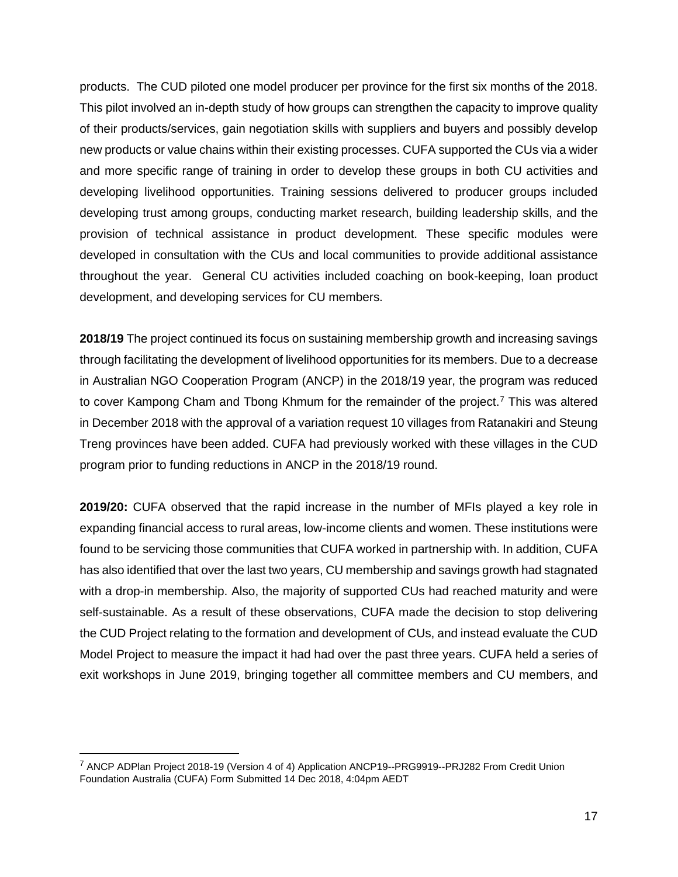products. The CUD piloted one model producer per province for the first six months of the 2018. This pilot involved an in-depth study of how groups can strengthen the capacity to improve quality of their products/services, gain negotiation skills with suppliers and buyers and possibly develop new products or value chains within their existing processes. CUFA supported the CUs via a wider and more specific range of training in order to develop these groups in both CU activities and developing livelihood opportunities. Training sessions delivered to producer groups included developing trust among groups, conducting market research, building leadership skills, and the provision of technical assistance in product development. These specific modules were developed in consultation with the CUs and local communities to provide additional assistance throughout the year. General CU activities included coaching on book-keeping, loan product development, and developing services for CU members.

**2018/19** The project continued its focus on sustaining membership growth and increasing savings through facilitating the development of livelihood opportunities for its members. Due to a decrease in Australian NGO Cooperation Program (ANCP) in the 2018/19 year, the program was reduced to cover Kampong Cham and Tbong Khmum for the remainder of the project.[7] This was altered in December 2018 with the approval of a variation request 10 villages from Ratanakiri and Steung Treng provinces have been added. CUFA had previously worked with these villages in the CUD program prior to funding reductions in ANCP in the 2018/19 round.

**2019/20:** CUFA observed that the rapid increase in the number of MFIs played a key role in expanding financial access to rural areas, low-income clients and women. These institutions were found to be servicing those communities that CUFA worked in partnership with. In addition, CUFA has also identified that over the last two years, CU membership and savings growth had stagnated with a drop-in membership. Also, the majority of supported CUs had reached maturity and were self-sustainable. As a result of these observations, CUFA made the decision to stop delivering the CUD Project relating to the formation and development of CUs, and instead evaluate the CUD Model Project to measure the impact it had had over the past three years. CUFA held a series of exit workshops in June 2019, bringing together all committee members and CU members, and

---

[7] ANCP ADPlan Project 2018-19 (Version 4 of 4) Application ANCP19--PRG9919--PRJ282 From Credit Union Foundation Australia (CUFA) Form Submitted 14 Dec 2018, 4:04pm AEDT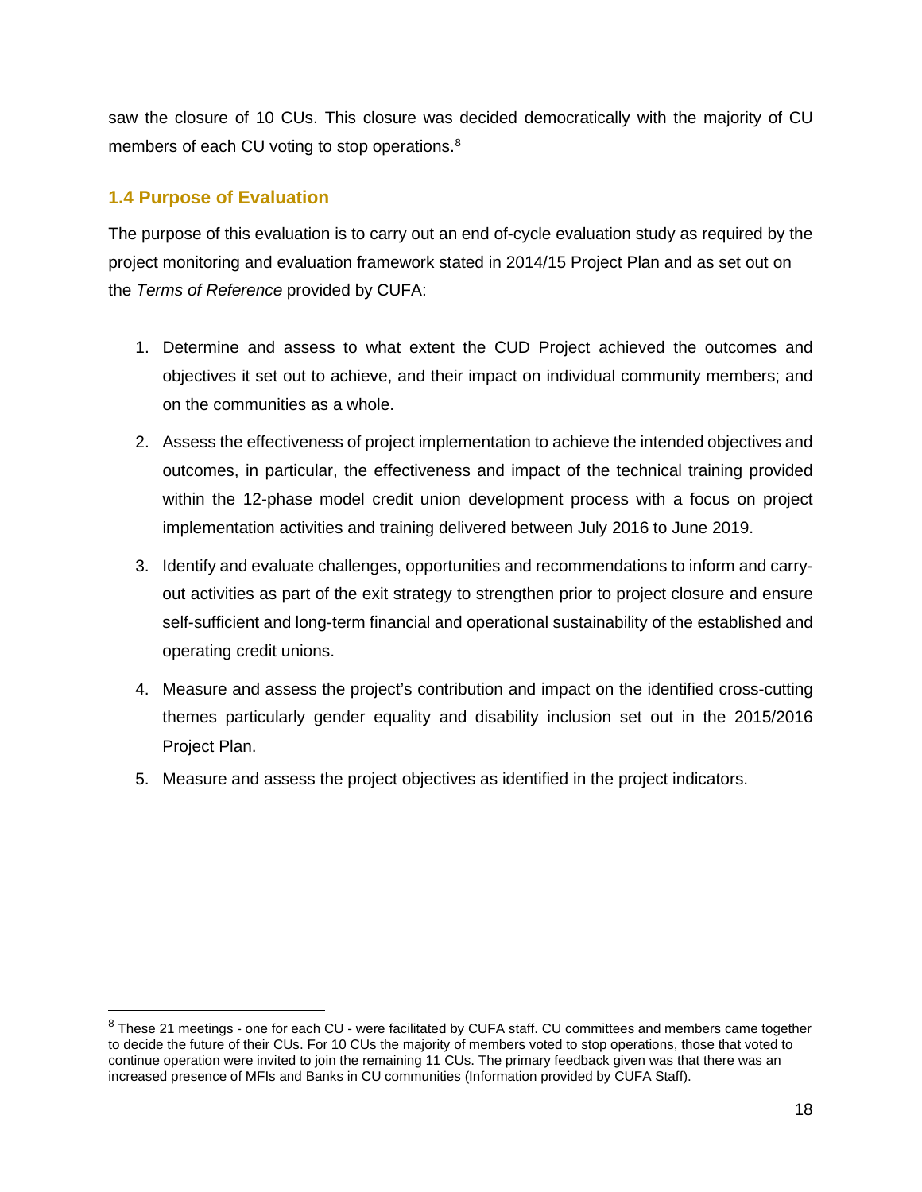saw the closure of 10 CUs. This closure was decided democratically with the majority of CU members of each CU voting to stop operations.[8]

### 1.4 Purpose of Evaluation

The purpose of this evaluation is to carry out an end of-cycle evaluation study as required by the project monitoring and evaluation framework stated in 2014/15 Project Plan and as set out on the *Terms of Reference* provided by CUFA:

1. Determine and assess to what extent the CUD Project achieved the outcomes and objectives it set out to achieve, and their impact on individual community members; and on the communities as a whole.
2. Assess the effectiveness of project implementation to achieve the intended objectives and outcomes, in particular, the effectiveness and impact of the technical training provided within the 12-phase model credit union development process with a focus on project implementation activities and training delivered between July 2016 to June 2019.
3. Identify and evaluate challenges, opportunities and recommendations to inform and carry-out activities as part of the exit strategy to strengthen prior to project closure and ensure self-sufficient and long-term financial and operational sustainability of the established and operating credit unions.
4. Measure and assess the project's contribution and impact on the identified cross-cutting themes particularly gender equality and disability inclusion set out in the 2015/2016 Project Plan.
5. Measure and assess the project objectives as identified in the project indicators.

---

[8] These 21 meetings - one for each CU - were facilitated by CUFA staff. CU committees and members came together to decide the future of their CUs. For 10 CUs the majority of members voted to stop operations, those that voted to continue operation were invited to join the remaining 11 CUs. The primary feedback given was that there was an increased presence of MFIs and Banks in CU communities (Information provided by CUFA Staff).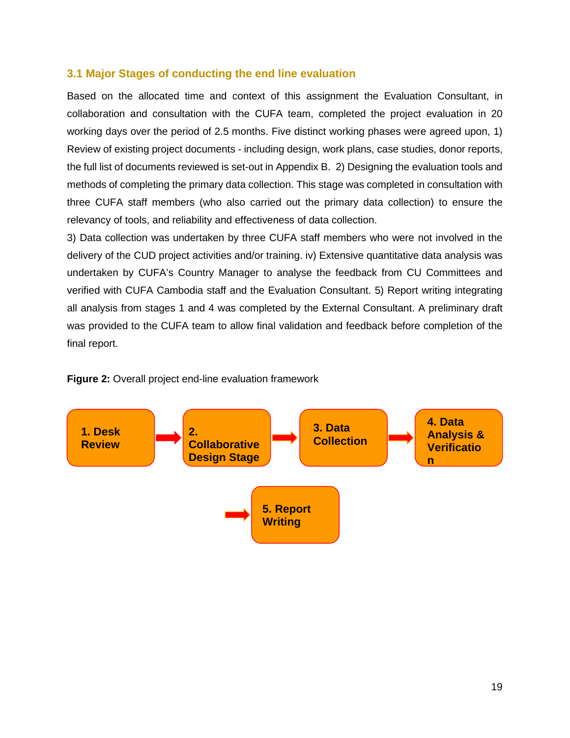### 3.1 Major Stages of conducting the end line evaluation

Based on the allocated time and context of this assignment the Evaluation Consultant, in collaboration and consultation with the CUFA team, completed the project evaluation in 20 working days over the period of 2.5 months. Five distinct working phases were agreed upon, 1) Review of existing project documents - including design, work plans, case studies, donor reports, the full list of documents reviewed is set-out in Appendix B. 2) Designing the evaluation tools and methods of completing the primary data collection. This stage was completed in consultation with three CUFA staff members (who also carried out the primary data collection) to ensure the relevancy of tools, and reliability and effectiveness of data collection.

3) Data collection was undertaken by three CUFA staff members who were not involved in the delivery of the CUD project activities and/or training. iv) Extensive quantitative data analysis was undertaken by CUFA's Country Manager to analyse the feedback from CU Committees and verified with CUFA Cambodia staff and the Evaluation Consultant. 5) Report writing integrating all analysis from stages 1 and 4 was completed by the External Consultant. A preliminary draft was provided to the CUFA team to allow final validation and feedback before completion of the final report.

**Figure 2:** Overall project end-line evaluation framework

1. Desk Review → 2. Collaborative Design Stage → 3. Data Collection → 4. Data Analysis & Verification → 5. Report Writing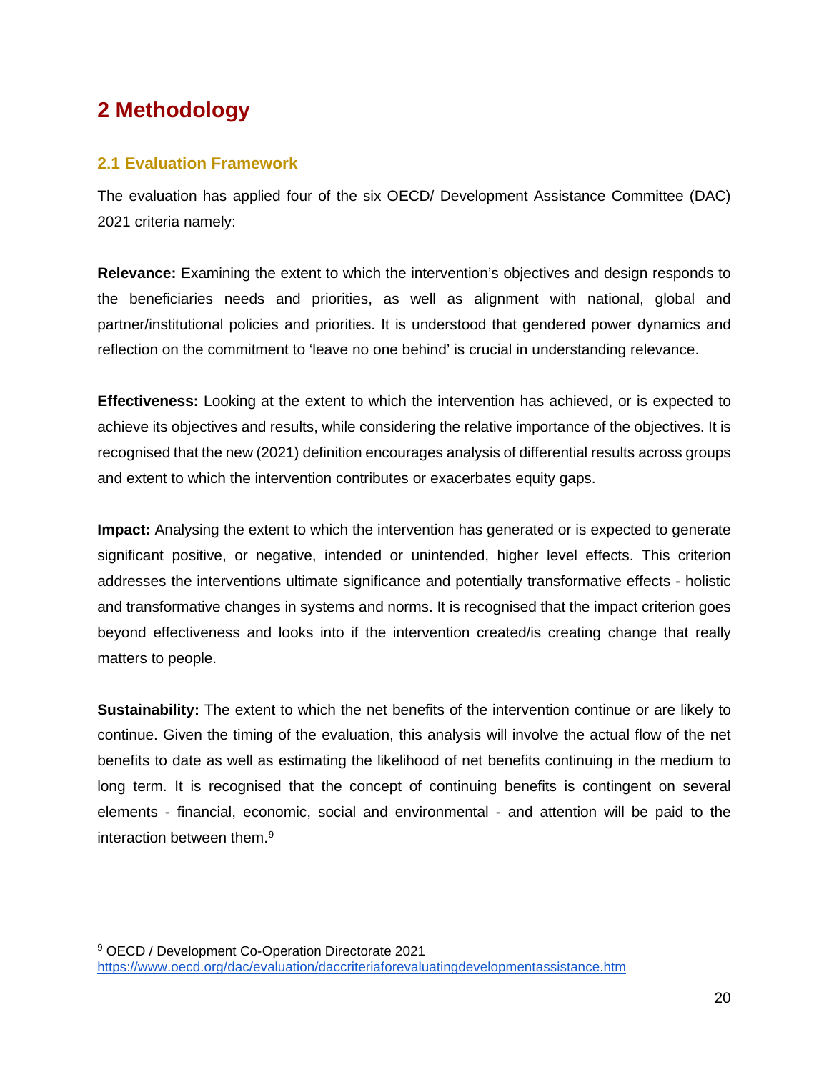# 2 Methodology

## 2.1 Evaluation Framework

The evaluation has applied four of the six OECD/ Development Assistance Committee (DAC) 2021 criteria namely:

**Relevance:** Examining the extent to which the intervention's objectives and design responds to the beneficiaries needs and priorities, as well as alignment with national, global and partner/institutional policies and priorities. It is understood that gendered power dynamics and reflection on the commitment to 'leave no one behind' is crucial in understanding relevance.

**Effectiveness:** Looking at the extent to which the intervention has achieved, or is expected to achieve its objectives and results, while considering the relative importance of the objectives. It is recognised that the new (2021) definition encourages analysis of differential results across groups and extent to which the intervention contributes or exacerbates equity gaps.

**Impact:** Analysing the extent to which the intervention has generated or is expected to generate significant positive, or negative, intended or unintended, higher level effects. This criterion addresses the interventions ultimate significance and potentially transformative effects - holistic and transformative changes in systems and norms. It is recognised that the impact criterion goes beyond effectiveness and looks into if the intervention created/is creating change that really matters to people.

**Sustainability:** The extent to which the net benefits of the intervention continue or are likely to continue. Given the timing of the evaluation, this analysis will involve the actual flow of the net benefits to date as well as estimating the likelihood of net benefits continuing in the medium to long term. It is recognised that the concept of continuing benefits is contingent on several elements - financial, economic, social and environmental - and attention will be paid to the interaction between them.[9]

---

[9] OECD / Development Co-Operation Directorate 2021 https://www.oecd.org/dac/evaluation/daccriteriaforevaluatingdevelopmentassistance.htm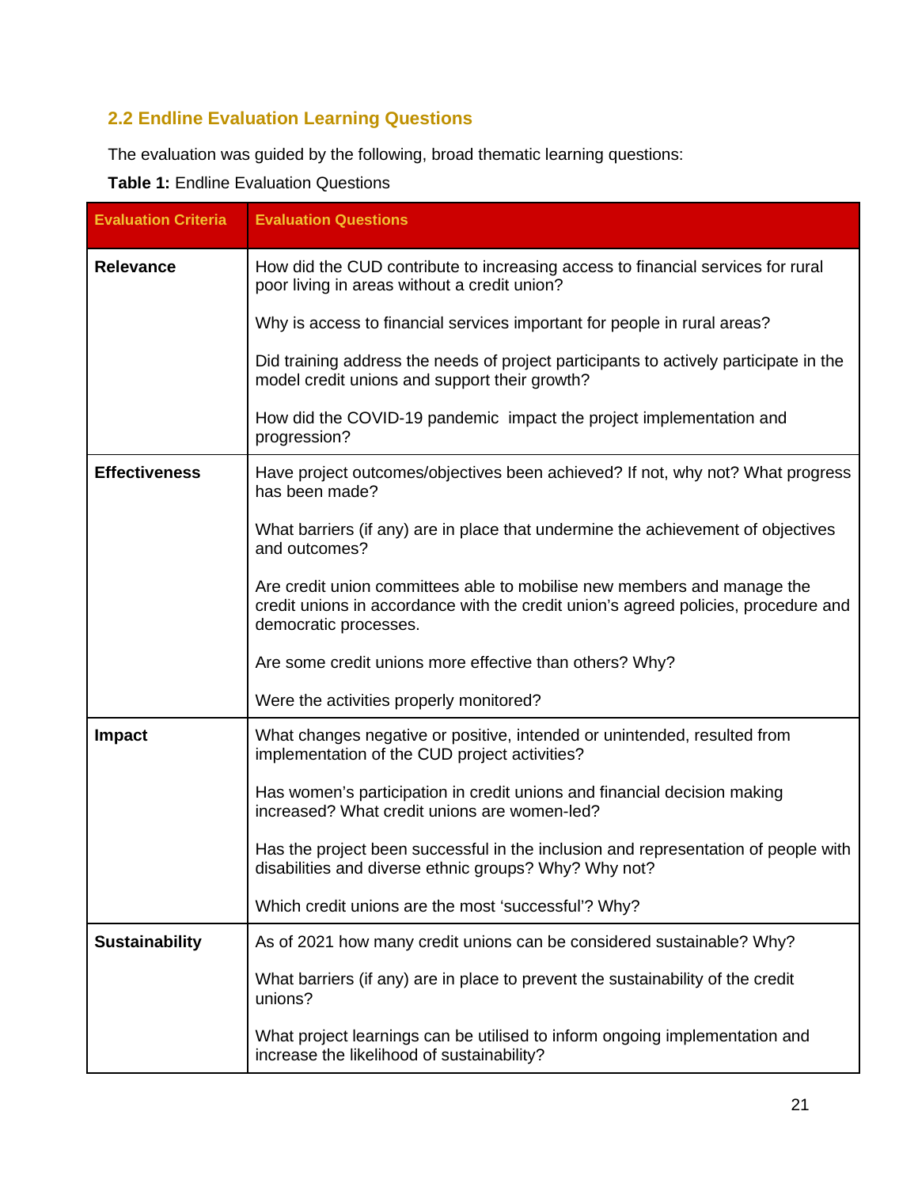## 2.2 Endline Evaluation Learning Questions

The evaluation was guided by the following, broad thematic learning questions:

**Table 1:** Endline Evaluation Questions

| Evaluation Criteria | Evaluation Questions |
|---|---|
| **Relevance** | How did the CUD contribute to increasing access to financial services for rural poor living in areas without a credit union? |
| | Why is access to financial services important for people in rural areas? |
| | Did training address the needs of project participants to actively participate in the model credit unions and support their growth? |
| | How did the COVID-19 pandemic impact the project implementation and progression? |
| **Effectiveness** | Have project outcomes/objectives been achieved? If not, why not? What progress has been made? |
| | What barriers (if any) are in place that undermine the achievement of objectives and outcomes? |
| | Are credit union committees able to mobilise new members and manage the credit unions in accordance with the credit union's agreed policies, procedure and democratic processes. |
| | Are some credit unions more effective than others? Why? |
| | Were the activities properly monitored? |
| **Impact** | What changes negative or positive, intended or unintended, resulted from implementation of the CUD project activities? |
| | Has women's participation in credit unions and financial decision making increased? What credit unions are women-led? |
| | Has the project been successful in the inclusion and representation of people with disabilities and diverse ethnic groups? Why? Why not? |
| | Which credit unions are the most 'successful'? Why? |
| **Sustainability** | As of 2021 how many credit unions can be considered sustainable? Why? |
| | What barriers (if any) are in place to prevent the sustainability of the credit unions? |
| | What project learnings can be utilised to inform ongoing implementation and increase the likelihood of sustainability? |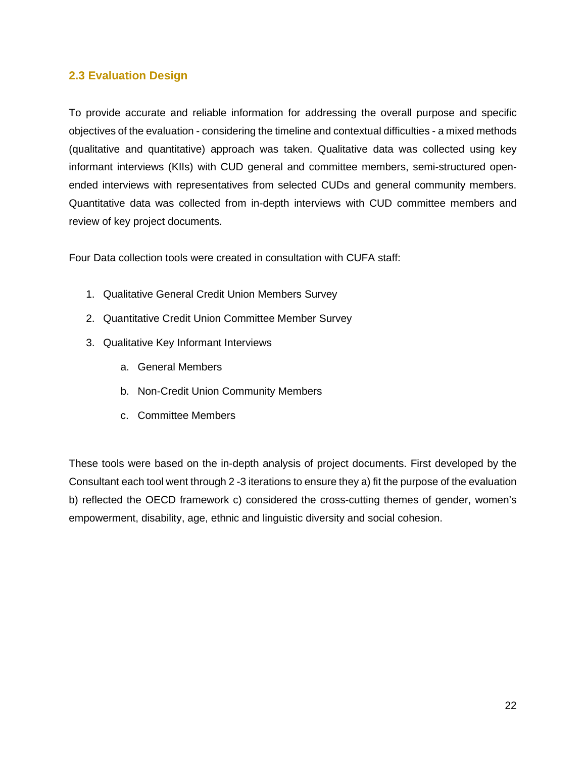## 2.3 Evaluation Design

To provide accurate and reliable information for addressing the overall purpose and specific objectives of the evaluation - considering the timeline and contextual difficulties - a mixed methods (qualitative and quantitative) approach was taken. Qualitative data was collected using key informant interviews (KIIs) with CUD general and committee members, semi-structured open-ended interviews with representatives from selected CUDs and general community members. Quantitative data was collected from in-depth interviews with CUD committee members and review of key project documents.

Four Data collection tools were created in consultation with CUFA staff:

1. Qualitative General Credit Union Members Survey
2. Quantitative Credit Union Committee Member Survey
3. Qualitative Key Informant Interviews
    a. General Members
    b. Non-Credit Union Community Members
    c. Committee Members

These tools were based on the in-depth analysis of project documents. First developed by the Consultant each tool went through 2 -3 iterations to ensure they a) fit the purpose of the evaluation b) reflected the OECD framework c) considered the cross-cutting themes of gender, women's empowerment, disability, age, ethnic and linguistic diversity and social cohesion.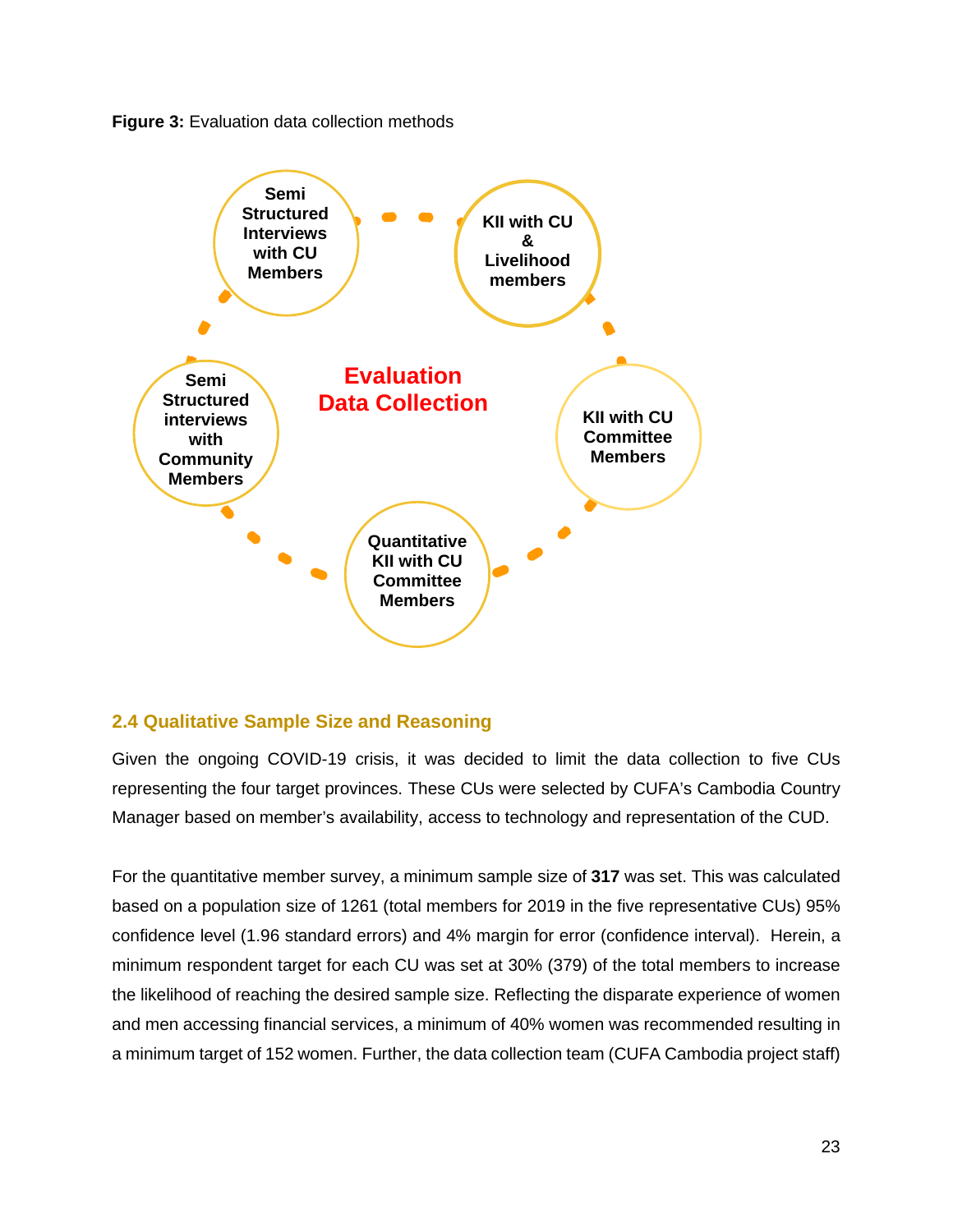**Figure 3:** Evaluation data collection methods

Evaluation Data Collection

- Semi Structured Interviews with CU Members
- KII with CU & Livelihood members
- KII with CU Committee Members
- Quantitative KII with CU Committee Members
- Semi Structured interviews with Community Members

## 2.4 Qualitative Sample Size and Reasoning

Given the ongoing COVID-19 crisis, it was decided to limit the data collection to five CUs representing the four target provinces. These CUs were selected by CUFA's Cambodia Country Manager based on member's availability, access to technology and representation of the CUD.

For the quantitative member survey, a minimum sample size of **317** was set. This was calculated based on a population size of 1261 (total members for 2019 in the five representative CUs) 95% confidence level (1.96 standard errors) and 4% margin for error (confidence interval). Herein, a minimum respondent target for each CU was set at 30% (379) of the total members to increase the likelihood of reaching the desired sample size. Reflecting the disparate experience of women and men accessing financial services, a minimum of 40% women was recommended resulting in a minimum target of 152 women. Further, the data collection team (CUFA Cambodia project staff)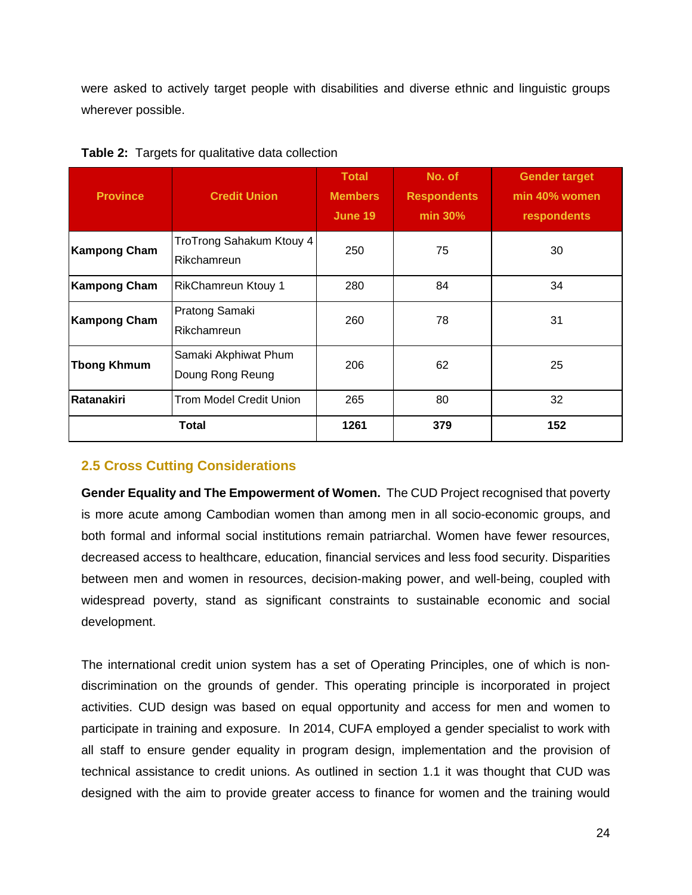were asked to actively target people with disabilities and diverse ethnic and linguistic groups wherever possible.

**Table 2:** Targets for qualitative data collection

| Province | Credit Union | Total Members June 19 | No. of Respondents min 30% | Gender target min 40% women respondents |
|---|---|---|---|---|
| **Kampong Cham** | TroTrong Sahakum Ktouy 4 Rikchamreun | 250 | 75 | 30 |
| **Kampong Cham** | RikChamreun Ktouy 1 | 280 | 84 | 34 |
| **Kampong Cham** | Pratong Samaki Rikchamreun | 260 | 78 | 31 |
| **Tbong Khmum** | Samaki Akphiwat Phum Doung Rong Reung | 206 | 62 | 25 |
| **Ratanakiri** | Trom Model Credit Union | 265 | 80 | 32 |
| **Total** | | **1261** | **379** | **152** |

## 2.5 Cross Cutting Considerations

**Gender Equality and The Empowerment of Women.** The CUD Project recognised that poverty is more acute among Cambodian women than among men in all socio-economic groups, and both formal and informal social institutions remain patriarchal. Women have fewer resources, decreased access to healthcare, education, financial services and less food security. Disparities between men and women in resources, decision-making power, and well-being, coupled with widespread poverty, stand as significant constraints to sustainable economic and social development.

The international credit union system has a set of Operating Principles, one of which is non-discrimination on the grounds of gender. This operating principle is incorporated in project activities. CUD design was based on equal opportunity and access for men and women to participate in training and exposure. In 2014, CUFA employed a gender specialist to work with all staff to ensure gender equality in program design, implementation and the provision of technical assistance to credit unions. As outlined in section 1.1 it was thought that CUD was designed with the aim to provide greater access to finance for women and the training would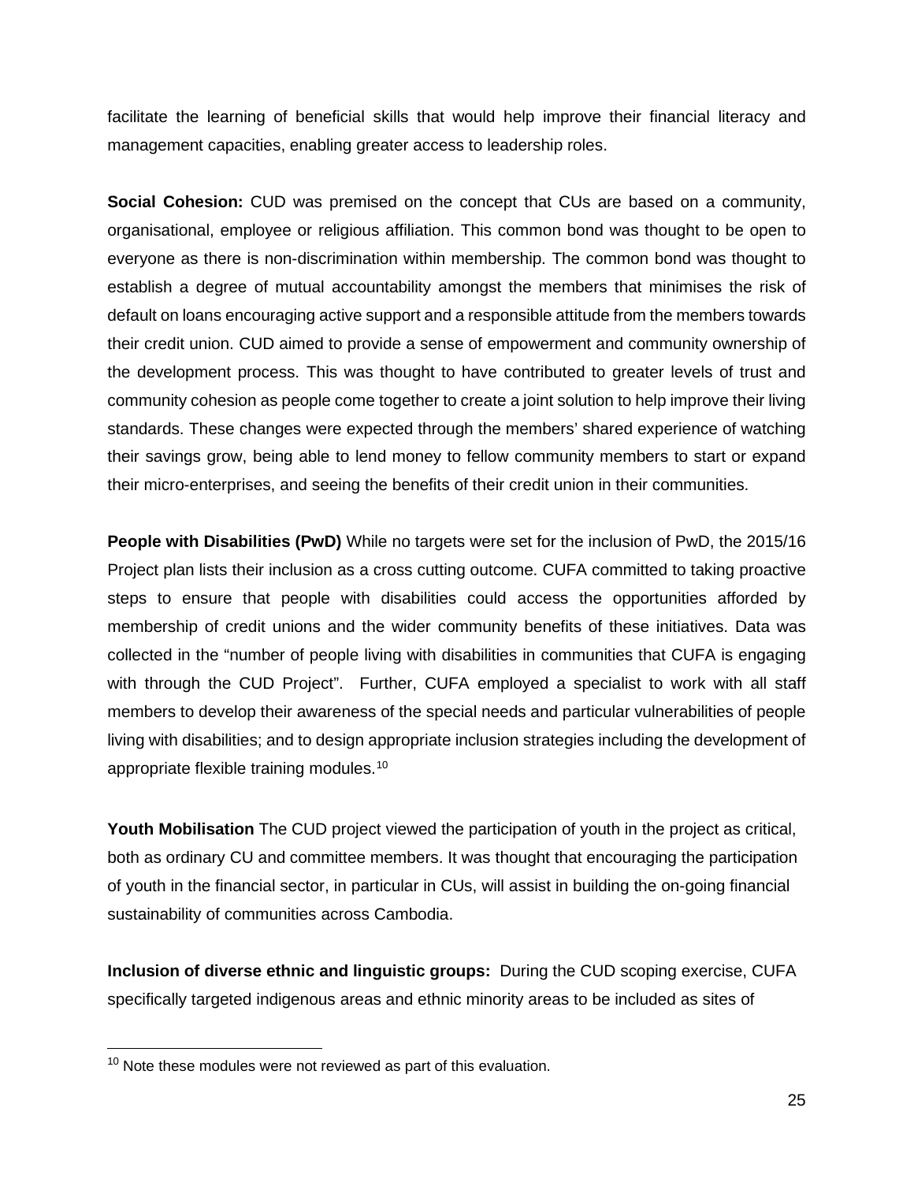facilitate the learning of beneficial skills that would help improve their financial literacy and management capacities, enabling greater access to leadership roles.

**Social Cohesion:** CUD was premised on the concept that CUs are based on a community, organisational, employee or religious affiliation. This common bond was thought to be open to everyone as there is non-discrimination within membership. The common bond was thought to establish a degree of mutual accountability amongst the members that minimises the risk of default on loans encouraging active support and a responsible attitude from the members towards their credit union. CUD aimed to provide a sense of empowerment and community ownership of the development process. This was thought to have contributed to greater levels of trust and community cohesion as people come together to create a joint solution to help improve their living standards. These changes were expected through the members' shared experience of watching their savings grow, being able to lend money to fellow community members to start or expand their micro-enterprises, and seeing the benefits of their credit union in their communities.

**People with Disabilities (PwD)** While no targets were set for the inclusion of PwD, the 2015/16 Project plan lists their inclusion as a cross cutting outcome. CUFA committed to taking proactive steps to ensure that people with disabilities could access the opportunities afforded by membership of credit unions and the wider community benefits of these initiatives. Data was collected in the "number of people living with disabilities in communities that CUFA is engaging with through the CUD Project". Further, CUFA employed a specialist to work with all staff members to develop their awareness of the special needs and particular vulnerabilities of people living with disabilities; and to design appropriate inclusion strategies including the development of appropriate flexible training modules.[10]

**Youth Mobilisation** The CUD project viewed the participation of youth in the project as critical, both as ordinary CU and committee members. It was thought that encouraging the participation of youth in the financial sector, in particular in CUs, will assist in building the on-going financial sustainability of communities across Cambodia.

**Inclusion of diverse ethnic and linguistic groups:** During the CUD scoping exercise, CUFA specifically targeted indigenous areas and ethnic minority areas to be included as sites of

---

[10] Note these modules were not reviewed as part of this evaluation.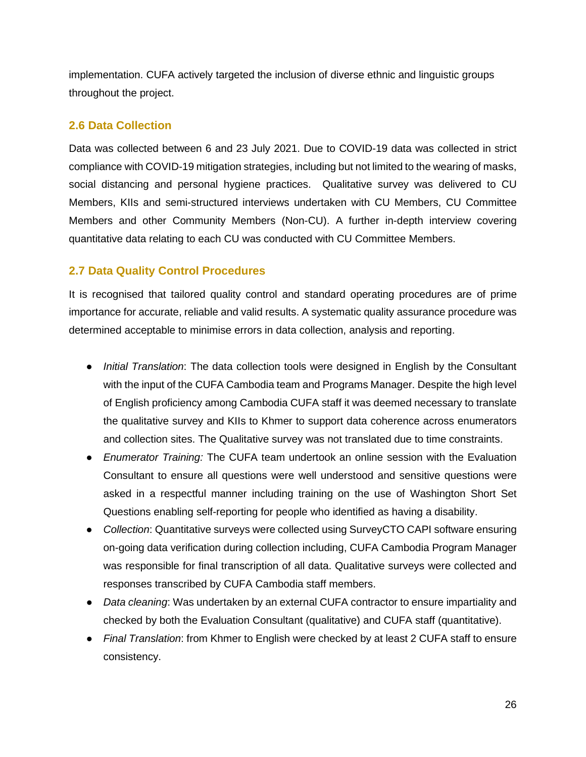implementation. CUFA actively targeted the inclusion of diverse ethnic and linguistic groups throughout the project.

## 2.6 Data Collection

Data was collected between 6 and 23 July 2021. Due to COVID-19 data was collected in strict compliance with COVID-19 mitigation strategies, including but not limited to the wearing of masks, social distancing and personal hygiene practices. Qualitative survey was delivered to CU Members, KIIs and semi-structured interviews undertaken with CU Members, CU Committee Members and other Community Members (Non-CU). A further in-depth interview covering quantitative data relating to each CU was conducted with CU Committee Members.

## 2.7 Data Quality Control Procedures

It is recognised that tailored quality control and standard operating procedures are of prime importance for accurate, reliable and valid results. A systematic quality assurance procedure was determined acceptable to minimise errors in data collection, analysis and reporting.

- *Initial Translation*: The data collection tools were designed in English by the Consultant with the input of the CUFA Cambodia team and Programs Manager. Despite the high level of English proficiency among Cambodia CUFA staff it was deemed necessary to translate the qualitative survey and KIIs to Khmer to support data coherence across enumerators and collection sites. The Qualitative survey was not translated due to time constraints.
- *Enumerator Training:* The CUFA team undertook an online session with the Evaluation Consultant to ensure all questions were well understood and sensitive questions were asked in a respectful manner including training on the use of Washington Short Set Questions enabling self-reporting for people who identified as having a disability.
- *Collection*: Quantitative surveys were collected using SurveyCTO CAPI software ensuring on-going data verification during collection including, CUFA Cambodia Program Manager was responsible for final transcription of all data. Qualitative surveys were collected and responses transcribed by CUFA Cambodia staff members.
- *Data cleaning*: Was undertaken by an external CUFA contractor to ensure impartiality and checked by both the Evaluation Consultant (qualitative) and CUFA staff (quantitative).
- *Final Translation*: from Khmer to English were checked by at least 2 CUFA staff to ensure consistency.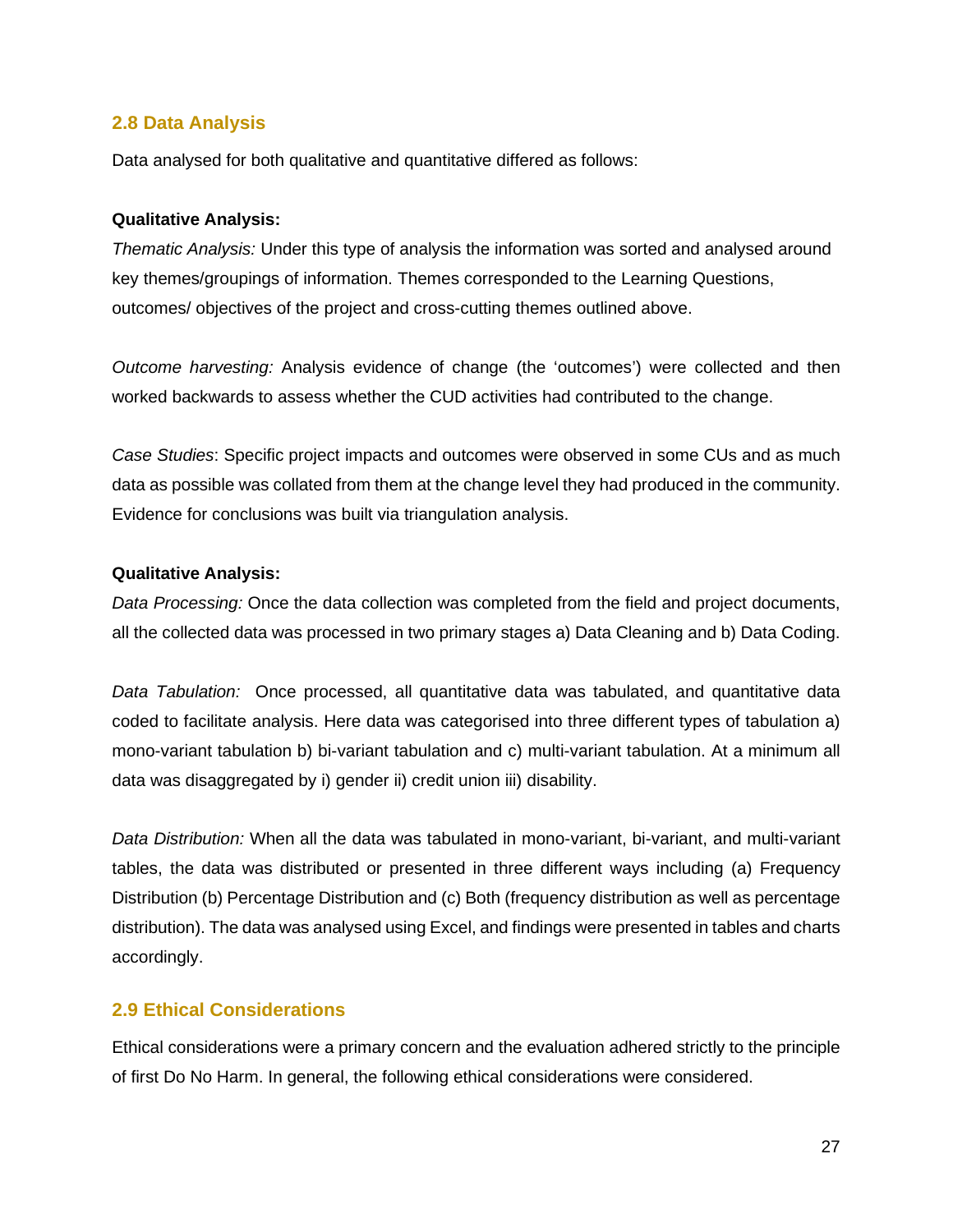## 2.8 Data Analysis

Data analysed for both qualitative and quantitative differed as follows:

**Qualitative Analysis:**

*Thematic Analysis:* Under this type of analysis the information was sorted and analysed around key themes/groupings of information. Themes corresponded to the Learning Questions, outcomes/ objectives of the project and cross-cutting themes outlined above.

*Outcome harvesting:* Analysis evidence of change (the 'outcomes') were collected and then worked backwards to assess whether the CUD activities had contributed to the change.

*Case Studies*: Specific project impacts and outcomes were observed in some CUs and as much data as possible was collated from them at the change level they had produced in the community. Evidence for conclusions was built via triangulation analysis.

**Qualitative Analysis:**

*Data Processing:* Once the data collection was completed from the field and project documents, all the collected data was processed in two primary stages a) Data Cleaning and b) Data Coding.

*Data Tabulation:* Once processed, all quantitative data was tabulated, and quantitative data coded to facilitate analysis. Here data was categorised into three different types of tabulation a) mono-variant tabulation b) bi-variant tabulation and c) multi-variant tabulation. At a minimum all data was disaggregated by i) gender ii) credit union iii) disability.

*Data Distribution:* When all the data was tabulated in mono-variant, bi-variant, and multi-variant tables, the data was distributed or presented in three different ways including (a) Frequency Distribution (b) Percentage Distribution and (c) Both (frequency distribution as well as percentage distribution). The data was analysed using Excel, and findings were presented in tables and charts accordingly.

## 2.9 Ethical Considerations

Ethical considerations were a primary concern and the evaluation adhered strictly to the principle of first Do No Harm. In general, the following ethical considerations were considered.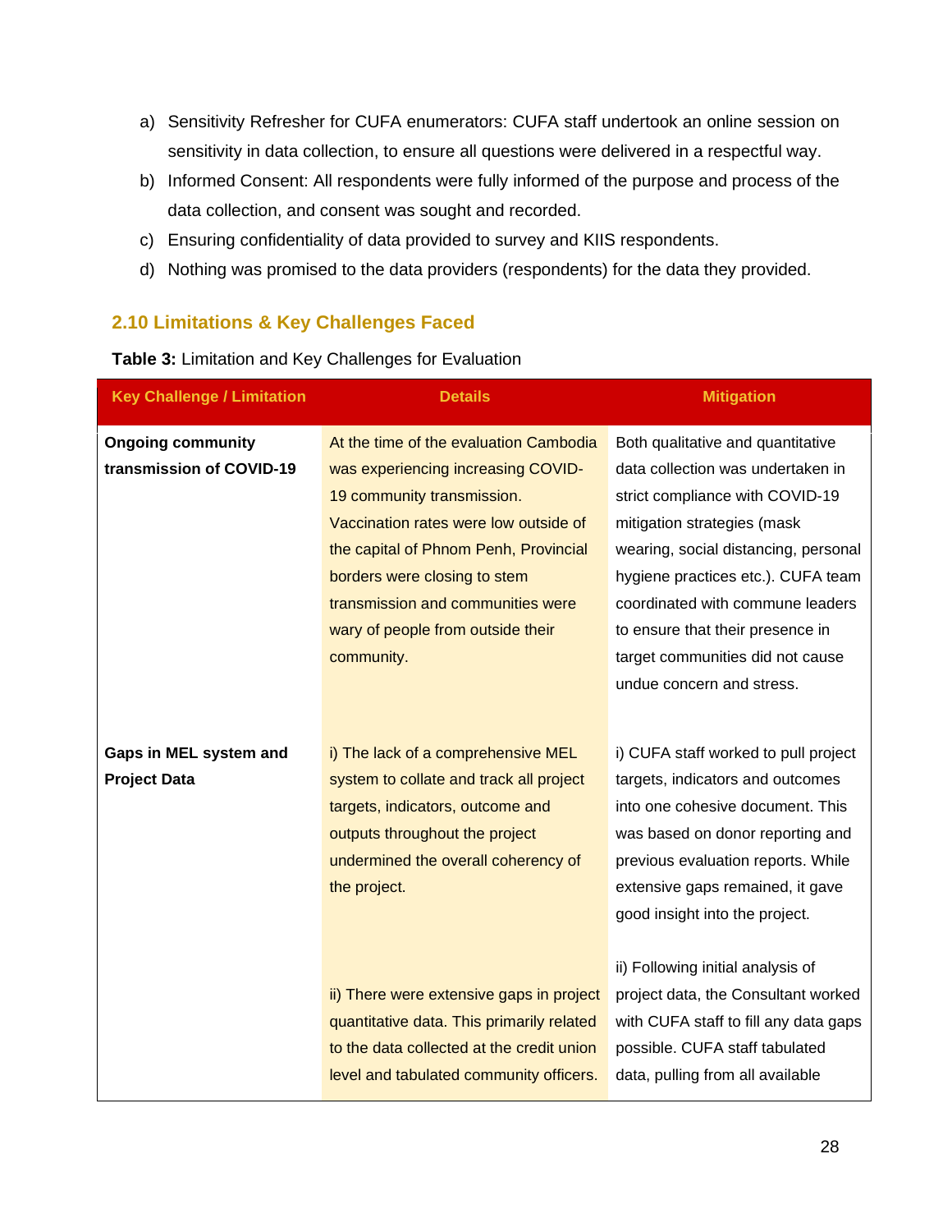a) Sensitivity Refresher for CUFA enumerators: CUFA staff undertook an online session on sensitivity in data collection, to ensure all questions were delivered in a respectful way.
b) Informed Consent: All respondents were fully informed of the purpose and process of the data collection, and consent was sought and recorded.
c) Ensuring confidentiality of data provided to survey and KIIS respondents.
d) Nothing was promised to the data providers (respondents) for the data they provided.

### 2.10 Limitations & Key Challenges Faced

**Table 3:** Limitation and Key Challenges for Evaluation

| Key Challenge / Limitation | Details | Mitigation |
|---|---|---|
| **Ongoing community transmission of COVID-19** | At the time of the evaluation Cambodia was experiencing increasing COVID-19 community transmission. Vaccination rates were low outside of the capital of Phnom Penh, Provincial borders were closing to stem transmission and communities were wary of people from outside their community. | Both qualitative and quantitative data collection was undertaken in strict compliance with COVID-19 mitigation strategies (mask wearing, social distancing, personal hygiene practices etc.). CUFA team coordinated with commune leaders to ensure that their presence in target communities did not cause undue concern and stress. |
| **Gaps in MEL system and Project Data** | i) The lack of a comprehensive MEL system to collate and track all project targets, indicators, outcome and outputs throughout the project undermined the overall coherency of the project. | i) CUFA staff worked to pull project targets, indicators and outcomes into one cohesive document. This was based on donor reporting and previous evaluation reports. While extensive gaps remained, it gave good insight into the project. |
| | ii) There were extensive gaps in project quantitative data. This primarily related to the data collected at the credit union level and tabulated community officers. | ii) Following initial analysis of project data, the Consultant worked with CUFA staff to fill any data gaps possible. CUFA staff tabulated data, pulling from all available |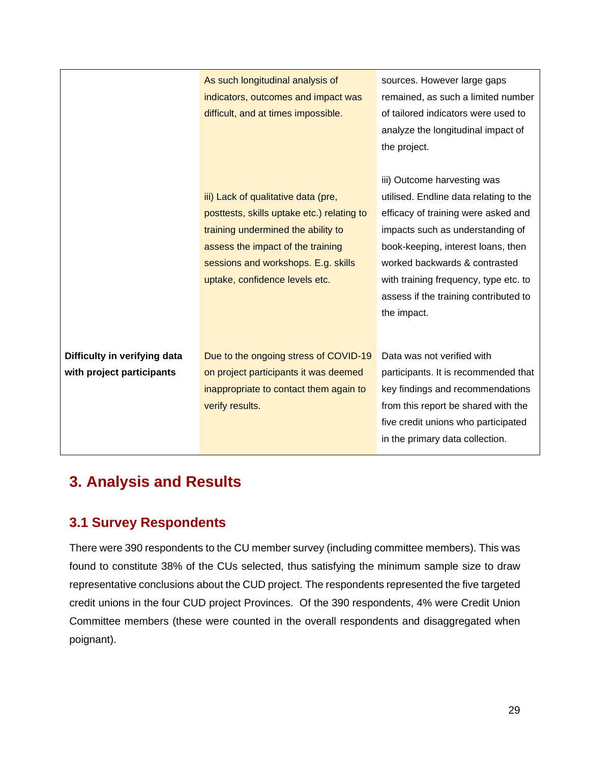| | | |
|---|---|---|
| | As such longitudinal analysis of indicators, outcomes and impact was difficult, and at times impossible. | sources. However large gaps remained, as such a limited number of tailored indicators were used to analyze the longitudinal impact of the project. |
| | iii) Lack of qualitative data (pre, posttests, skills uptake etc.) relating to training undermined the ability to assess the impact of the training sessions and workshops. E.g. skills uptake, confidence levels etc. | iii) Outcome harvesting was utilised. Endline data relating to the efficacy of training were asked and impacts such as understanding of book-keeping, interest loans, then worked backwards & contrasted with training frequency, type etc. to assess if the training contributed to the impact. |
| **Difficulty in verifying data with project participants** | Due to the ongoing stress of COVID-19 on project participants it was deemed inappropriate to contact them again to verify results. | Data was not verified with participants. It is recommended that key findings and recommendations from this report be shared with the five credit unions who participated in the primary data collection. |

# 3. Analysis and Results

## 3.1 Survey Respondents

There were 390 respondents to the CU member survey (including committee members). This was found to constitute 38% of the CUs selected, thus satisfying the minimum sample size to draw representative conclusions about the CUD project. The respondents represented the five targeted credit unions in the four CUD project Provinces. Of the 390 respondents, 4% were Credit Union Committee members (these were counted in the overall respondents and disaggregated when poignant).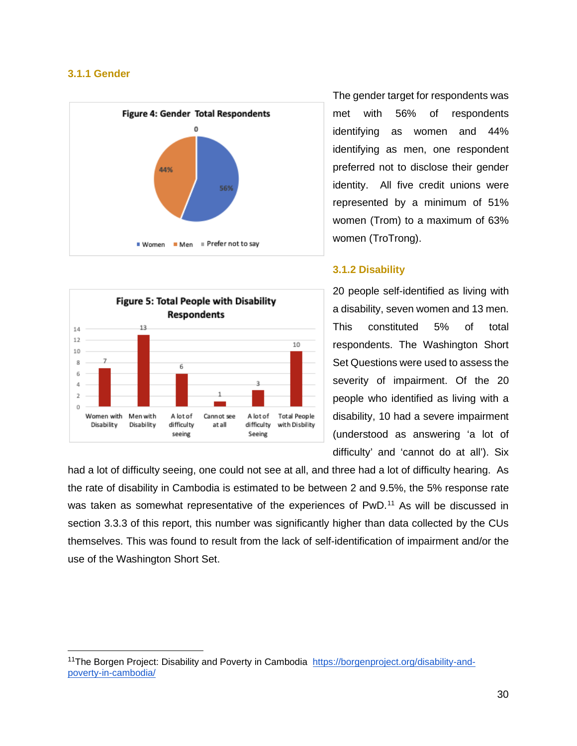### 3.1.1 Gender

**Figure 4: Gender Total Respondents**

| Women | Men | Prefer not to say |
|---|---|---|
| 56% | 44% | 0 |

The gender target for respondents was met with 56% of respondents identifying as women and 44% identifying as men, one respondent preferred not to disclose their gender identity. All five credit unions were represented by a minimum of 51% women (Trom) to a maximum of 63% women (TroTrong).

### 3.1.2 Disability

**Figure 5: Total People with Disability Respondents**

| Women with Disability | Men with Disability | A lot of difficulty seeing | Cannot see at all | A lot of difficulty Seeing | Total People with Disbility |
|---|---|---|---|---|---|
| 7 | 13 | 6 | 1 | 3 | 10 |

20 people self-identified as living with a disability, seven women and 13 men. This constituted 5% of total respondents. The Washington Short Set Questions were used to assess the severity of impairment. Of the 20 people who identified as living with a disability, 10 had a severe impairment (understood as answering 'a lot of difficulty' and 'cannot do at all'). Six had a lot of difficulty seeing, one could not see at all, and three had a lot of difficulty hearing. As the rate of disability in Cambodia is estimated to be between 2 and 9.5%, the 5% response rate was taken as somewhat representative of the experiences of PwD.[11] As will be discussed in section 3.3.3 of this report, this number was significantly higher than data collected by the CUs themselves. This was found to result from the lack of self-identification of impairment and/or the use of the Washington Short Set.

---

[11]The Borgen Project: Disability and Poverty in Cambodia [https://borgenproject.org/disability-and-poverty-in-cambodia/](https://borgenproject.org/disability-and-poverty-in-cambodia/)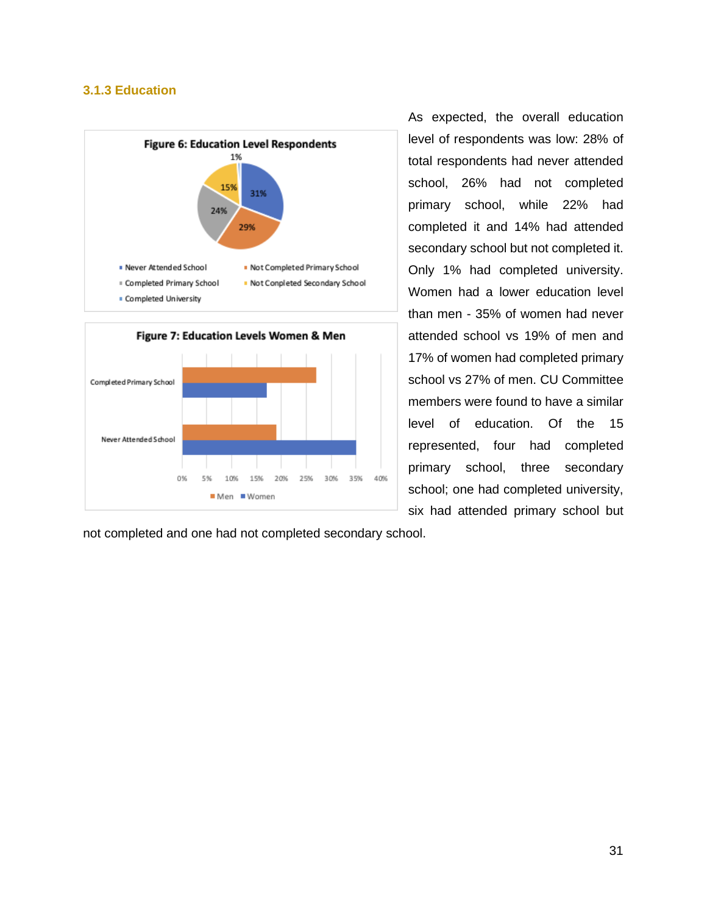### 3.1.3 Education

**Figure 6: Education Level Respondents**

- Never Attended School: 31%
- Not Completed Primary School: 29%
- Completed Primary School: 24%
- Not Completed Secondary School: 15%
- Completed University: 1%

**Figure 7: Education Levels Women & Men**

Categories: Completed Primary School; Never Attended School. Series: Men, Women. Axis: 0%, 5%, 10%, 15%, 20%, 25%, 30%, 35%, 40%.

As expected, the overall education level of respondents was low: 28% of total respondents had never attended school, 26% had not completed primary school, while 22% had completed it and 14% had attended secondary school but not completed it. Only 1% had completed university. Women had a lower education level than men - 35% of women had never attended school vs 19% of men and 17% of women had completed primary school vs 27% of men. CU Committee members were found to have a similar level of education. Of the 15 represented, four had completed primary school, three secondary school; one had completed university, six had attended primary school but not completed and one had not completed secondary school.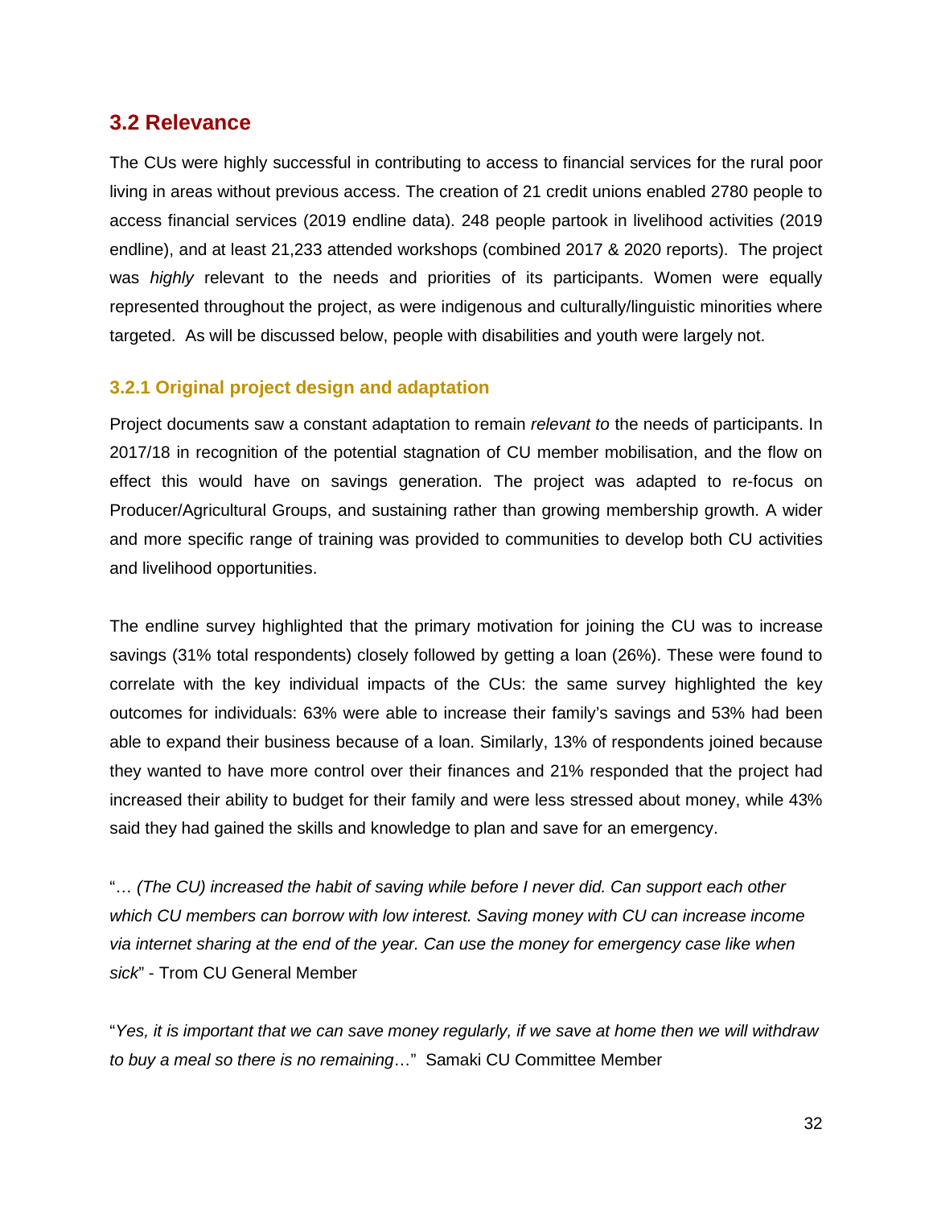## 3.2 Relevance

The CUs were highly successful in contributing to access to financial services for the rural poor living in areas without previous access. The creation of 21 credit unions enabled 2780 people to access financial services (2019 endline data). 248 people partook in livelihood activities (2019 endline), and at least 21,233 attended workshops (combined 2017 & 2020 reports). The project was *highly* relevant to the needs and priorities of its participants. Women were equally represented throughout the project, as were indigenous and culturally/linguistic minorities where targeted. As will be discussed below, people with disabilities and youth were largely not.

### 3.2.1 Original project design and adaptation

Project documents saw a constant adaptation to remain *relevant to* the needs of participants. In 2017/18 in recognition of the potential stagnation of CU member mobilisation, and the flow on effect this would have on savings generation. The project was adapted to re-focus on Producer/Agricultural Groups, and sustaining rather than growing membership growth. A wider and more specific range of training was provided to communities to develop both CU activities and livelihood opportunities.

The endline survey highlighted that the primary motivation for joining the CU was to increase savings (31% total respondents) closely followed by getting a loan (26%). These were found to correlate with the key individual impacts of the CUs: the same survey highlighted the key outcomes for individuals: 63% were able to increase their family's savings and 53% had been able to expand their business because of a loan. Similarly, 13% of respondents joined because they wanted to have more control over their finances and 21% responded that the project had increased their ability to budget for their family and were less stressed about money, while 43% said they had gained the skills and knowledge to plan and save for an emergency.

"… *(The CU) increased the habit of saving while before I never did. Can support each other which CU members can borrow with low interest. Saving money with CU can increase income via internet sharing at the end of the year. Can use the money for emergency case like when sick*" - Trom CU General Member

"*Yes, it is important that we can save money regularly, if we save at home then we will withdraw to buy a meal so there is no remaining*…" Samaki CU Committee Member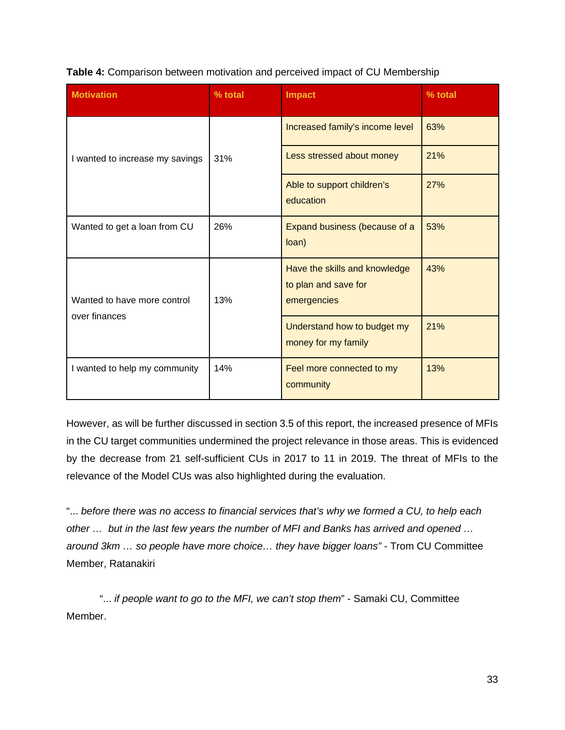**Table 4:** Comparison between motivation and perceived impact of CU Membership

| Motivation | % total | Impact | % total |
|---|---|---|---|
| I wanted to increase my savings | 31% | Increased family's income level | 63% |
| | | Less stressed about money | 21% |
| | | Able to support children's education | 27% |
| Wanted to get a loan from CU | 26% | Expand business (because of a loan) | 53% |
| Wanted to have more control over finances | 13% | Have the skills and knowledge to plan and save for emergencies | 43% |
| | | Understand how to budget my money for my family | 21% |
| I wanted to help my community | 14% | Feel more connected to my community | 13% |

However, as will be further discussed in section 3.5 of this report, the increased presence of MFIs in the CU target communities undermined the project relevance in those areas. This is evidenced by the decrease from 21 self-sufficient CUs in 2017 to 11 in 2019. The threat of MFIs to the relevance of the Model CUs was also highlighted during the evaluation.

"*... before there was no access to financial services that's why we formed a CU, to help each other … but in the last few years the number of MFI and Banks has arrived and opened … around 3km … so people have more choice… they have bigger loans"* - Trom CU Committee Member, Ratanakiri

"*... if people want to go to the MFI, we can't stop them*" - Samaki CU, Committee Member.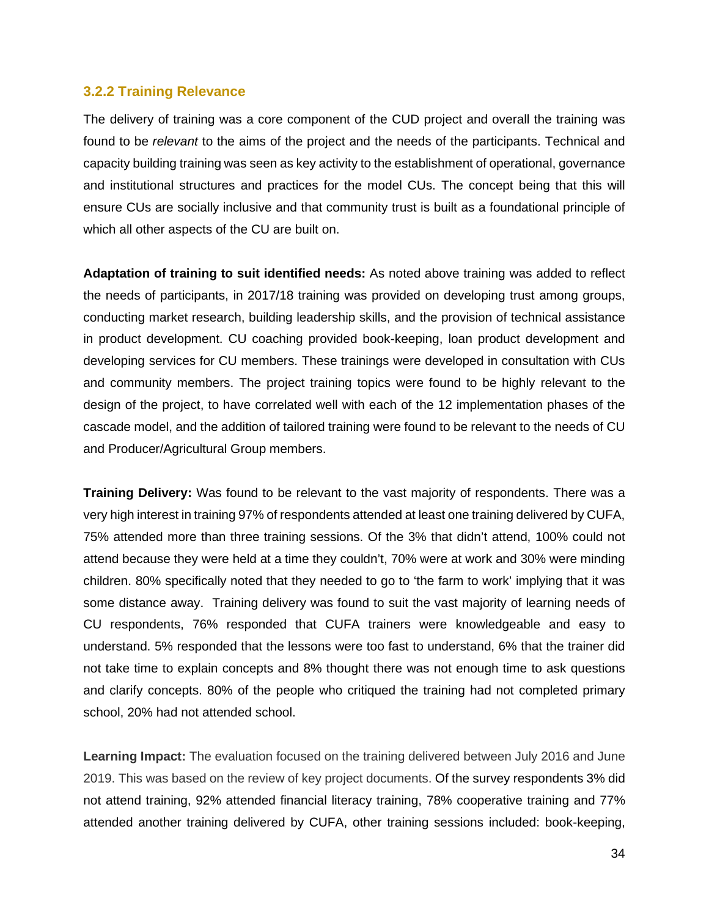### 3.2.2 Training Relevance

The delivery of training was a core component of the CUD project and overall the training was found to be *relevant* to the aims of the project and the needs of the participants. Technical and capacity building training was seen as key activity to the establishment of operational, governance and institutional structures and practices for the model CUs. The concept being that this will ensure CUs are socially inclusive and that community trust is built as a foundational principle of which all other aspects of the CU are built on.

**Adaptation of training to suit identified needs:** As noted above training was added to reflect the needs of participants, in 2017/18 training was provided on developing trust among groups, conducting market research, building leadership skills, and the provision of technical assistance in product development. CU coaching provided book-keeping, loan product development and developing services for CU members. These trainings were developed in consultation with CUs and community members. The project training topics were found to be highly relevant to the design of the project, to have correlated well with each of the 12 implementation phases of the cascade model, and the addition of tailored training were found to be relevant to the needs of CU and Producer/Agricultural Group members.

**Training Delivery:** Was found to be relevant to the vast majority of respondents. There was a very high interest in training 97% of respondents attended at least one training delivered by CUFA, 75% attended more than three training sessions. Of the 3% that didn't attend, 100% could not attend because they were held at a time they couldn't, 70% were at work and 30% were minding children. 80% specifically noted that they needed to go to 'the farm to work' implying that it was some distance away. Training delivery was found to suit the vast majority of learning needs of CU respondents, 76% responded that CUFA trainers were knowledgeable and easy to understand. 5% responded that the lessons were too fast to understand, 6% that the trainer did not take time to explain concepts and 8% thought there was not enough time to ask questions and clarify concepts. 80% of the people who critiqued the training had not completed primary school, 20% had not attended school.

**Learning Impact:** The evaluation focused on the training delivered between July 2016 and June 2019. This was based on the review of key project documents. Of the survey respondents 3% did not attend training, 92% attended financial literacy training, 78% cooperative training and 77% attended another training delivered by CUFA, other training sessions included: book-keeping,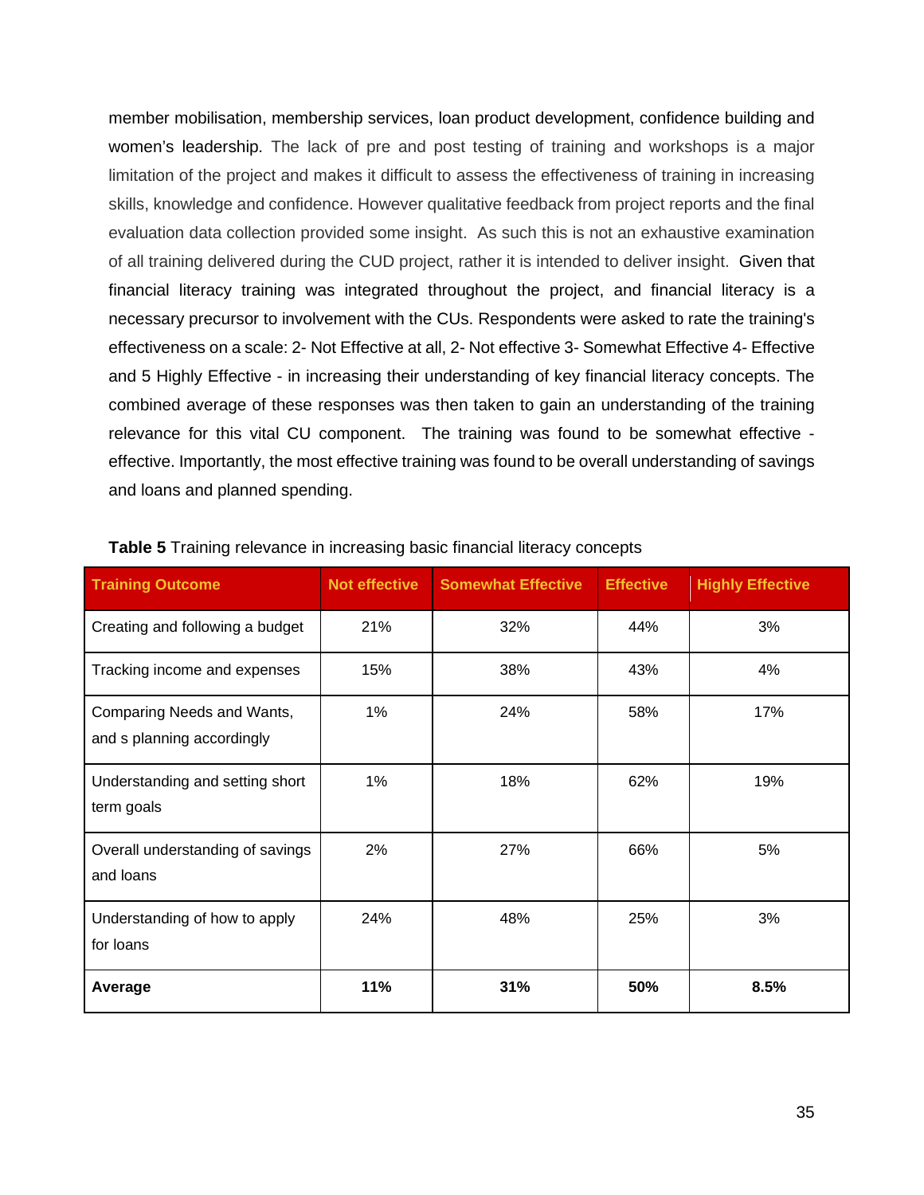member mobilisation, membership services, loan product development, confidence building and women's leadership. The lack of pre and post testing of training and workshops is a major limitation of the project and makes it difficult to assess the effectiveness of training in increasing skills, knowledge and confidence. However qualitative feedback from project reports and the final evaluation data collection provided some insight. As such this is not an exhaustive examination of all training delivered during the CUD project, rather it is intended to deliver insight. Given that financial literacy training was integrated throughout the project, and financial literacy is a necessary precursor to involvement with the CUs. Respondents were asked to rate the training's effectiveness on a scale: 2- Not Effective at all, 2- Not effective 3- Somewhat Effective 4- Effective and 5 Highly Effective - in increasing their understanding of key financial literacy concepts. The combined average of these responses was then taken to gain an understanding of the training relevance for this vital CU component. The training was found to be somewhat effective - effective. Importantly, the most effective training was found to be overall understanding of savings and loans and planned spending.

**Table 5** Training relevance in increasing basic financial literacy concepts

| Training Outcome | Not effective | Somewhat Effective | Effective | Highly Effective |
|---|---|---|---|---|
| Creating and following a budget | 21% | 32% | 44% | 3% |
| Tracking income and expenses | 15% | 38% | 43% | 4% |
| Comparing Needs and Wants, and s planning accordingly | 1% | 24% | 58% | 17% |
| Understanding and setting short term goals | 1% | 18% | 62% | 19% |
| Overall understanding of savings and loans | 2% | 27% | 66% | 5% |
| Understanding of how to apply for loans | 24% | 48% | 25% | 3% |
| **Average** | **11%** | **31%** | **50%** | **8.5%** |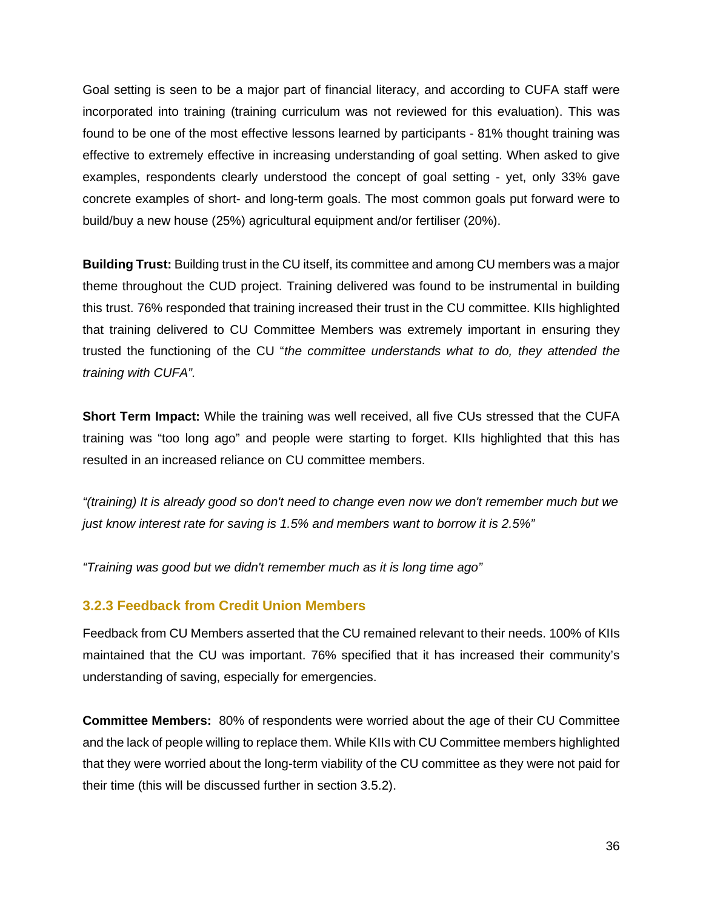Goal setting is seen to be a major part of financial literacy, and according to CUFA staff were incorporated into training (training curriculum was not reviewed for this evaluation). This was found to be one of the most effective lessons learned by participants - 81% thought training was effective to extremely effective in increasing understanding of goal setting. When asked to give examples, respondents clearly understood the concept of goal setting - yet, only 33% gave concrete examples of short- and long-term goals. The most common goals put forward were to build/buy a new house (25%) agricultural equipment and/or fertiliser (20%).

**Building Trust:** Building trust in the CU itself, its committee and among CU members was a major theme throughout the CUD project. Training delivered was found to be instrumental in building this trust. 76% responded that training increased their trust in the CU committee. KIIs highlighted that training delivered to CU Committee Members was extremely important in ensuring they trusted the functioning of the CU "*the committee understands what to do, they attended the training with CUFA".*

**Short Term Impact:** While the training was well received, all five CUs stressed that the CUFA training was "too long ago" and people were starting to forget. KIIs highlighted that this has resulted in an increased reliance on CU committee members.

*"(training) It is already good so don't need to change even now we don't remember much but we just know interest rate for saving is 1.5% and members want to borrow it is 2.5%"*

*"Training was good but we didn't remember much as it is long time ago"*

### 3.2.3 Feedback from Credit Union Members

Feedback from CU Members asserted that the CU remained relevant to their needs. 100% of KIIs maintained that the CU was important. 76% specified that it has increased their community's understanding of saving, especially for emergencies.

**Committee Members:** 80% of respondents were worried about the age of their CU Committee and the lack of people willing to replace them. While KIIs with CU Committee members highlighted that they were worried about the long-term viability of the CU committee as they were not paid for their time (this will be discussed further in section 3.5.2).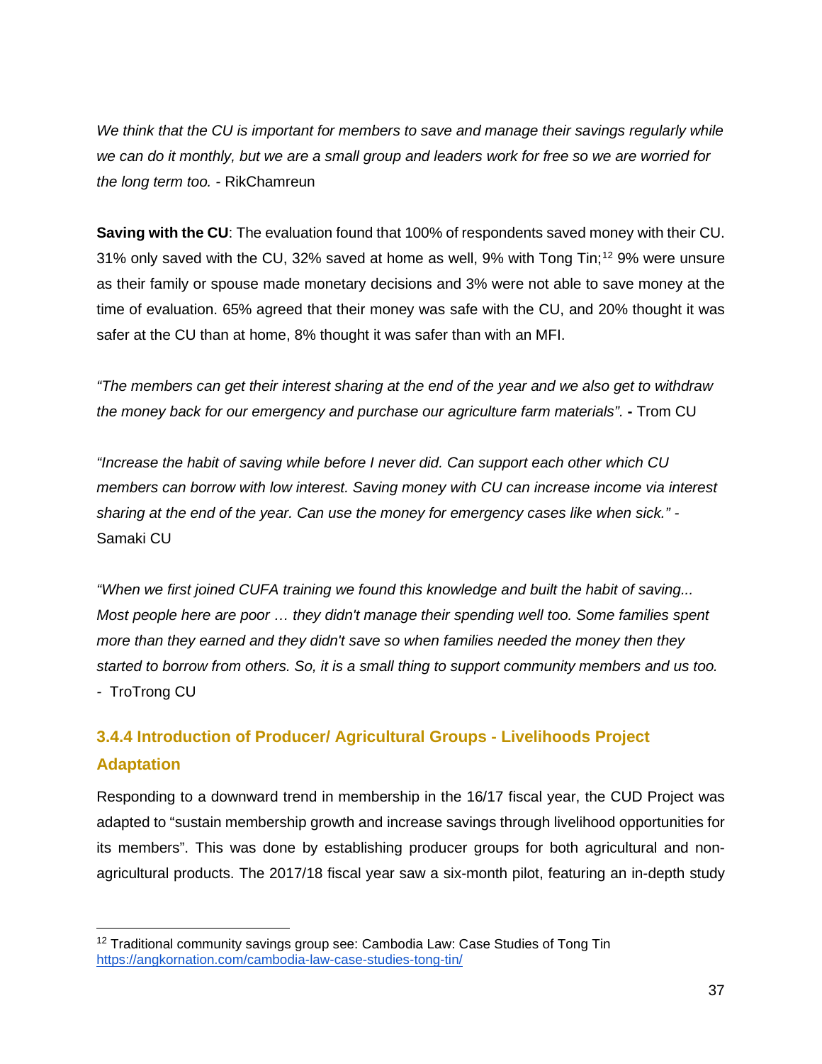*We think that the CU is important for members to save and manage their savings regularly while we can do it monthly, but we are a small group and leaders work for free so we are worried for the long term too.* - RikChamreun

**Saving with the CU**: The evaluation found that 100% of respondents saved money with their CU. 31% only saved with the CU, 32% saved at home as well, 9% with Tong Tin;[12] 9% were unsure as their family or spouse made monetary decisions and 3% were not able to save money at the time of evaluation. 65% agreed that their money was safe with the CU, and 20% thought it was safer at the CU than at home, 8% thought it was safer than with an MFI.

*"The members can get their interest sharing at the end of the year and we also get to withdraw the money back for our emergency and purchase our agriculture farm materials".* **-** Trom CU

*"Increase the habit of saving while before I never did. Can support each other which CU members can borrow with low interest. Saving money with CU can increase income via interest sharing at the end of the year. Can use the money for emergency cases like when sick." -* Samaki CU

*"When we first joined CUFA training we found this knowledge and built the habit of saving... Most people here are poor … they didn't manage their spending well too. Some families spent more than they earned and they didn't save so when families needed the money then they started to borrow from others. So, it is a small thing to support community members and us too.* - TroTrong CU

### 3.4.4 Introduction of Producer/ Agricultural Groups - Livelihoods Project Adaptation

Responding to a downward trend in membership in the 16/17 fiscal year, the CUD Project was adapted to "sustain membership growth and increase savings through livelihood opportunities for its members". This was done by establishing producer groups for both agricultural and non-agricultural products. The 2017/18 fiscal year saw a six-month pilot, featuring an in-depth study

---

[12] Traditional community savings group see: Cambodia Law: Case Studies of Tong Tin https://angkornation.com/cambodia-law-case-studies-tong-tin/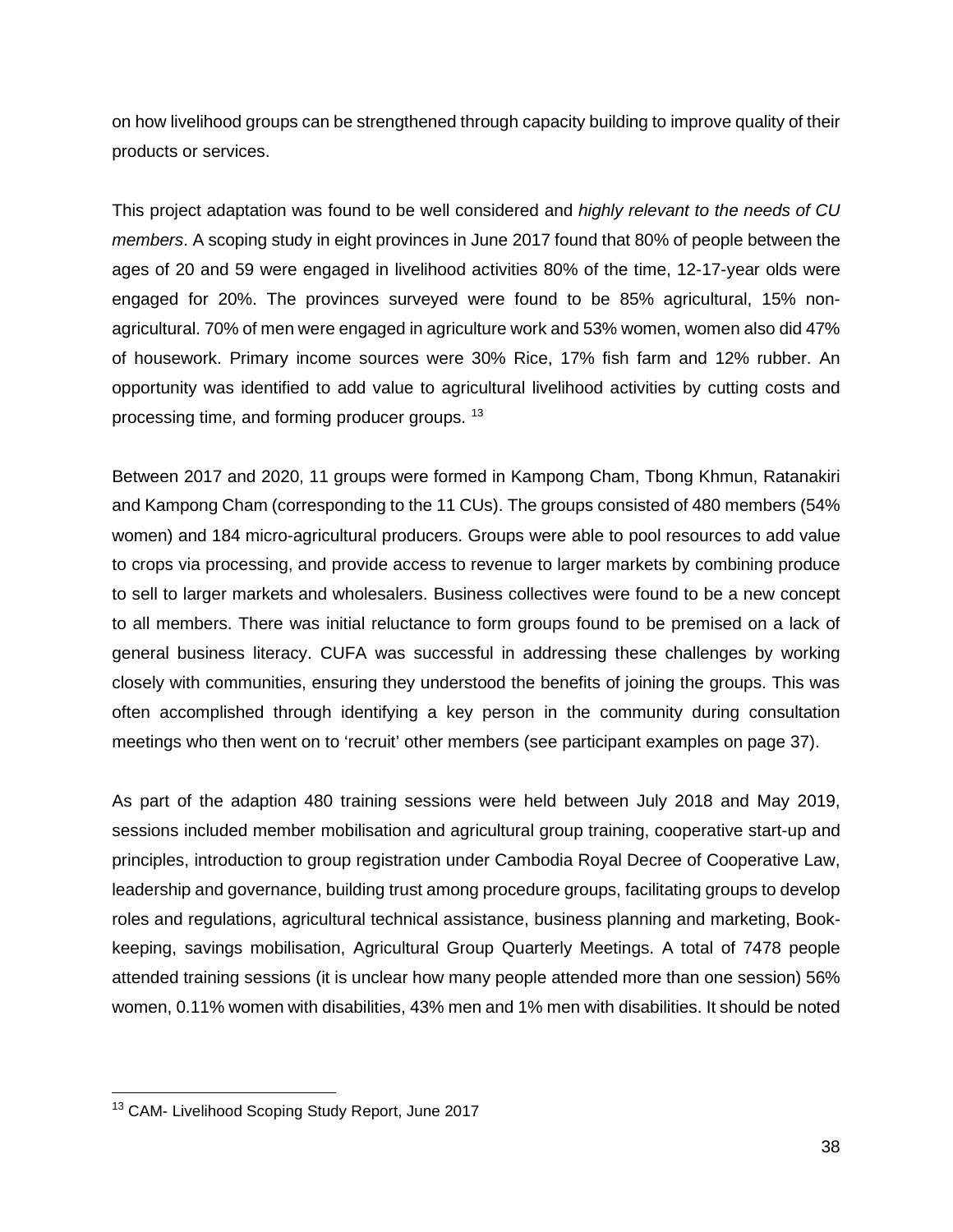on how livelihood groups can be strengthened through capacity building to improve quality of their products or services.

This project adaptation was found to be well considered and *highly relevant to the needs of CU members*. A scoping study in eight provinces in June 2017 found that 80% of people between the ages of 20 and 59 were engaged in livelihood activities 80% of the time, 12-17-year olds were engaged for 20%. The provinces surveyed were found to be 85% agricultural, 15% non-agricultural. 70% of men were engaged in agriculture work and 53% women, women also did 47% of housework. Primary income sources were 30% Rice, 17% fish farm and 12% rubber. An opportunity was identified to add value to agricultural livelihood activities by cutting costs and processing time, and forming producer groups. [13]

Between 2017 and 2020, 11 groups were formed in Kampong Cham, Tbong Khmun, Ratanakiri and Kampong Cham (corresponding to the 11 CUs). The groups consisted of 480 members (54% women) and 184 micro-agricultural producers. Groups were able to pool resources to add value to crops via processing, and provide access to revenue to larger markets by combining produce to sell to larger markets and wholesalers. Business collectives were found to be a new concept to all members. There was initial reluctance to form groups found to be premised on a lack of general business literacy. CUFA was successful in addressing these challenges by working closely with communities, ensuring they understood the benefits of joining the groups. This was often accomplished through identifying a key person in the community during consultation meetings who then went on to 'recruit' other members (see participant examples on page 37).

As part of the adaption 480 training sessions were held between July 2018 and May 2019, sessions included member mobilisation and agricultural group training, cooperative start-up and principles, introduction to group registration under Cambodia Royal Decree of Cooperative Law, leadership and governance, building trust among procedure groups, facilitating groups to develop roles and regulations, agricultural technical assistance, business planning and marketing, Book-keeping, savings mobilisation, Agricultural Group Quarterly Meetings. A total of 7478 people attended training sessions (it is unclear how many people attended more than one session) 56% women, 0.11% women with disabilities, 43% men and 1% men with disabilities. It should be noted

[13] CAM- Livelihood Scoping Study Report, June 2017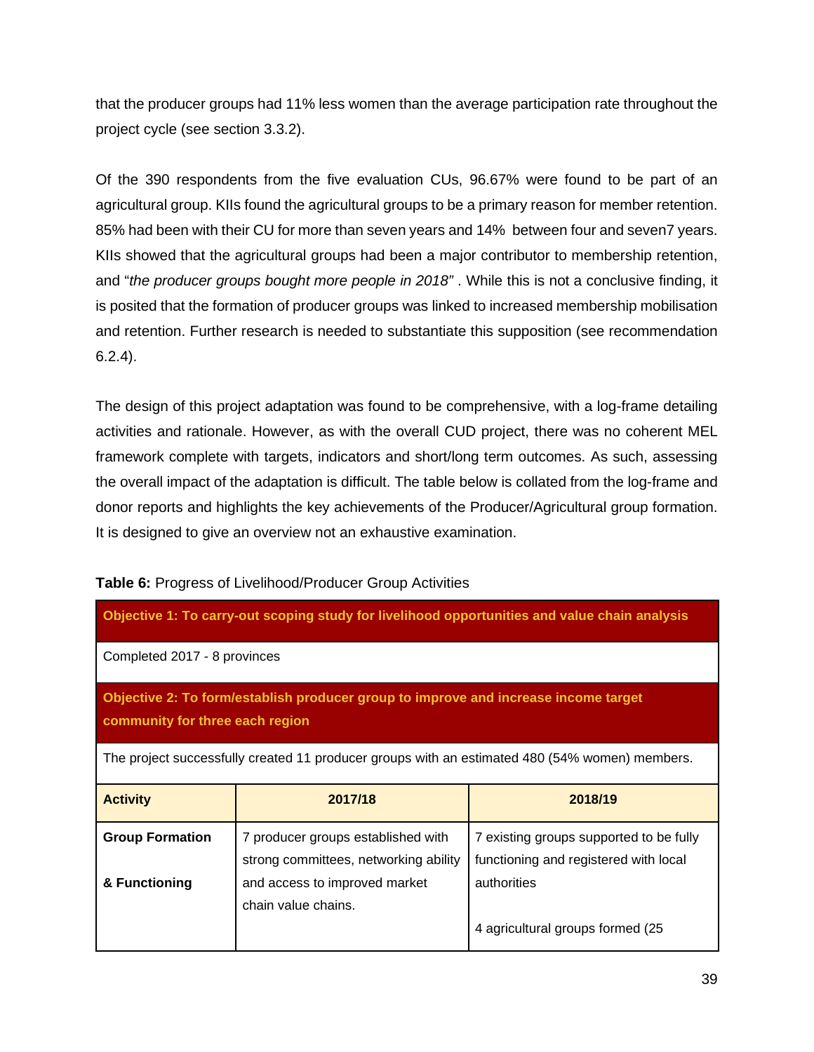that the producer groups had 11% less women than the average participation rate throughout the project cycle (see section 3.3.2).

Of the 390 respondents from the five evaluation CUs, 96.67% were found to be part of an agricultural group. KIIs found the agricultural groups to be a primary reason for member retention. 85% had been with their CU for more than seven years and 14% between four and seven7 years. KIIs showed that the agricultural groups had been a major contributor to membership retention, and "*the producer groups bought more people in 2018*" . While this is not a conclusive finding, it is posited that the formation of producer groups was linked to increased membership mobilisation and retention. Further research is needed to substantiate this supposition (see recommendation 6.2.4).

The design of this project adaptation was found to be comprehensive, with a log-frame detailing activities and rationale. However, as with the overall CUD project, there was no coherent MEL framework complete with targets, indicators and short/long term outcomes. As such, assessing the overall impact of the adaptation is difficult. The table below is collated from the log-frame and donor reports and highlights the key achievements of the Producer/Agricultural group formation. It is designed to give an overview not an exhaustive examination.

**Table 6:** Progress of Livelihood/Producer Group Activities

| **Objective 1: To carry-out scoping study for livelihood opportunities and value chain analysis** | | |
|---|---|---|
| Completed 2017 - 8 provinces | | |
| **Objective 2: To form/establish producer group to improve and increase income target community for three each region** | | |
| The project successfully created 11 producer groups with an estimated 480 (54% women) members. | | |
| **Activity** | **2017/18** | **2018/19** |
| **Group Formation & Functioning** | 7 producer groups established with strong committees, networking ability and access to improved market chain value chains. | 7 existing groups supported to be fully functioning and registered with local authorities<br><br>4 agricultural groups formed (25 |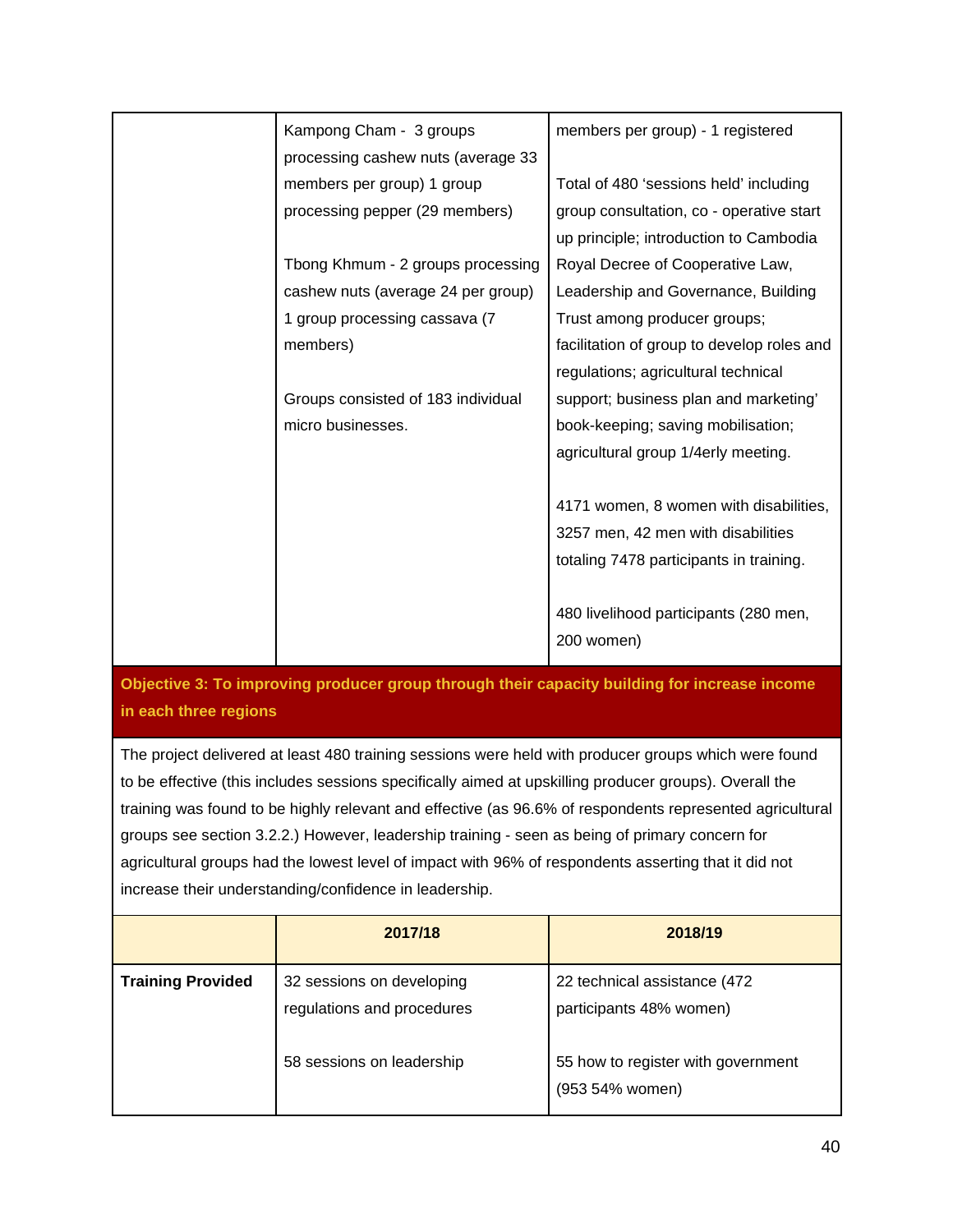| | | |
|---|---|---|
| | Kampong Cham - 3 groups processing cashew nuts (average 33 members per group) 1 group processing pepper (29 members)<br><br>Tbong Khmum - 2 groups processing cashew nuts (average 24 per group) 1 group processing cassava (7 members)<br><br>Groups consisted of 183 individual micro businesses. | members per group) - 1 registered<br><br>Total of 480 'sessions held' including group consultation, co - operative start up principle; introduction to Cambodia Royal Decree of Cooperative Law, Leadership and Governance, Building Trust among producer groups; facilitation of group to develop roles and regulations; agricultural technical support; business plan and marketing' book-keeping; saving mobilisation; agricultural group 1/4erly meeting.<br><br>4171 women, 8 women with disabilities, 3257 men, 42 men with disabilities totaling 7478 participants in training.<br><br>480 livelihood participants (280 men, 200 women) |

**Objective 3: To improving producer group through their capacity building for increase income in each three regions**

The project delivered at least 480 training sessions were held with producer groups which were found to be effective (this includes sessions specifically aimed at upskilling producer groups). Overall the training was found to be highly relevant and effective (as 96.6% of respondents represented agricultural groups see section 3.2.2.) However, leadership training - seen as being of primary concern for agricultural groups had the lowest level of impact with 96% of respondents asserting that it did not increase their understanding/confidence in leadership.

| | 2017/18 | 2018/19 |
|---|---|---|
| **Training Provided** | 32 sessions on developing regulations and procedures<br><br>58 sessions on leadership | 22 technical assistance (472 participants 48% women)<br><br>55 how to register with government (953 54% women) |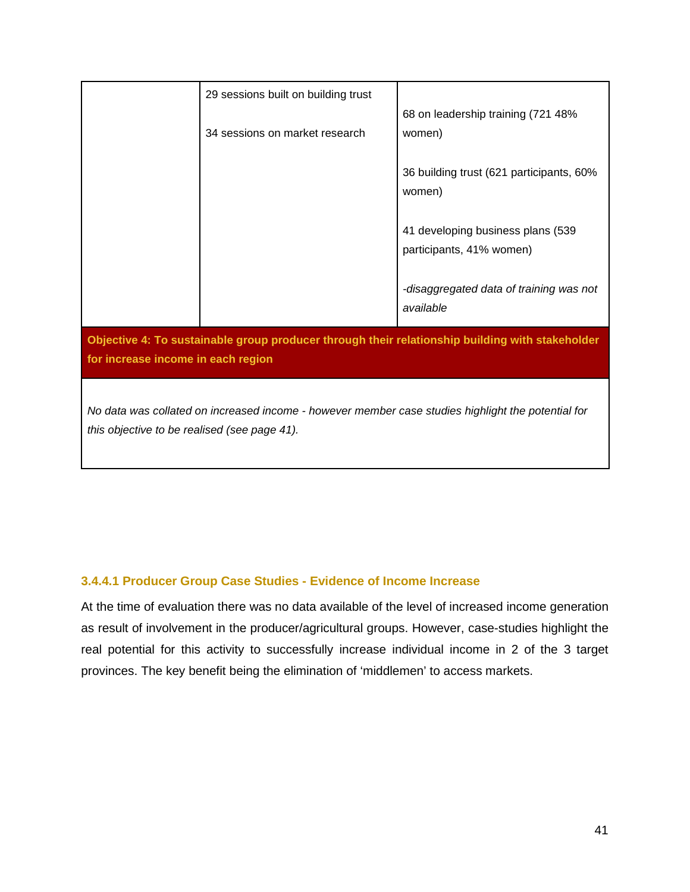| | | |
|---|---|---|
| | 29 sessions built on building trust<br><br>34 sessions on market research | 68 on leadership training (721 48% women)<br><br>36 building trust (621 participants, 60% women)<br><br>41 developing business plans (539 participants, 41% women)<br><br>*-disaggregated data of training was not available* |
| **Objective 4: To sustainable group producer through their relationship building with stakeholder for increase income in each region** | | |
| *No data was collated on increased income - however member case studies highlight the potential for this objective to be realised (see page 41).* | | |

#### 3.4.4.1 Producer Group Case Studies - Evidence of Income Increase

At the time of evaluation there was no data available of the level of increased income generation as result of involvement in the producer/agricultural groups. However, case-studies highlight the real potential for this activity to successfully increase individual income in 2 of the 3 target provinces. The key benefit being the elimination of 'middlemen' to access markets.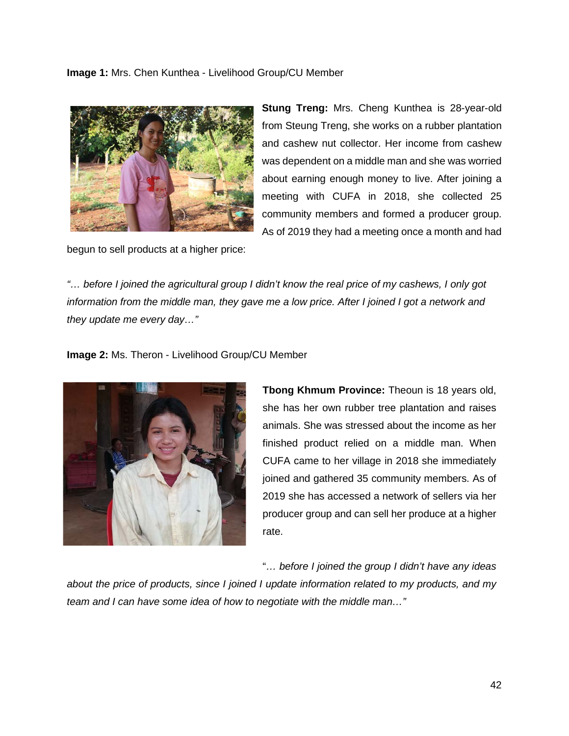**Image 1:** Mrs. Chen Kunthea - Livelihood Group/CU Member

**Stung Treng:** Mrs. Cheng Kunthea is 28-year-old from Steung Treng, she works on a rubber plantation and cashew nut collector. Her income from cashew was dependent on a middle man and she was worried about earning enough money to live. After joining a meeting with CUFA in 2018, she collected 25 community members and formed a producer group. As of 2019 they had a meeting once a month and had begun to sell products at a higher price:

*"… before I joined the agricultural group I didn't know the real price of my cashews, I only got information from the middle man, they gave me a low price. After I joined I got a network and they update me every day…"*

**Image 2:** Ms. Theron - Livelihood Group/CU Member

**Tbong Khmum Province:** Theoun is 18 years old, she has her own rubber tree plantation and raises animals. She was stressed about the income as her finished product relied on a middle man. When CUFA came to her village in 2018 she immediately joined and gathered 35 community members. As of 2019 she has accessed a network of sellers via her producer group and can sell her produce at a higher rate.

"*… before I joined the group I didn't have any ideas about the price of products, since I joined I update information related to my products, and my team and I can have some idea of how to negotiate with the middle man…"*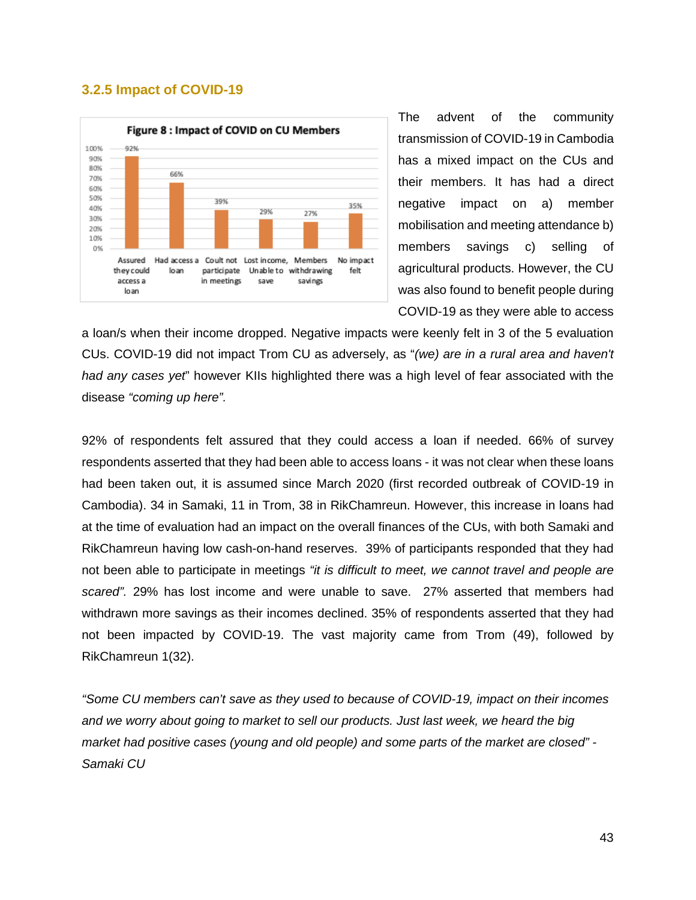### 3.2.5 Impact of COVID-19

**Figure 8 : Impact of COVID on CU Members**

| Assured they could access a loan | Had access a loan | Coult not participate in meetings | Lost income, Unable to save | Members withdrawing savings | No impact felt |
|---|---|---|---|---|---|
| 92% | 66% | 39% | 29% | 27% | 35% |

The advent of the community transmission of COVID-19 in Cambodia has a mixed impact on the CUs and their members. It has had a direct negative impact on a) member mobilisation and meeting attendance b) members savings c) selling of agricultural products. However, the CU was also found to benefit people during COVID-19 as they were able to access a loan/s when their income dropped. Negative impacts were keenly felt in 3 of the 5 evaluation CUs. COVID-19 did not impact Trom CU as adversely, as "*(we) are in a rural area and haven't had any cases yet*" however KIIs highlighted there was a high level of fear associated with the disease *"coming up here".*

92% of respondents felt assured that they could access a loan if needed. 66% of survey respondents asserted that they had been able to access loans - it was not clear when these loans had been taken out, it is assumed since March 2020 (first recorded outbreak of COVID-19 in Cambodia). 34 in Samaki, 11 in Trom, 38 in RikChamreun. However, this increase in loans had at the time of evaluation had an impact on the overall finances of the CUs, with both Samaki and RikChamreun having low cash-on-hand reserves. 39% of participants responded that they had not been able to participate in meetings *"it is difficult to meet, we cannot travel and people are scared".* 29% has lost income and were unable to save. 27% asserted that members had withdrawn more savings as their incomes declined. 35% of respondents asserted that they had not been impacted by COVID-19. The vast majority came from Trom (49), followed by RikChamreun 1(32).

*"Some CU members can't save as they used to because of COVID-19, impact on their incomes and we worry about going to market to sell our products. Just last week, we heard the big market had positive cases (young and old people) and some parts of the market are closed" - Samaki CU*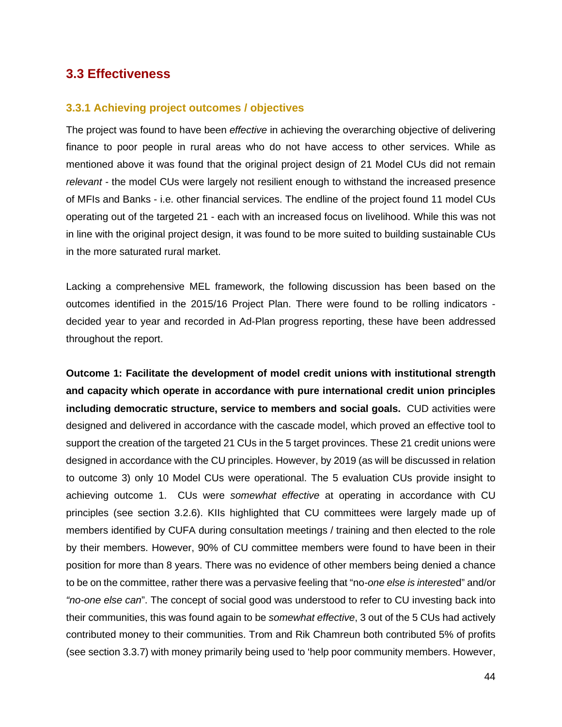## 3.3 Effectiveness

### 3.3.1 Achieving project outcomes / objectives

The project was found to have been *effective* in achieving the overarching objective of delivering finance to poor people in rural areas who do not have access to other services. While as mentioned above it was found that the original project design of 21 Model CUs did not remain *relevant* - the model CUs were largely not resilient enough to withstand the increased presence of MFIs and Banks - i.e. other financial services. The endline of the project found 11 model CUs operating out of the targeted 21 - each with an increased focus on livelihood. While this was not in line with the original project design, it was found to be more suited to building sustainable CUs in the more saturated rural market.

Lacking a comprehensive MEL framework, the following discussion has been based on the outcomes identified in the 2015/16 Project Plan. There were found to be rolling indicators - decided year to year and recorded in Ad-Plan progress reporting, these have been addressed throughout the report.

**Outcome 1: Facilitate the development of model credit unions with institutional strength and capacity which operate in accordance with pure international credit union principles including democratic structure, service to members and social goals.** CUD activities were designed and delivered in accordance with the cascade model, which proved an effective tool to support the creation of the targeted 21 CUs in the 5 target provinces. These 21 credit unions were designed in accordance with the CU principles. However, by 2019 (as will be discussed in relation to outcome 3) only 10 Model CUs were operational. The 5 evaluation CUs provide insight to achieving outcome 1. CUs were *somewhat effective* at operating in accordance with CU principles (see section 3.2.6). KIIs highlighted that CU committees were largely made up of members identified by CUFA during consultation meetings / training and then elected to the role by their members. However, 90% of CU committee members were found to have been in their position for more than 8 years. There was no evidence of other members being denied a chance to be on the committee, rather there was a pervasive feeling that "no-*one else is intereste*d" and/or *"no-one else can*". The concept of social good was understood to refer to CU investing back into their communities, this was found again to be *somewhat effective*, 3 out of the 5 CUs had actively contributed money to their communities. Trom and Rik Chamreun both contributed 5% of profits (see section 3.3.7) with money primarily being used to 'help poor community members. However,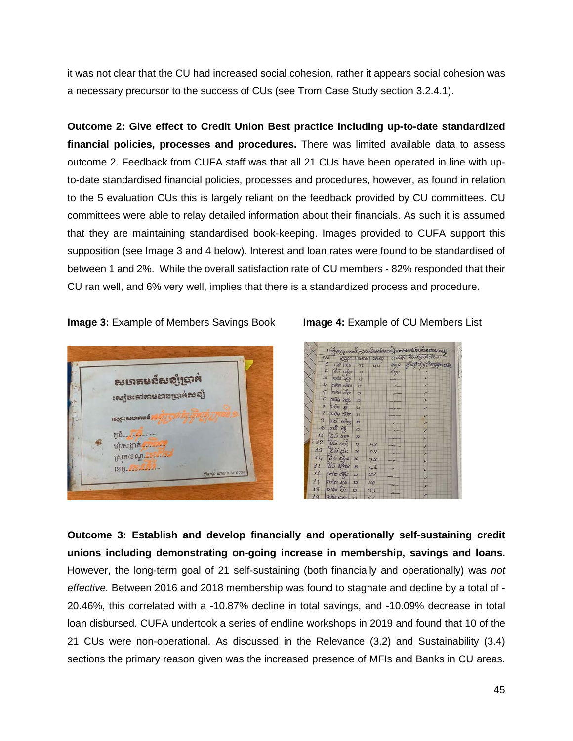it was not clear that the CU had increased social cohesion, rather it appears social cohesion was a necessary precursor to the success of CUs (see Trom Case Study section 3.2.4.1).

**Outcome 2: Give effect to Credit Union Best practice including up-to-date standardized financial policies, processes and procedures.** There was limited available data to assess outcome 2. Feedback from CUFA staff was that all 21 CUs have been operated in line with up-to-date standardised financial policies, processes and procedures, however, as found in relation to the 5 evaluation CUs this is largely reliant on the feedback provided by CU committees. CU committees were able to relay detailed information about their financials. As such it is assumed that they are maintaining standardised book-keeping. Images provided to CUFA support this supposition (see Image 3 and 4 below). Interest and loan rates were found to be standardised of between 1 and 2%. While the overall satisfaction rate of CU members - 82% responded that their CU ran well, and 6% very well, implies that there is a standardized process and procedure.

**Image 3:** Example of Members Savings Book

**Image 4:** Example of CU Members List

**Outcome 3: Establish and develop financially and operationally self-sustaining credit unions including demonstrating on-going increase in membership, savings and loans.** However, the long-term goal of 21 self-sustaining (both financially and operationally) was *not effective.* Between 2016 and 2018 membership was found to stagnate and decline by a total of -20.46%, this correlated with a -10.87% decline in total savings, and -10.09% decrease in total loan disbursed. CUFA undertook a series of endline workshops in 2019 and found that 10 of the 21 CUs were non-operational. As discussed in the Relevance (3.2) and Sustainability (3.4) sections the primary reason given was the increased presence of MFIs and Banks in CU areas.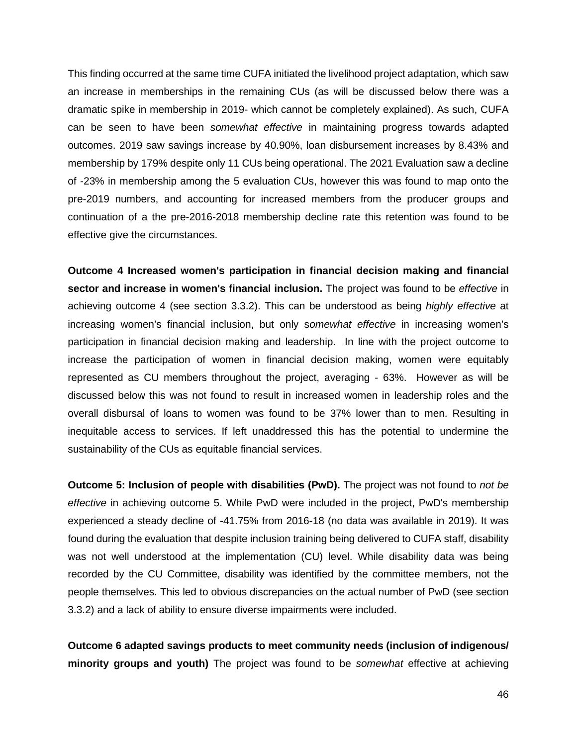This finding occurred at the same time CUFA initiated the livelihood project adaptation, which saw an increase in memberships in the remaining CUs (as will be discussed below there was a dramatic spike in membership in 2019- which cannot be completely explained). As such, CUFA can be seen to have been *somewhat effective* in maintaining progress towards adapted outcomes. 2019 saw savings increase by 40.90%, loan disbursement increases by 8.43% and membership by 179% despite only 11 CUs being operational. The 2021 Evaluation saw a decline of -23% in membership among the 5 evaluation CUs, however this was found to map onto the pre-2019 numbers, and accounting for increased members from the producer groups and continuation of a the pre-2016-2018 membership decline rate this retention was found to be effective give the circumstances.

**Outcome 4 Increased women's participation in financial decision making and financial sector and increase in women's financial inclusion.** The project was found to be *effective* in achieving outcome 4 (see section 3.3.2). This can be understood as being *highly effective* at increasing women's financial inclusion, but only s*omewhat effective* in increasing women's participation in financial decision making and leadership. In line with the project outcome to increase the participation of women in financial decision making, women were equitably represented as CU members throughout the project, averaging - 63%. However as will be discussed below this was not found to result in increased women in leadership roles and the overall disbursal of loans to women was found to be 37% lower than to men. Resulting in inequitable access to services. If left unaddressed this has the potential to undermine the sustainability of the CUs as equitable financial services.

**Outcome 5: Inclusion of people with disabilities (PwD).** The project was not found to *not be effective* in achieving outcome 5. While PwD were included in the project, PwD's membership experienced a steady decline of -41.75% from 2016-18 (no data was available in 2019). It was found during the evaluation that despite inclusion training being delivered to CUFA staff, disability was not well understood at the implementation (CU) level. While disability data was being recorded by the CU Committee, disability was identified by the committee members, not the people themselves. This led to obvious discrepancies on the actual number of PwD (see section 3.3.2) and a lack of ability to ensure diverse impairments were included.

**Outcome 6 adapted savings products to meet community needs (inclusion of indigenous/ minority groups and youth)** The project was found to be *somewhat* effective at achieving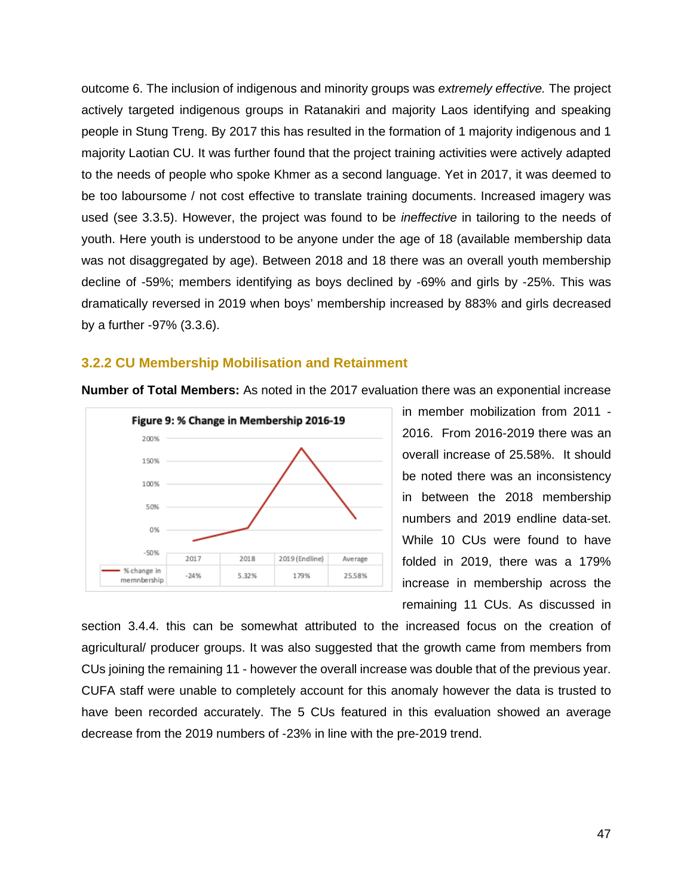outcome 6. The inclusion of indigenous and minority groups was *extremely effective.* The project actively targeted indigenous groups in Ratanakiri and majority Laos identifying and speaking people in Stung Treng. By 2017 this has resulted in the formation of 1 majority indigenous and 1 majority Laotian CU. It was further found that the project training activities were actively adapted to the needs of people who spoke Khmer as a second language. Yet in 2017, it was deemed to be too laboursome / not cost effective to translate training documents. Increased imagery was used (see 3.3.5). However, the project was found to be *ineffective* in tailoring to the needs of youth. Here youth is understood to be anyone under the age of 18 (available membership data was not disaggregated by age). Between 2018 and 18 there was an overall youth membership decline of -59%; members identifying as boys declined by -69% and girls by -25%. This was dramatically reversed in 2019 when boys' membership increased by 883% and girls decreased by a further -97% (3.3.6).

### 3.2.2 CU Membership Mobilisation and Retainment

**Number of Total Members:** As noted in the 2017 evaluation there was an exponential increase in member mobilization from 2011 - 2016. From 2016-2019 there was an overall increase of 25.58%. It should be noted there was an inconsistency in between the 2018 membership numbers and 2019 endline data-set. While 10 CUs were found to have folded in 2019, there was a 179% increase in membership across the remaining 11 CUs. As discussed in section 3.4.4. this can be somewhat attributed to the increased focus on the creation of agricultural/ producer groups. It was also suggested that the growth came from members from CUs joining the remaining 11 - however the overall increase was double that of the previous year. CUFA staff were unable to completely account for this anomaly however the data is trusted to have been recorded accurately. The 5 CUs featured in this evaluation showed an average decrease from the 2019 numbers of -23% in line with the pre-2019 trend.

**Figure 9: % Change in Membership 2016-19**

| | 2017 | 2018 | 2019 (Endline) | Average |
|---|---|---|---|---|
| % change in memnbership | -24% | 5.32% | 179% | 25.58% |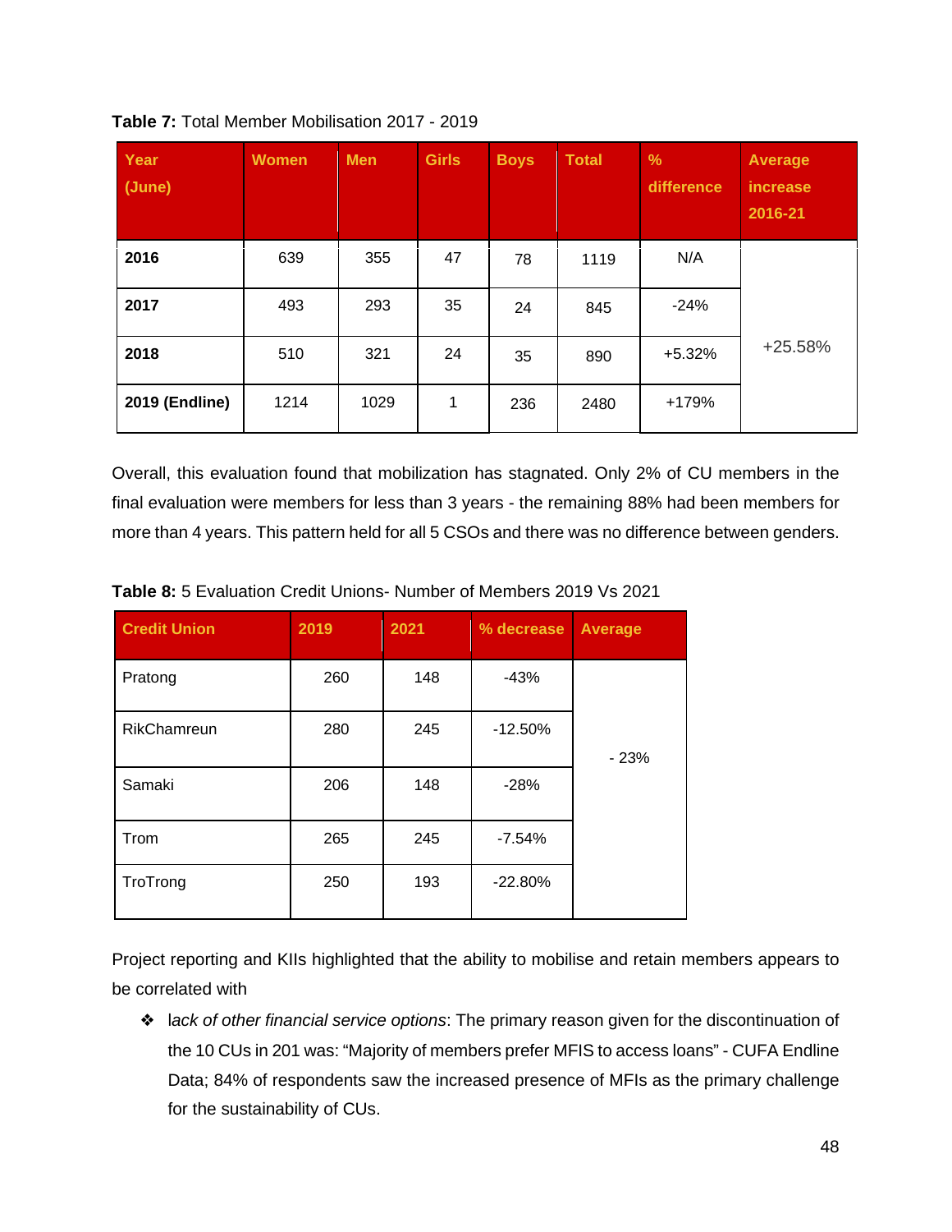**Table 7:** Total Member Mobilisation 2017 - 2019

| Year (June) | Women | Men | Girls | Boys | Total | % difference | Average increase 2016-21 |
|---|---|---|---|---|---|---|---|
| **2016** | 639 | 355 | 47 | 78 | 1119 | N/A | +25.58% |
| **2017** | 493 | 293 | 35 | 24 | 845 | -24% | |
| **2018** | 510 | 321 | 24 | 35 | 890 | +5.32% | |
| **2019 (Endline)** | 1214 | 1029 | 1 | 236 | 2480 | +179% | |

Overall, this evaluation found that mobilization has stagnated. Only 2% of CU members in the final evaluation were members for less than 3 years - the remaining 88% had been members for more than 4 years. This pattern held for all 5 CSOs and there was no difference between genders.

**Table 8:** 5 Evaluation Credit Unions- Number of Members 2019 Vs 2021

| Credit Union | 2019 | 2021 | % decrease | Average |
|---|---|---|---|---|
| Pratong | 260 | 148 | -43% | - 23% |
| RikChamreun | 280 | 245 | -12.50% | |
| Samaki | 206 | 148 | -28% | |
| Trom | 265 | 245 | -7.54% | |
| TroTrong | 250 | 193 | -22.80% | |

Project reporting and KIIs highlighted that the ability to mobilise and retain members appears to be correlated with

- *lack of other financial service options*: The primary reason given for the discontinuation of the 10 CUs in 201 was: "Majority of members prefer MFIS to access loans" - CUFA Endline Data; 84% of respondents saw the increased presence of MFIs as the primary challenge for the sustainability of CUs.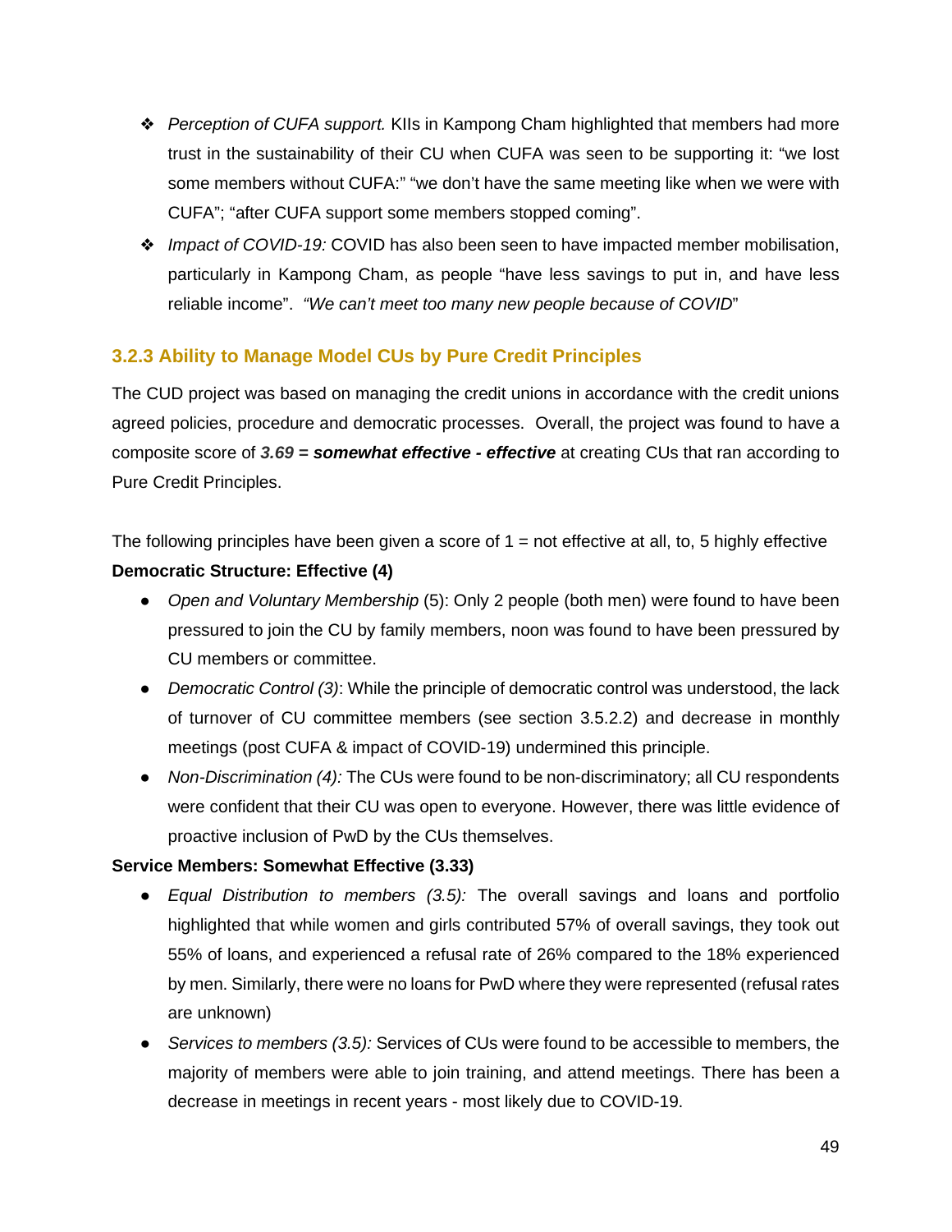- *Perception of CUFA support.* KIIs in Kampong Cham highlighted that members had more trust in the sustainability of their CU when CUFA was seen to be supporting it: "we lost some members without CUFA:" "we don't have the same meeting like when we were with CUFA"; "after CUFA support some members stopped coming".
- *Impact of COVID-19:* COVID has also been seen to have impacted member mobilisation, particularly in Kampong Cham, as people "have less savings to put in, and have less reliable income". *"We can't meet too many new people because of COVID*"

### 3.2.3 Ability to Manage Model CUs by Pure Credit Principles

The CUD project was based on managing the credit unions in accordance with the credit unions agreed policies, procedure and democratic processes. Overall, the project was found to have a composite score of ***3.69 = somewhat effective - effective*** at creating CUs that ran according to Pure Credit Principles.

The following principles have been given a score of 1 = not effective at all, to, 5 highly effective

**Democratic Structure: Effective (4)**

- *Open and Voluntary Membership* (5): Only 2 people (both men) were found to have been pressured to join the CU by family members, noon was found to have been pressured by CU members or committee.
- *Democratic Control (3)*: While the principle of democratic control was understood, the lack of turnover of CU committee members (see section 3.5.2.2) and decrease in monthly meetings (post CUFA & impact of COVID-19) undermined this principle.
- *Non-Discrimination (4):* The CUs were found to be non-discriminatory; all CU respondents were confident that their CU was open to everyone. However, there was little evidence of proactive inclusion of PwD by the CUs themselves.

**Service Members: Somewhat Effective (3.33)**

- *Equal Distribution to members (3.5):* The overall savings and loans and portfolio highlighted that while women and girls contributed 57% of overall savings, they took out 55% of loans, and experienced a refusal rate of 26% compared to the 18% experienced by men. Similarly, there were no loans for PwD where they were represented (refusal rates are unknown)
- *Services to members (3.5):* Services of CUs were found to be accessible to members, the majority of members were able to join training, and attend meetings. There has been a decrease in meetings in recent years - most likely due to COVID-19.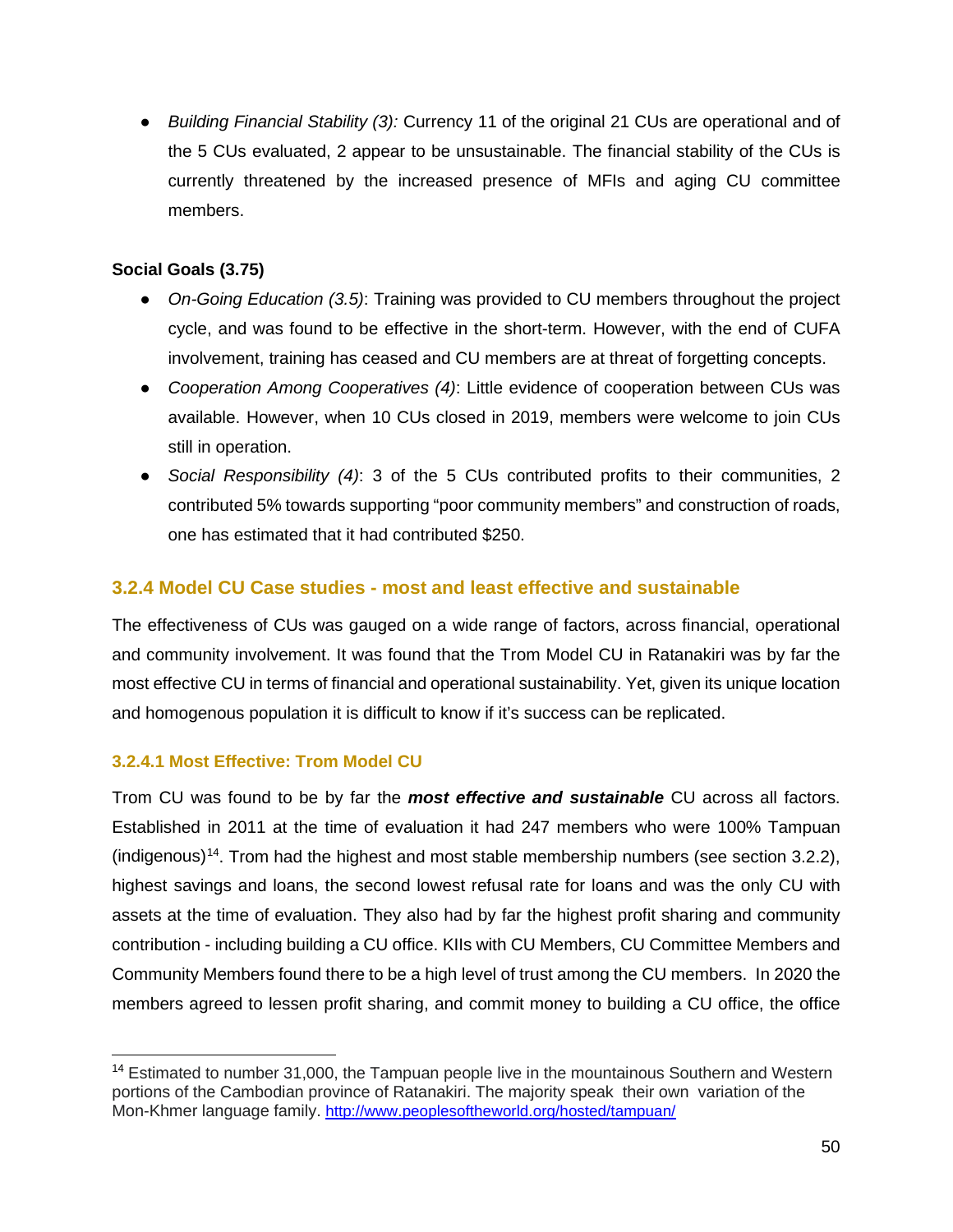- *Building Financial Stability (3):* Currency 11 of the original 21 CUs are operational and of the 5 CUs evaluated, 2 appear to be unsustainable. The financial stability of the CUs is currently threatened by the increased presence of MFIs and aging CU committee members.

**Social Goals (3.75)**

- *On-Going Education (3.5)*: Training was provided to CU members throughout the project cycle, and was found to be effective in the short-term. However, with the end of CUFA involvement, training has ceased and CU members are at threat of forgetting concepts.
- *Cooperation Among Cooperatives (4)*: Little evidence of cooperation between CUs was available. However, when 10 CUs closed in 2019, members were welcome to join CUs still in operation.
- *Social Responsibility (4)*: 3 of the 5 CUs contributed profits to their communities, 2 contributed 5% towards supporting "poor community members" and construction of roads, one has estimated that it had contributed $250.

### 3.2.4 Model CU Case studies - most and least effective and sustainable

The effectiveness of CUs was gauged on a wide range of factors, across financial, operational and community involvement. It was found that the Trom Model CU in Ratanakiri was by far the most effective CU in terms of financial and operational sustainability. Yet, given its unique location and homogenous population it is difficult to know if it's success can be replicated.

#### 3.2.4.1 Most Effective: Trom Model CU

Trom CU was found to be by far the ***most effective and sustainable*** CU across all factors. Established in 2011 at the time of evaluation it had 247 members who were 100% Tampuan (indigenous)[14]. Trom had the highest and most stable membership numbers (see section 3.2.2), highest savings and loans, the second lowest refusal rate for loans and was the only CU with assets at the time of evaluation. They also had by far the highest profit sharing and community contribution - including building a CU office. KIIs with CU Members, CU Committee Members and Community Members found there to be a high level of trust among the CU members. In 2020 the members agreed to lessen profit sharing, and commit money to building a CU office, the office

---

[14] Estimated to number 31,000, the Tampuan people live in the mountainous Southern and Western portions of the Cambodian province of Ratanakiri. The majority speak their own variation of the Mon-Khmer language family. http://www.peoplesoftheworld.org/hosted/tampuan/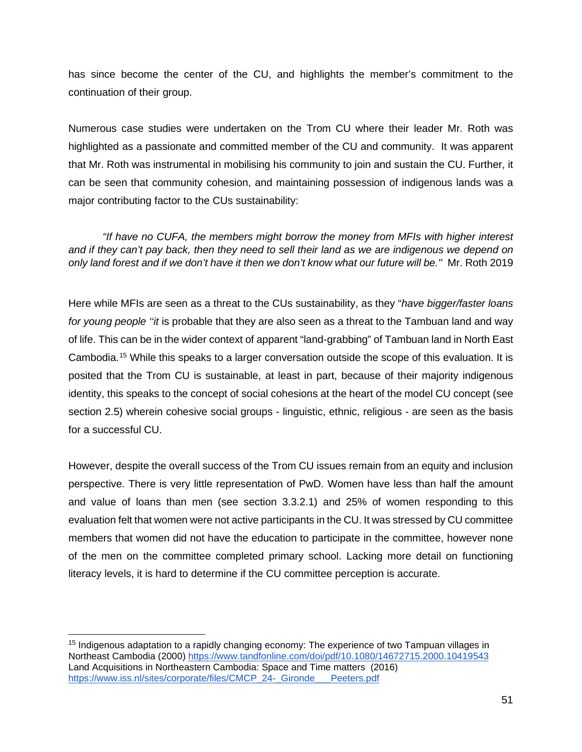has since become the center of the CU, and highlights the member's commitment to the continuation of their group.

Numerous case studies were undertaken on the Trom CU where their leader Mr. Roth was highlighted as a passionate and committed member of the CU and community. It was apparent that Mr. Roth was instrumental in mobilising his community to join and sustain the CU. Further, it can be seen that community cohesion, and maintaining possession of indigenous lands was a major contributing factor to the CUs sustainability:

> *"If have no CUFA, the members might borrow the money from MFIs with higher interest and if they can't pay back, then they need to sell their land as we are indigenous we depend on only land forest and if we don't have it then we don't know what our future will be."* Mr. Roth 2019

Here while MFIs are seen as a threat to the CUs sustainability, as they "*have bigger/faster loans for young people "it* is probable that they are also seen as a threat to the Tambuan land and way of life. This can be in the wider context of apparent "land-grabbing" of Tambuan land in North East Cambodia.[15] While this speaks to a larger conversation outside the scope of this evaluation. It is posited that the Trom CU is sustainable, at least in part, because of their majority indigenous identity, this speaks to the concept of social cohesions at the heart of the model CU concept (see section 2.5) wherein cohesive social groups - linguistic, ethnic, religious - are seen as the basis for a successful CU.

However, despite the overall success of the Trom CU issues remain from an equity and inclusion perspective. There is very little representation of PwD. Women have less than half the amount and value of loans than men (see section 3.3.2.1) and 25% of women responding to this evaluation felt that women were not active participants in the CU. It was stressed by CU committee members that women did not have the education to participate in the committee, however none of the men on the committee completed primary school. Lacking more detail on functioning literacy levels, it is hard to determine if the CU committee perception is accurate.

---

[15] Indigenous adaptation to a rapidly changing economy: The experience of two Tampuan villages in Northeast Cambodia (2000) https://www.tandfonline.com/doi/pdf/10.1080/14672715.2000.10419543
Land Acquisitions in Northeastern Cambodia: Space and Time matters (2016) https://www.iss.nl/sites/corporate/files/CMCP_24-_Gironde___Peeters.pdf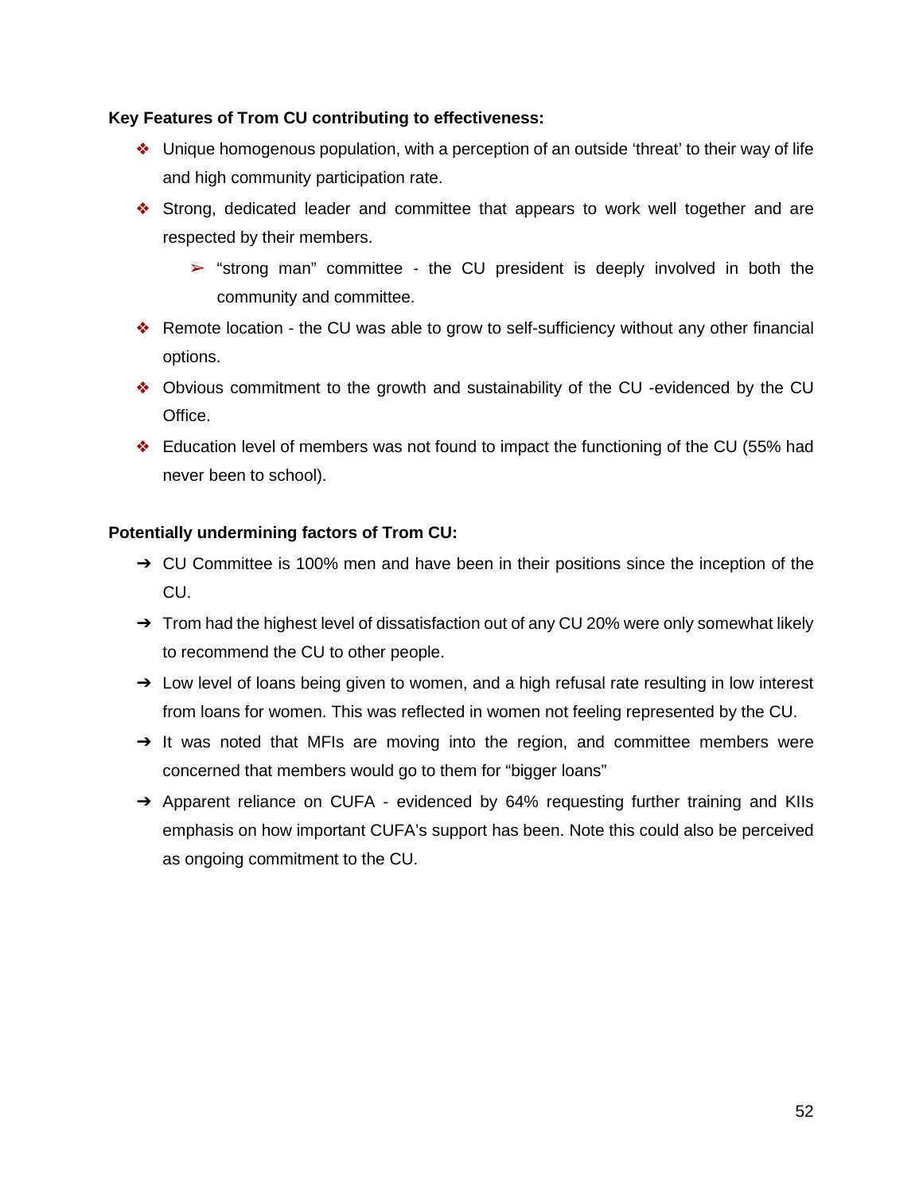**Key Features of Trom CU contributing to effectiveness:**

- Unique homogenous population, with a perception of an outside 'threat' to their way of life and high community participation rate.
- Strong, dedicated leader and committee that appears to work well together and are respected by their members.
  - "strong man" committee - the CU president is deeply involved in both the community and committee.
- Remote location - the CU was able to grow to self-sufficiency without any other financial options.
- Obvious commitment to the growth and sustainability of the CU -evidenced by the CU Office.
- Education level of members was not found to impact the functioning of the CU (55% had never been to school).

**Potentially undermining factors of Trom CU:**

- CU Committee is 100% men and have been in their positions since the inception of the CU.
- Trom had the highest level of dissatisfaction out of any CU 20% were only somewhat likely to recommend the CU to other people.
- Low level of loans being given to women, and a high refusal rate resulting in low interest from loans for women. This was reflected in women not feeling represented by the CU.
- It was noted that MFIs are moving into the region, and committee members were concerned that members would go to them for "bigger loans"
- Apparent reliance on CUFA - evidenced by 64% requesting further training and KIIs emphasis on how important CUFA's support has been. Note this could also be perceived as ongoing commitment to the CU.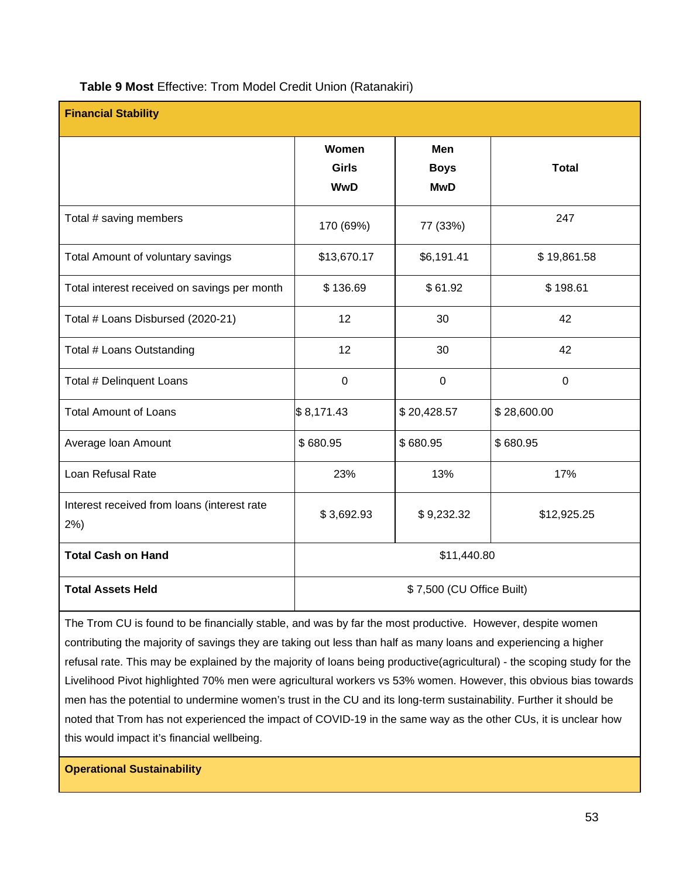**Table 9 Most** Effective: Trom Model Credit Union (Ratanakiri)

| **Financial Stability** | | | |
|---|---|---|---|
| | **Women Girls WwD** | **Men Boys MwD** | **Total** |
| Total # saving members | 170 (69%) | 77 (33%) | 247 |
| Total Amount of voluntary savings | $13,670.17 | $6,191.41 | $ 19,861.58 |
| Total interest received on savings per month | $ 136.69 | $ 61.92 | $ 198.61 |
| Total # Loans Disbursed (2020-21) | 12 | 30 | 42 |
| Total # Loans Outstanding | 12 | 30 | 42 |
| Total # Delinquent Loans | 0 | 0 | 0 |
| Total Amount of Loans | $ 8,171.43 | $ 20,428.57 | $ 28,600.00 |
| Average loan Amount | $ 680.95 | $ 680.95 | $ 680.95 |
| Loan Refusal Rate | 23% | 13% | 17% |
| Interest received from loans (interest rate 2%) | $ 3,692.93 | $ 9,232.32 | $12,925.25 |
| **Total Cash on Hand** | $11,440.80 | | |
| **Total Assets Held** | $ 7,500 (CU Office Built) | | |

The Trom CU is found to be financially stable, and was by far the most productive. However, despite women contributing the majority of savings they are taking out less than half as many loans and experiencing a higher refusal rate. This may be explained by the majority of loans being productive(agricultural) - the scoping study for the Livelihood Pivot highlighted 70% men were agricultural workers vs 53% women. However, this obvious bias towards men has the potential to undermine women's trust in the CU and its long-term sustainability. Further it should be noted that Trom has not experienced the impact of COVID-19 in the same way as the other CUs, it is unclear how this would impact it's financial wellbeing.

**Operational Sustainability**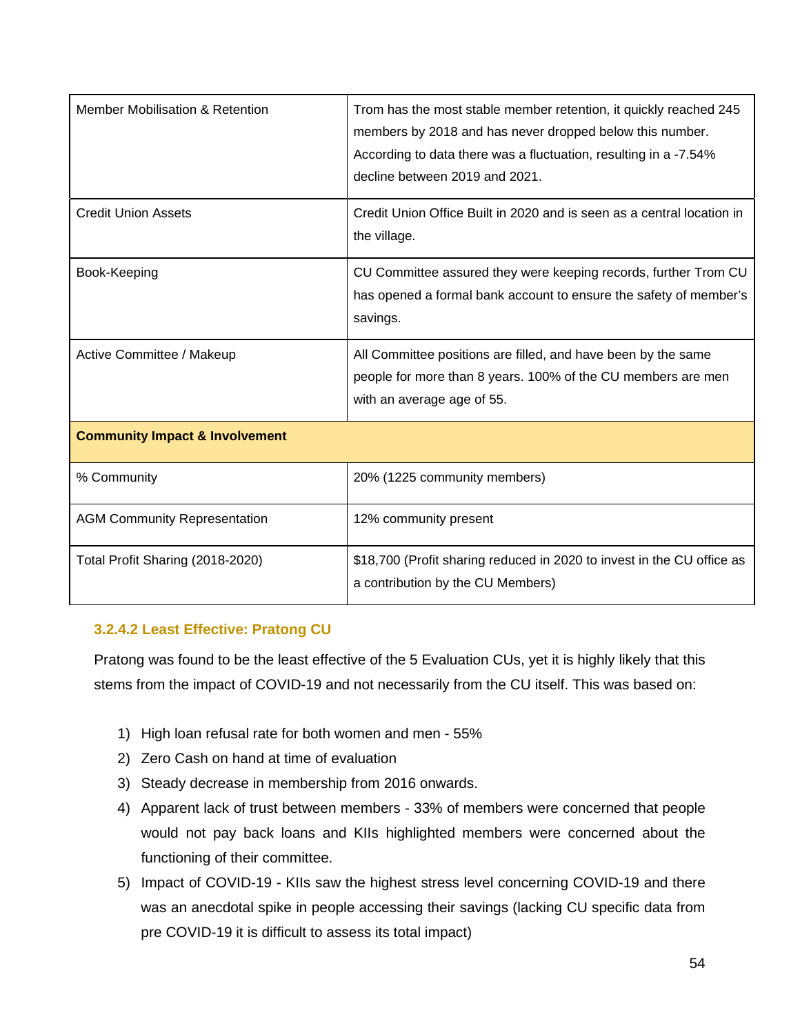| | |
|---|---|
| Member Mobilisation & Retention | Trom has the most stable member retention, it quickly reached 245 members by 2018 and has never dropped below this number. According to data there was a fluctuation, resulting in a -7.54% decline between 2019 and 2021. |
| Credit Union Assets | Credit Union Office Built in 2020 and is seen as a central location in the village. |
| Book-Keeping | CU Committee assured they were keeping records, further Trom CU has opened a formal bank account to ensure the safety of member's savings. |
| Active Committee / Makeup | All Committee positions are filled, and have been by the same people for more than 8 years. 100% of the CU members are men with an average age of 55. |
| **Community Impact & Involvement** | |
| % Community | 20% (1225 community members) |
| AGM Community Representation | 12% community present |
| Total Profit Sharing (2018-2020) | $18,700 (Profit sharing reduced in 2020 to invest in the CU office as a contribution by the CU Members) |

#### 3.2.4.2 Least Effective: Pratong CU

Pratong was found to be the least effective of the 5 Evaluation CUs, yet it is highly likely that this stems from the impact of COVID-19 and not necessarily from the CU itself. This was based on:

1) High loan refusal rate for both women and men - 55%
2) Zero Cash on hand at time of evaluation
3) Steady decrease in membership from 2016 onwards.
4) Apparent lack of trust between members - 33% of members were concerned that people would not pay back loans and KIIs highlighted members were concerned about the functioning of their committee.
5) Impact of COVID-19 - KIIs saw the highest stress level concerning COVID-19 and there was an anecdotal spike in people accessing their savings (lacking CU specific data from pre COVID-19 it is difficult to assess its total impact)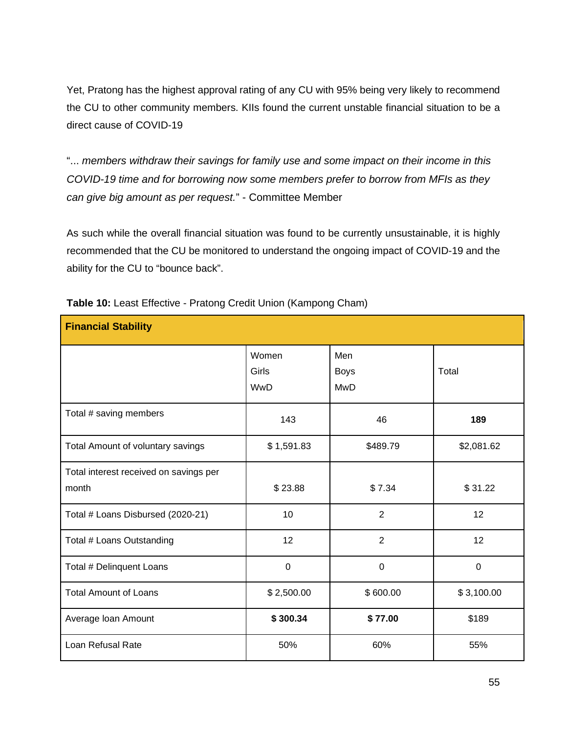Yet, Pratong has the highest approval rating of any CU with 95% being very likely to recommend the CU to other community members. KIIs found the current unstable financial situation to be a direct cause of COVID-19

"*... members withdraw their savings for family use and some impact on their income in this COVID-19 time and for borrowing now some members prefer to borrow from MFIs as they can give big amount as per request.*" - Committee Member

As such while the overall financial situation was found to be currently unsustainable, it is highly recommended that the CU be monitored to understand the ongoing impact of COVID-19 and the ability for the CU to "bounce back".

**Table 10:** Least Effective - Pratong Credit Union (Kampong Cham)

| **Financial Stability** | | | |
|---|---|---|---|
| | Women<br>Girls<br>WwD | Men<br>Boys<br>MwD | Total |
| Total # saving members | 143 | 46 | **189** |
| Total Amount of voluntary savings | $ 1,591.83 | $489.79 | $2,081.62 |
| Total interest received on savings per month | $ 23.88 | $ 7.34 | $ 31.22 |
| Total # Loans Disbursed (2020-21) | 10 | 2 | 12 |
| Total # Loans Outstanding | 12 | 2 | 12 |
| Total # Delinquent Loans | 0 | 0 | 0 |
| Total Amount of Loans | $ 2,500.00 | $ 600.00 | $ 3,100.00 |
| Average loan Amount | **$ 300.34** | **$ 77.00** | $189 |
| Loan Refusal Rate | 50% | 60% | 55% |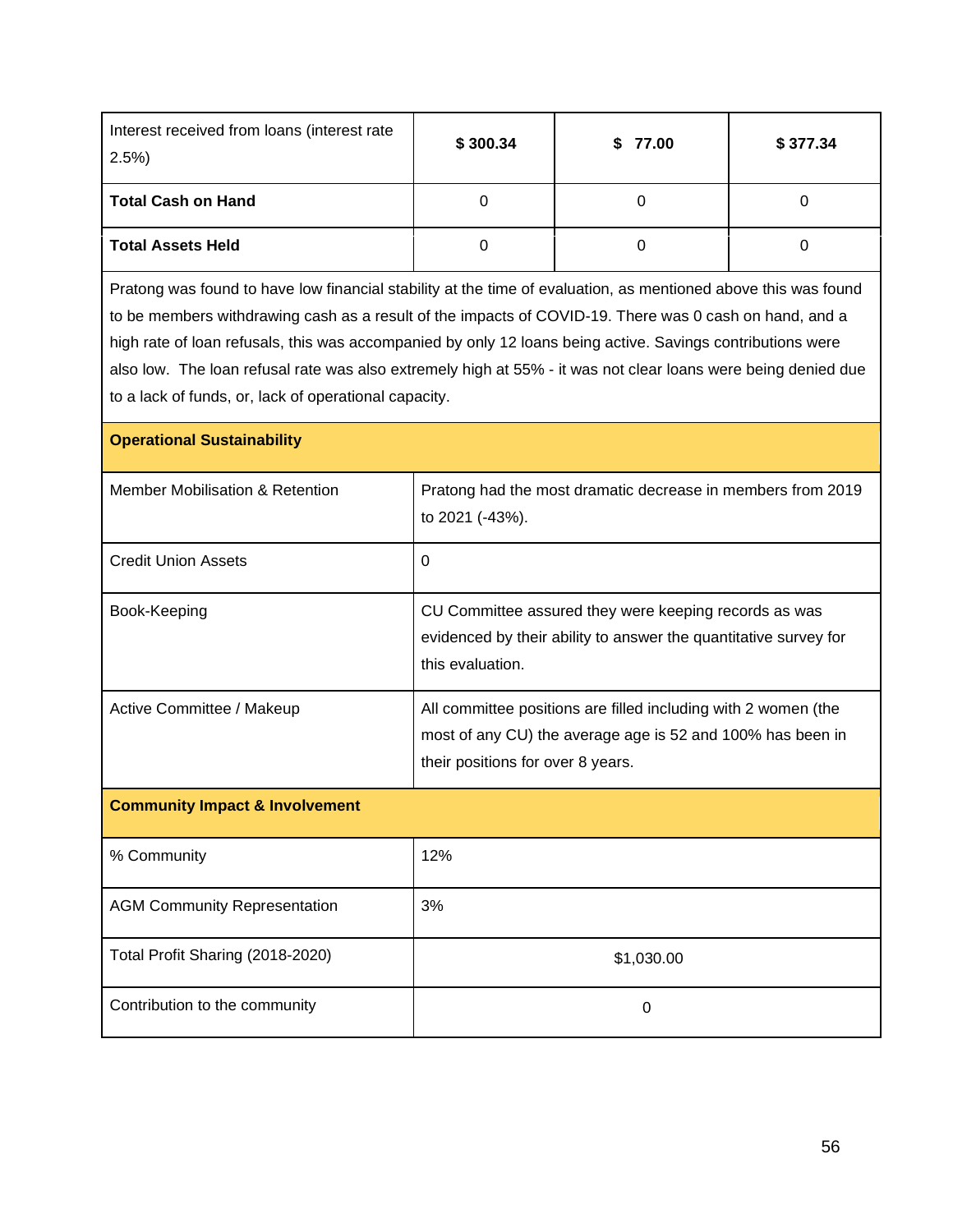| | | | |
|---|---|---|---|
| Interest received from loans (interest rate 2.5%) | **$ 300.34** | **$ 77.00** | **$ 377.34** |
| **Total Cash on Hand** | 0 | 0 | 0 |
| **Total Assets Held** | 0 | 0 | 0 |

Pratong was found to have low financial stability at the time of evaluation, as mentioned above this was found to be members withdrawing cash as a result of the impacts of COVID-19. There was 0 cash on hand, and a high rate of loan refusals, this was accompanied by only 12 loans being active. Savings contributions were also low. The loan refusal rate was also extremely high at 55% - it was not clear loans were being denied due to a lack of funds, or, lack of operational capacity.

| **Operational Sustainability** | |
|---|---|
| Member Mobilisation & Retention | Pratong had the most dramatic decrease in members from 2019 to 2021 (-43%). |
| Credit Union Assets | 0 |
| Book-Keeping | CU Committee assured they were keeping records as was evidenced by their ability to answer the quantitative survey for this evaluation. |
| Active Committee / Makeup | All committee positions are filled including with 2 women (the most of any CU) the average age is 52 and 100% has been in their positions for over 8 years. |
| **Community Impact & Involvement** | |
| % Community | 12% |
| AGM Community Representation | 3% |
| Total Profit Sharing (2018-2020) | $1,030.00 |
| Contribution to the community | 0 |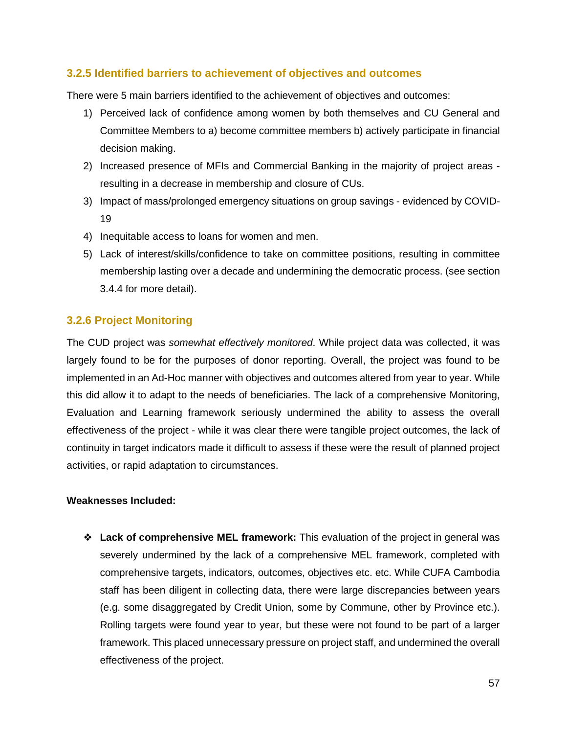### 3.2.5 Identified barriers to achievement of objectives and outcomes

There were 5 main barriers identified to the achievement of objectives and outcomes:

1) Perceived lack of confidence among women by both themselves and CU General and Committee Members to a) become committee members b) actively participate in financial decision making.
2) Increased presence of MFIs and Commercial Banking in the majority of project areas - resulting in a decrease in membership and closure of CUs.
3) Impact of mass/prolonged emergency situations on group savings - evidenced by COVID-19
4) Inequitable access to loans for women and men.
5) Lack of interest/skills/confidence to take on committee positions, resulting in committee membership lasting over a decade and undermining the democratic process. (see section 3.4.4 for more detail).

### 3.2.6 Project Monitoring

The CUD project was *somewhat effectively monitored*. While project data was collected, it was largely found to be for the purposes of donor reporting. Overall, the project was found to be implemented in an Ad-Hoc manner with objectives and outcomes altered from year to year. While this did allow it to adapt to the needs of beneficiaries. The lack of a comprehensive Monitoring, Evaluation and Learning framework seriously undermined the ability to assess the overall effectiveness of the project - while it was clear there were tangible project outcomes, the lack of continuity in target indicators made it difficult to assess if these were the result of planned project activities, or rapid adaptation to circumstances.

**Weaknesses Included:**

- **Lack of comprehensive MEL framework:** This evaluation of the project in general was severely undermined by the lack of a comprehensive MEL framework, completed with comprehensive targets, indicators, outcomes, objectives etc. etc. While CUFA Cambodia staff has been diligent in collecting data, there were large discrepancies between years (e.g. some disaggregated by Credit Union, some by Commune, other by Province etc.). Rolling targets were found year to year, but these were not found to be part of a larger framework. This placed unnecessary pressure on project staff, and undermined the overall effectiveness of the project.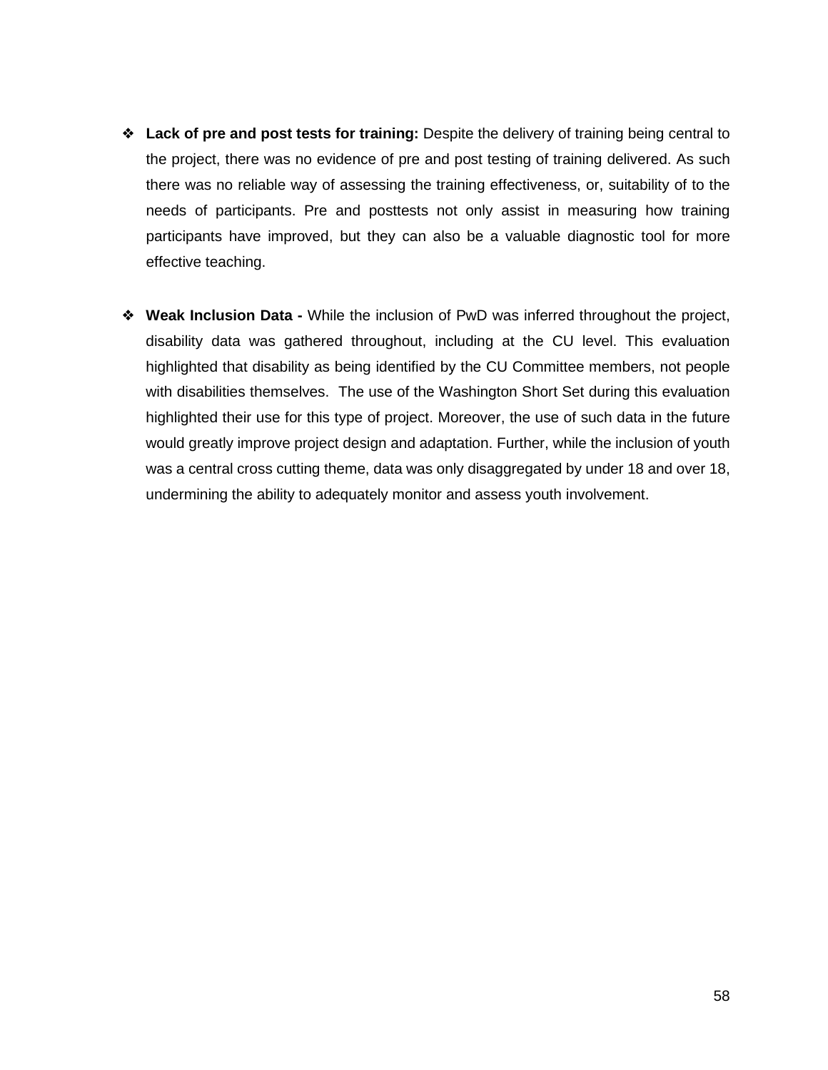- **Lack of pre and post tests for training:** Despite the delivery of training being central to the project, there was no evidence of pre and post testing of training delivered. As such there was no reliable way of assessing the training effectiveness, or, suitability of to the needs of participants. Pre and posttests not only assist in measuring how training participants have improved, but they can also be a valuable diagnostic tool for more effective teaching.

- **Weak Inclusion Data -** While the inclusion of PwD was inferred throughout the project, disability data was gathered throughout, including at the CU level. This evaluation highlighted that disability as being identified by the CU Committee members, not people with disabilities themselves. The use of the Washington Short Set during this evaluation highlighted their use for this type of project. Moreover, the use of such data in the future would greatly improve project design and adaptation. Further, while the inclusion of youth was a central cross cutting theme, data was only disaggregated by under 18 and over 18, undermining the ability to adequately monitor and assess youth involvement.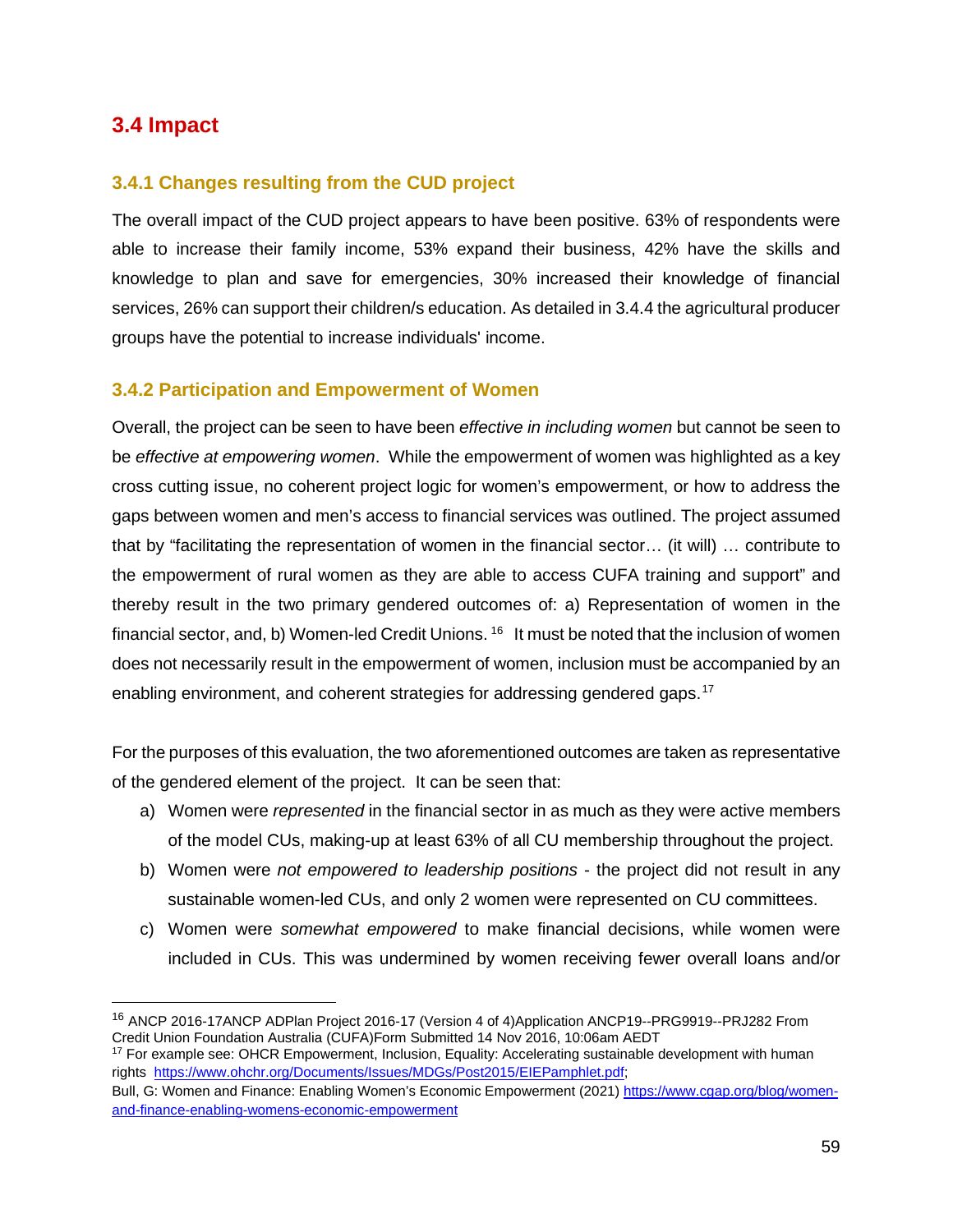## 3.4 Impact

### 3.4.1 Changes resulting from the CUD project

The overall impact of the CUD project appears to have been positive. 63% of respondents were able to increase their family income, 53% expand their business, 42% have the skills and knowledge to plan and save for emergencies, 30% increased their knowledge of financial services, 26% can support their children/s education. As detailed in 3.4.4 the agricultural producer groups have the potential to increase individuals' income.

### 3.4.2 Participation and Empowerment of Women

Overall, the project can be seen to have been *effective in including women* but cannot be seen to be *effective at empowering women*. While the empowerment of women was highlighted as a key cross cutting issue, no coherent project logic for women's empowerment, or how to address the gaps between women and men's access to financial services was outlined. The project assumed that by "facilitating the representation of women in the financial sector… (it will) … contribute to the empowerment of rural women as they are able to access CUFA training and support" and thereby result in the two primary gendered outcomes of: a) Representation of women in the financial sector, and, b) Women-led Credit Unions.[16] It must be noted that the inclusion of women does not necessarily result in the empowerment of women, inclusion must be accompanied by an enabling environment, and coherent strategies for addressing gendered gaps.[17]

For the purposes of this evaluation, the two aforementioned outcomes are taken as representative of the gendered element of the project. It can be seen that:

a) Women were *represented* in the financial sector in as much as they were active members of the model CUs, making-up at least 63% of all CU membership throughout the project.

b) Women were *not empowered to leadership positions* - the project did not result in any sustainable women-led CUs, and only 2 women were represented on CU committees.

c) Women were *somewhat empowered* to make financial decisions, while women were included in CUs. This was undermined by women receiving fewer overall loans and/or

---

[16] ANCP 2016-17ANCP ADPlan Project 2016-17 (Version 4 of 4)Application ANCP19--PRG9919--PRJ282 From Credit Union Foundation Australia (CUFA)Form Submitted 14 Nov 2016, 10:06am AEDT

[17] For example see: OHCR Empowerment, Inclusion, Equality: Accelerating sustainable development with human rights https://www.ohchr.org/Documents/Issues/MDGs/Post2015/EIEPamphlet.pdf;
Bull, G: Women and Finance: Enabling Women's Economic Empowerment (2021) https://www.cgap.org/blog/women-and-finance-enabling-womens-economic-empowerment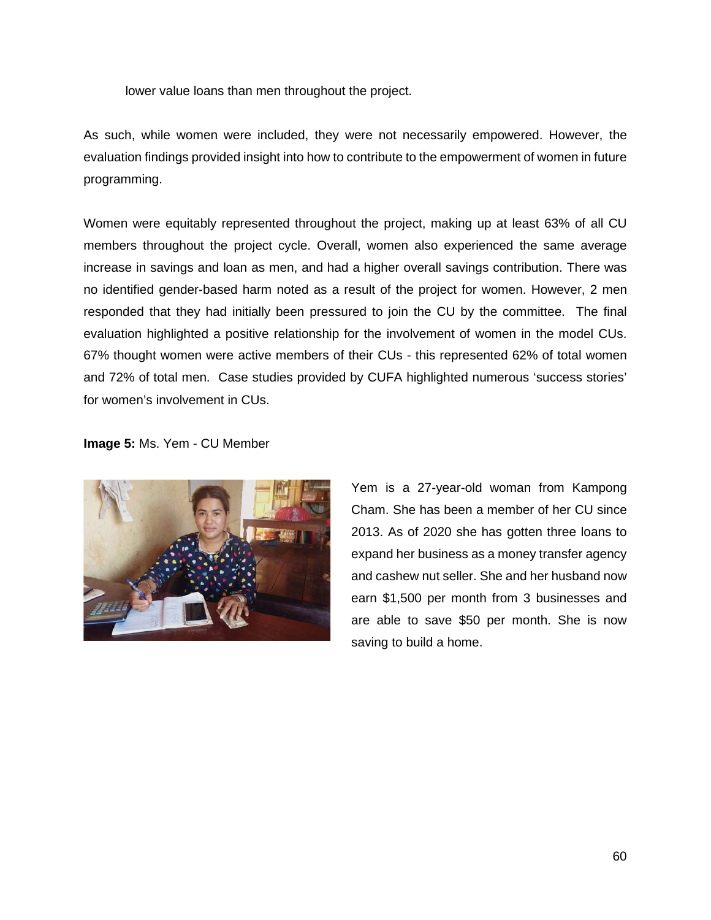lower value loans than men throughout the project.

As such, while women were included, they were not necessarily empowered. However, the evaluation findings provided insight into how to contribute to the empowerment of women in future programming.

Women were equitably represented throughout the project, making up at least 63% of all CU members throughout the project cycle. Overall, women also experienced the same average increase in savings and loan as men, and had a higher overall savings contribution. There was no identified gender-based harm noted as a result of the project for women. However, 2 men responded that they had initially been pressured to join the CU by the committee. The final evaluation highlighted a positive relationship for the involvement of women in the model CUs. 67% thought women were active members of their CUs - this represented 62% of total women and 72% of total men. Case studies provided by CUFA highlighted numerous 'success stories' for women's involvement in CUs.

**Image 5:** Ms. Yem - CU Member

Yem is a 27-year-old woman from Kampong Cham. She has been a member of her CU since 2013. As of 2020 she has gotten three loans to expand her business as a money transfer agency and cashew nut seller. She and her husband now earn $1,500 per month from 3 businesses and are able to save $50 per month. She is now saving to build a home.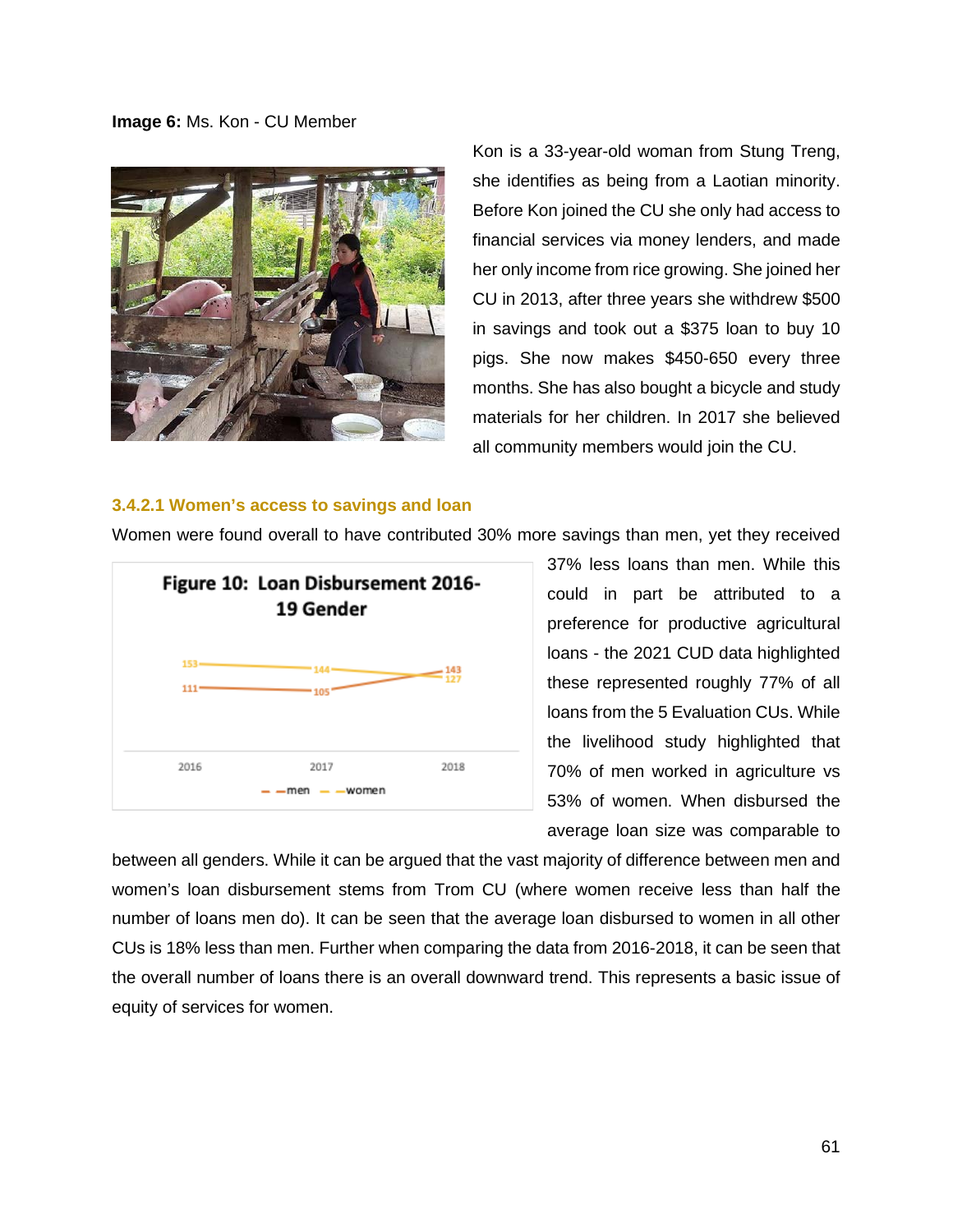**Image 6:** Ms. Kon - CU Member

Kon is a 33-year-old woman from Stung Treng, she identifies as being from a Laotian minority. Before Kon joined the CU she only had access to financial services via money lenders, and made her only income from rice growing. She joined her CU in 2013, after three years she withdrew $500 in savings and took out a $375 loan to buy 10 pigs. She now makes $450-650 every three months. She has also bought a bicycle and study materials for her children. In 2017 she believed all community members would join the CU.

#### 3.4.2.1 Women's access to savings and loan

Women were found overall to have contributed 30% more savings than men, yet they received 37% less loans than men. While this could in part be attributed to a preference for productive agricultural loans - the 2021 CUD data highlighted these represented roughly 77% of all loans from the 5 Evaluation CUs. While the livelihood study highlighted that 70% of men worked in agriculture vs 53% of women. When disbursed the average loan size was comparable to between all genders. While it can be argued that the vast majority of difference between men and women's loan disbursement stems from Trom CU (where women receive less than half the number of loans men do). It can be seen that the average loan disbursed to women in all other CUs is 18% less than men. Further when comparing the data from 2016-2018, it can be seen that the overall number of loans there is an overall downward trend. This represents a basic issue of equity of services for women.

**Figure 10: Loan Disbursement 2016-19 Gender**

| | 2016 | 2017 | 2018 |
|---|---|---|---|
| men | 111 | 105 | 143 |
| women | 153 | 144 | 127 |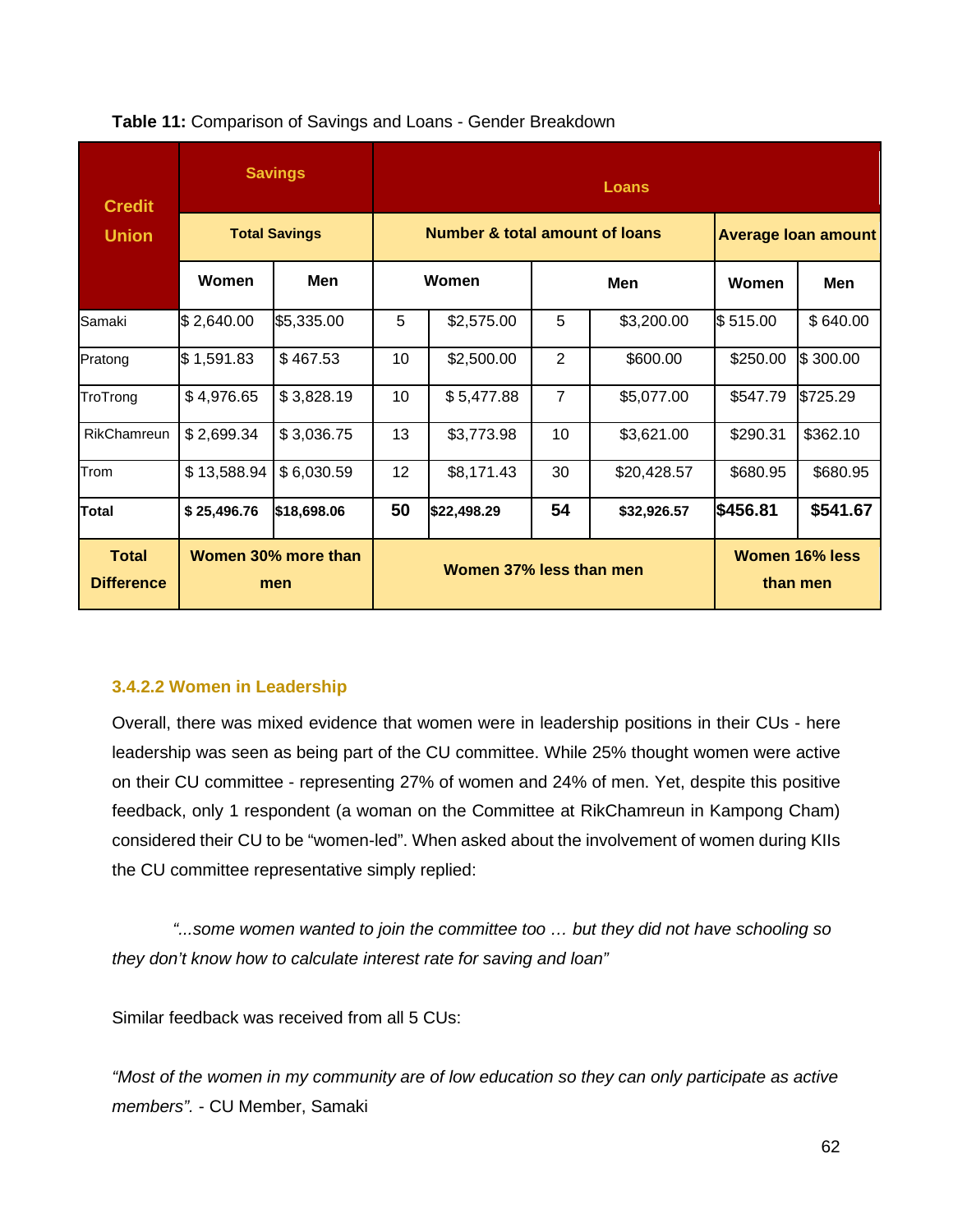**Table 11:** Comparison of Savings and Loans - Gender Breakdown

| Credit Union | Savings | | Loans | | | | | |
|---|---|---|---|---|---|---|---|---|
| | Total Savings | | Number & total amount of loans | | | | Average loan amount | |
| | Women | Men | Women | | Men | | Women | Men |
| Samaki | $ 2,640.00 | $5,335.00 | 5 | $2,575.00 | 5 | $3,200.00 | $ 515.00 | $ 640.00 |
| Pratong | $ 1,591.83 | $ 467.53 | 10 | $2,500.00 | 2 | $600.00 | $250.00 | $ 300.00 |
| TroTrong | $ 4,976.65 | $ 3,828.19 | 10 | $ 5,477.88 | 7 | $5,077.00 | $547.79 | $725.29 |
| RikChamreun | $ 2,699.34 | $ 3,036.75 | 13 | $3,773.98 | 10 | $3,621.00 | $290.31 | $362.10 |
| Trom | $ 13,588.94 | $ 6,030.59 | 12 | $8,171.43 | 30 | $20,428.57 | $680.95 | $680.95 |
| **Total** | **$ 25,496.76** | **$18,698.06** | **50** | **$22,498.29** | **54** | **$32,926.57** | **$456.81** | **$541.67** |
| **Total Difference** | **Women 30% more than men** | | **Women 37% less than men** | | | | **Women 16% less than men** | |

### 3.4.2.2 Women in Leadership

Overall, there was mixed evidence that women were in leadership positions in their CUs - here leadership was seen as being part of the CU committee. While 25% thought women were active on their CU committee - representing 27% of women and 24% of men. Yet, despite this positive feedback, only 1 respondent (a woman on the Committee at RikChamreun in Kampong Cham) considered their CU to be "women-led". When asked about the involvement of women during KIIs the CU committee representative simply replied:

*"...some women wanted to join the committee too … but they did not have schooling so they don't know how to calculate interest rate for saving and loan"*

Similar feedback was received from all 5 CUs:

*"Most of the women in my community are of low education so they can only participate as active members".* - CU Member, Samaki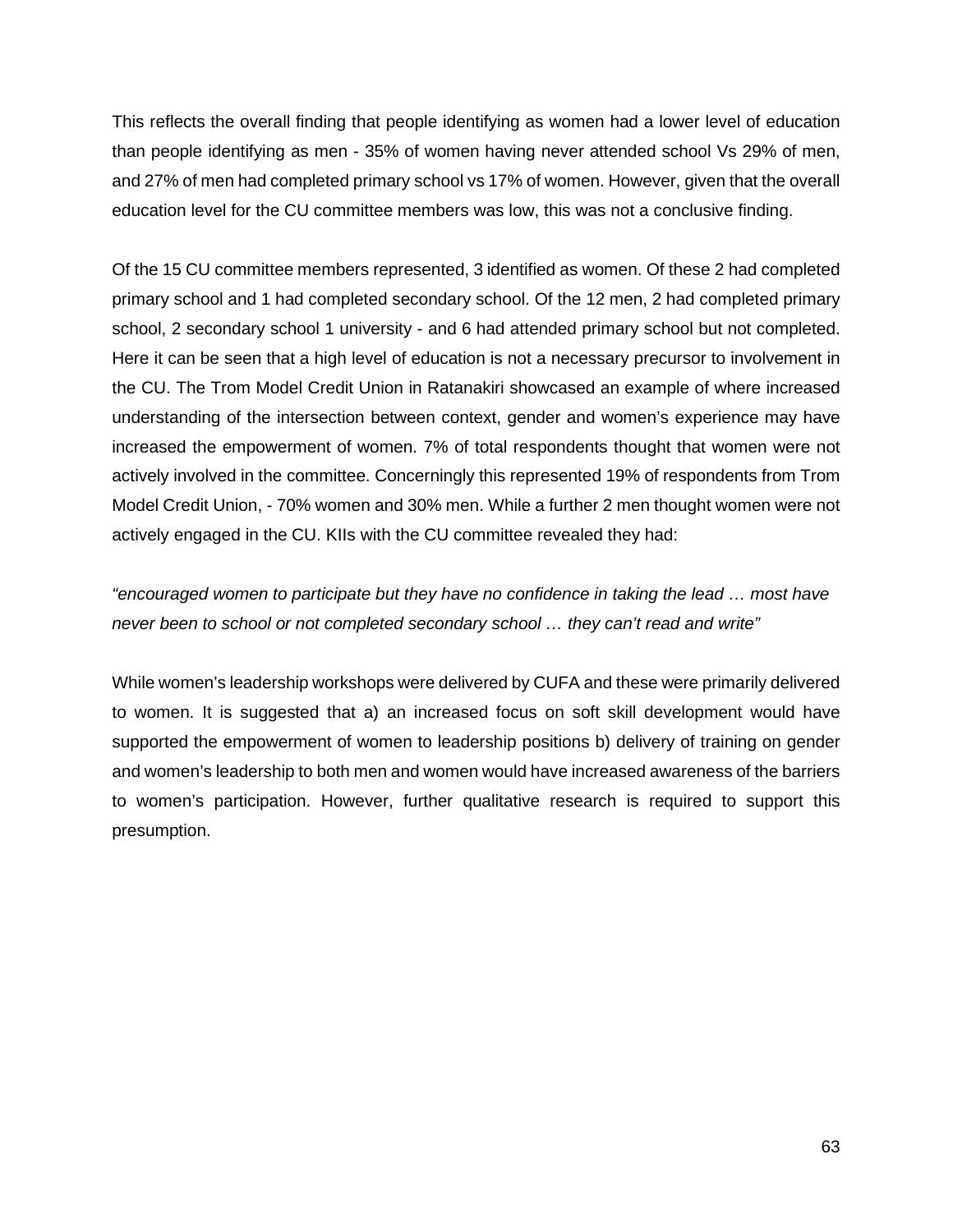This reflects the overall finding that people identifying as women had a lower level of education than people identifying as men - 35% of women having never attended school Vs 29% of men, and 27% of men had completed primary school vs 17% of women. However, given that the overall education level for the CU committee members was low, this was not a conclusive finding.

Of the 15 CU committee members represented, 3 identified as women. Of these 2 had completed primary school and 1 had completed secondary school. Of the 12 men, 2 had completed primary school, 2 secondary school 1 university - and 6 had attended primary school but not completed. Here it can be seen that a high level of education is not a necessary precursor to involvement in the CU. The Trom Model Credit Union in Ratanakiri showcased an example of where increased understanding of the intersection between context, gender and women's experience may have increased the empowerment of women. 7% of total respondents thought that women were not actively involved in the committee. Concerningly this represented 19% of respondents from Trom Model Credit Union, - 70% women and 30% men. While a further 2 men thought women were not actively engaged in the CU. KIIs with the CU committee revealed they had:

*"encouraged women to participate but they have no confidence in taking the lead … most have never been to school or not completed secondary school … they can't read and write"*

While women's leadership workshops were delivered by CUFA and these were primarily delivered to women. It is suggested that a) an increased focus on soft skill development would have supported the empowerment of women to leadership positions b) delivery of training on gender and women's leadership to both men and women would have increased awareness of the barriers to women's participation. However, further qualitative research is required to support this presumption.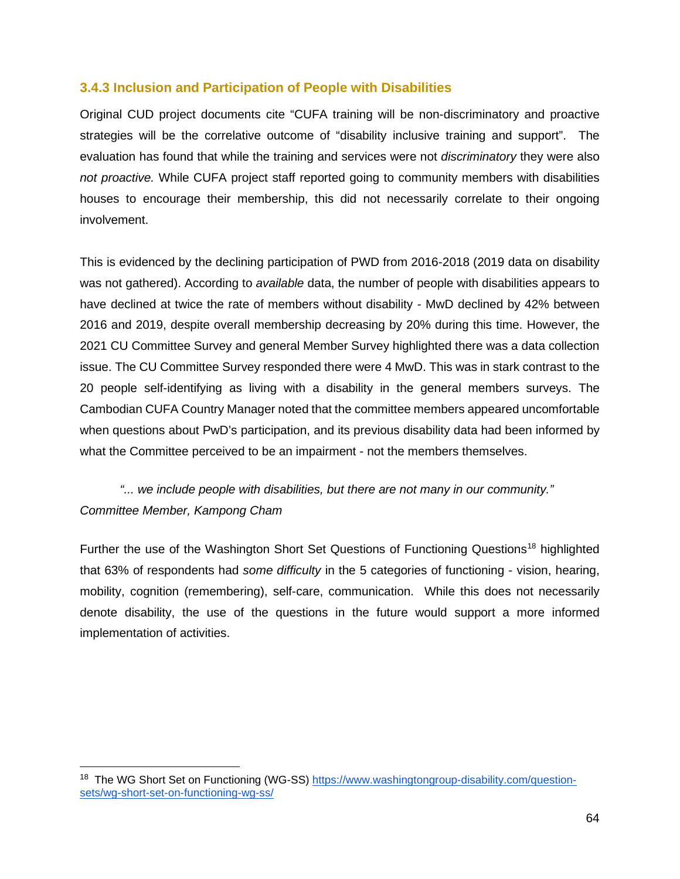### 3.4.3 Inclusion and Participation of People with Disabilities

Original CUD project documents cite "CUFA training will be non-discriminatory and proactive strategies will be the correlative outcome of "disability inclusive training and support". The evaluation has found that while the training and services were not *discriminatory* they were also *not proactive.* While CUFA project staff reported going to community members with disabilities houses to encourage their membership, this did not necessarily correlate to their ongoing involvement.

This is evidenced by the declining participation of PWD from 2016-2018 (2019 data on disability was not gathered). According to *available* data, the number of people with disabilities appears to have declined at twice the rate of members without disability - MwD declined by 42% between 2016 and 2019, despite overall membership decreasing by 20% during this time. However, the 2021 CU Committee Survey and general Member Survey highlighted there was a data collection issue. The CU Committee Survey responded there were 4 MwD. This was in stark contrast to the 20 people self-identifying as living with a disability in the general members surveys. The Cambodian CUFA Country Manager noted that the committee members appeared uncomfortable when questions about PwD's participation, and its previous disability data had been informed by what the Committee perceived to be an impairment - not the members themselves.

> *"... we include people with disabilities, but there are not many in our community."*
> *Committee Member, Kampong Cham*

Further the use of the Washington Short Set Questions of Functioning Questions[18] highlighted that 63% of respondents had *some difficulty* in the 5 categories of functioning - vision, hearing, mobility, cognition (remembering), self-care, communication. While this does not necessarily denote disability, the use of the questions in the future would support a more informed implementation of activities.

---

[18] The WG Short Set on Functioning (WG-SS) https://www.washingtongroup-disability.com/question-sets/wg-short-set-on-functioning-wg-ss/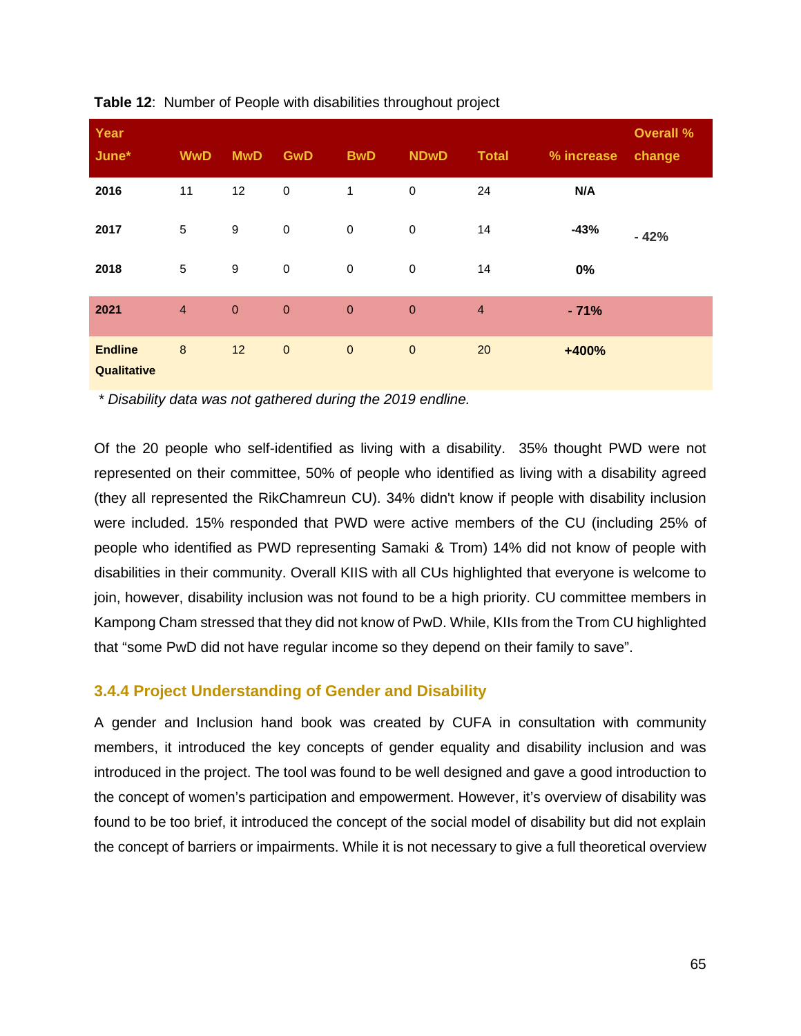**Table 12**: Number of People with disabilities throughout project

| Year June* | WwD | MwD | GwD | BwD | NDwD | Total | % increase | Overall % change |
|---|---|---|---|---|---|---|---|---|
| **2016** | 11 | 12 | 0 | 1 | 0 | 24 | **N/A** | |
| **2017** | 5 | 9 | 0 | 0 | 0 | 14 | **-43%** | **- 42%** |
| **2018** | 5 | 9 | 0 | 0 | 0 | 14 | **0%** | |
| **2021** | 4 | 0 | 0 | 0 | 0 | 4 | **- 71%** | |
| **Endline Qualitative** | 8 | 12 | 0 | 0 | 0 | 20 | **+400%** | |

*\* Disability data was not gathered during the 2019 endline.*

Of the 20 people who self-identified as living with a disability. 35% thought PWD were not represented on their committee, 50% of people who identified as living with a disability agreed (they all represented the RikChamreun CU). 34% didn't know if people with disability inclusion were included. 15% responded that PWD were active members of the CU (including 25% of people who identified as PWD representing Samaki & Trom) 14% did not know of people with disabilities in their community. Overall KIIS with all CUs highlighted that everyone is welcome to join, however, disability inclusion was not found to be a high priority. CU committee members in Kampong Cham stressed that they did not know of PwD. While, KIIs from the Trom CU highlighted that "some PwD did not have regular income so they depend on their family to save".

### 3.4.4 Project Understanding of Gender and Disability

A gender and Inclusion hand book was created by CUFA in consultation with community members, it introduced the key concepts of gender equality and disability inclusion and was introduced in the project. The tool was found to be well designed and gave a good introduction to the concept of women's participation and empowerment. However, it's overview of disability was found to be too brief, it introduced the concept of the social model of disability but did not explain the concept of barriers or impairments. While it is not necessary to give a full theoretical overview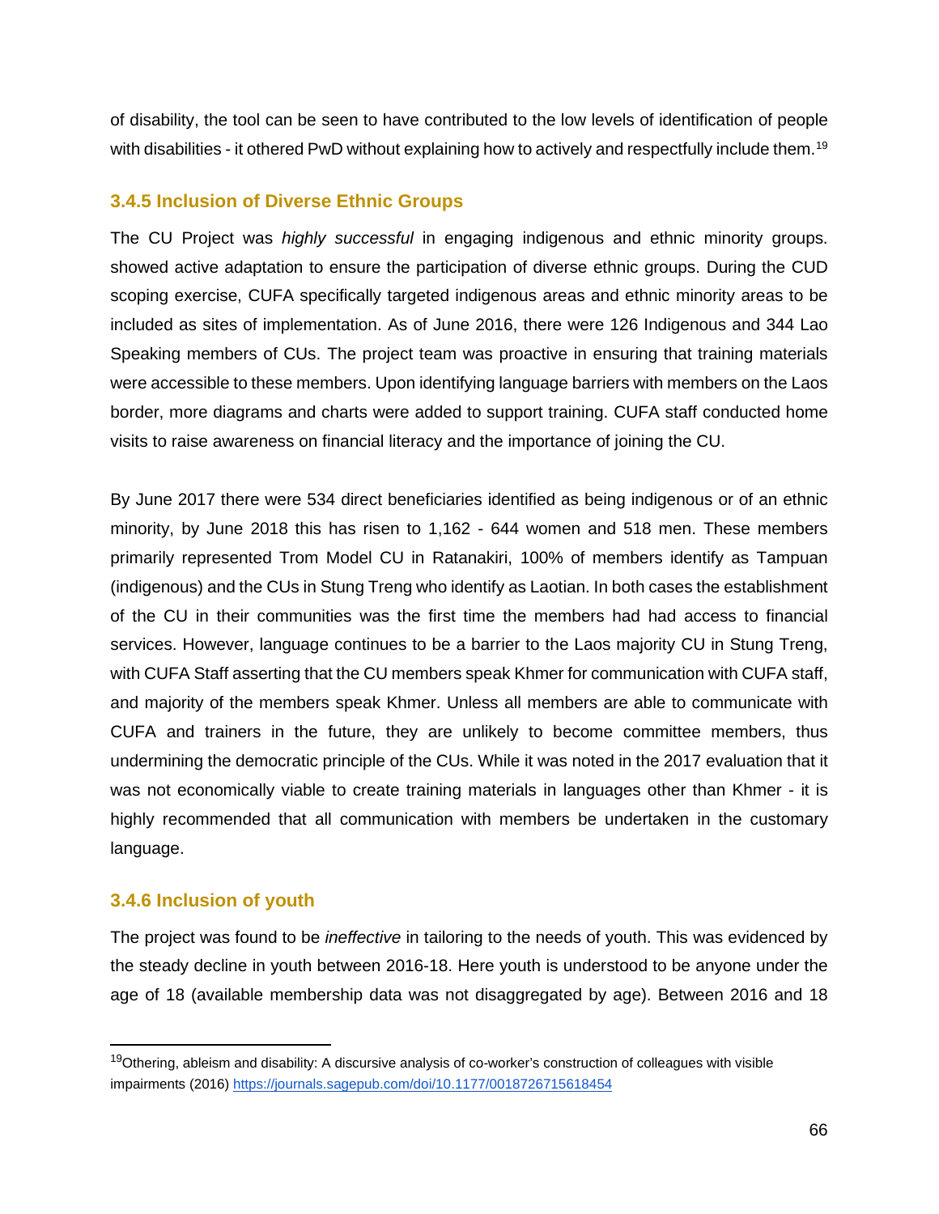of disability, the tool can be seen to have contributed to the low levels of identification of people with disabilities - it othered PwD without explaining how to actively and respectfully include them.[19]

### 3.4.5 Inclusion of Diverse Ethnic Groups

The CU Project was *highly successful* in engaging indigenous and ethnic minority groups. showed active adaptation to ensure the participation of diverse ethnic groups. During the CUD scoping exercise, CUFA specifically targeted indigenous areas and ethnic minority areas to be included as sites of implementation. As of June 2016, there were 126 Indigenous and 344 Lao Speaking members of CUs. The project team was proactive in ensuring that training materials were accessible to these members. Upon identifying language barriers with members on the Laos border, more diagrams and charts were added to support training. CUFA staff conducted home visits to raise awareness on financial literacy and the importance of joining the CU.

By June 2017 there were 534 direct beneficiaries identified as being indigenous or of an ethnic minority, by June 2018 this has risen to 1,162 - 644 women and 518 men. These members primarily represented Trom Model CU in Ratanakiri, 100% of members identify as Tampuan (indigenous) and the CUs in Stung Treng who identify as Laotian. In both cases the establishment of the CU in their communities was the first time the members had had access to financial services. However, language continues to be a barrier to the Laos majority CU in Stung Treng, with CUFA Staff asserting that the CU members speak Khmer for communication with CUFA staff, and majority of the members speak Khmer. Unless all members are able to communicate with CUFA and trainers in the future, they are unlikely to become committee members, thus undermining the democratic principle of the CUs. While it was noted in the 2017 evaluation that it was not economically viable to create training materials in languages other than Khmer - it is highly recommended that all communication with members be undertaken in the customary language.

### 3.4.6 Inclusion of youth

The project was found to be *ineffective* in tailoring to the needs of youth. This was evidenced by the steady decline in youth between 2016-18. Here youth is understood to be anyone under the age of 18 (available membership data was not disaggregated by age). Between 2016 and 18

---

[19] Othering, ableism and disability: A discursive analysis of co-worker's construction of colleagues with visible impairments (2016) https://journals.sagepub.com/doi/10.1177/0018726715618454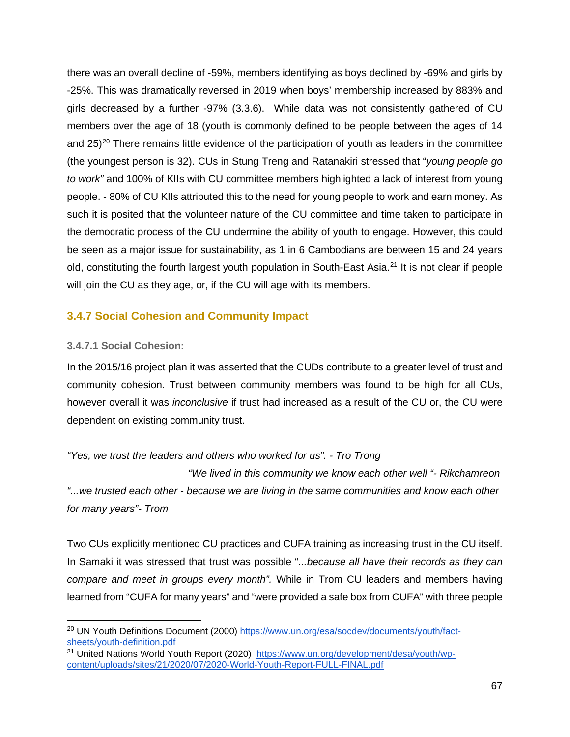there was an overall decline of -59%, members identifying as boys declined by -69% and girls by -25%. This was dramatically reversed in 2019 when boys' membership increased by 883% and girls decreased by a further -97% (3.3.6). While data was not consistently gathered of CU members over the age of 18 (youth is commonly defined to be people between the ages of 14 and 25)[20] There remains little evidence of the participation of youth as leaders in the committee (the youngest person is 32). CUs in Stung Treng and Ratanakiri stressed that "*young people go to work*" and 100% of KIIs with CU committee members highlighted a lack of interest from young people. - 80% of CU KIIs attributed this to the need for young people to work and earn money. As such it is posited that the volunteer nature of the CU committee and time taken to participate in the democratic process of the CU undermine the ability of youth to engage. However, this could be seen as a major issue for sustainability, as 1 in 6 Cambodians are between 15 and 24 years old, constituting the fourth largest youth population in South-East Asia.[21] It is not clear if people will join the CU as they age, or, if the CU will age with its members.

### 3.4.7 Social Cohesion and Community Impact

#### 3.4.7.1 Social Cohesion:

In the 2015/16 project plan it was asserted that the CUDs contribute to a greater level of trust and community cohesion. Trust between community members was found to be high for all CUs, however overall it was *inconclusive* if trust had increased as a result of the CU or, the CU were dependent on existing community trust.

*"Yes, we trust the leaders and others who worked for us". - Tro Trong*

*"We lived in this community we know each other well "- Rikchamreon*

*"...we trusted each other - because we are living in the same communities and know each other for many years"- Trom*

Two CUs explicitly mentioned CU practices and CUFA training as increasing trust in the CU itself. In Samaki it was stressed that trust was possible "*...because all have their records as they can compare and meet in groups every month".* While in Trom CU leaders and members having learned from "CUFA for many years" and "were provided a safe box from CUFA" with three people

---

[20] UN Youth Definitions Document (2000) https://www.un.org/esa/socdev/documents/youth/fact-sheets/youth-definition.pdf

[21] United Nations World Youth Report (2020) https://www.un.org/development/desa/youth/wp-content/uploads/sites/21/2020/07/2020-World-Youth-Report-FULL-FINAL.pdf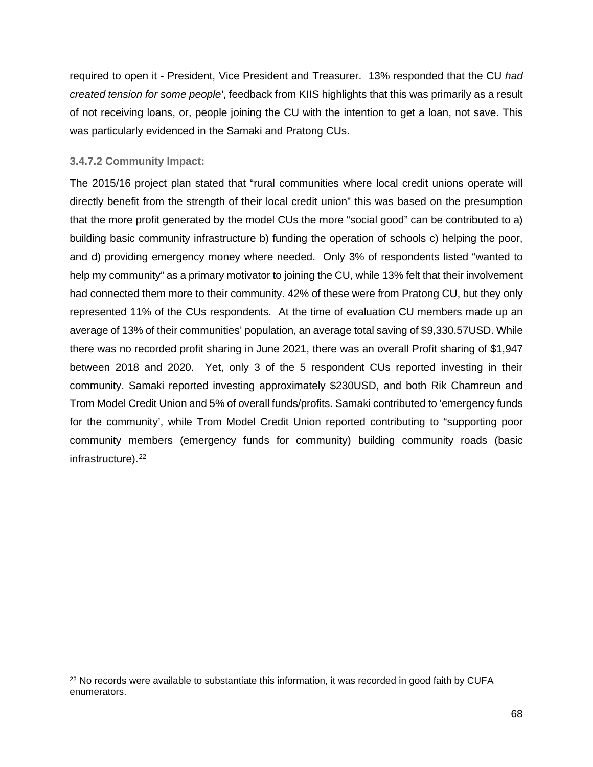required to open it - President, Vice President and Treasurer. 13% responded that the CU *had created tension for some people'*, feedback from KIIS highlights that this was primarily as a result of not receiving loans, or, people joining the CU with the intention to get a loan, not save. This was particularly evidenced in the Samaki and Pratong CUs.

### 3.4.7.2 Community Impact:

The 2015/16 project plan stated that "rural communities where local credit unions operate will directly benefit from the strength of their local credit union" this was based on the presumption that the more profit generated by the model CUs the more "social good" can be contributed to a) building basic community infrastructure b) funding the operation of schools c) helping the poor, and d) providing emergency money where needed. Only 3% of respondents listed "wanted to help my community" as a primary motivator to joining the CU, while 13% felt that their involvement had connected them more to their community. 42% of these were from Pratong CU, but they only represented 11% of the CUs respondents. At the time of evaluation CU members made up an average of 13% of their communities' population, an average total saving of $9,330.57USD. While there was no recorded profit sharing in June 2021, there was an overall Profit sharing of $1,947 between 2018 and 2020. Yet, only 3 of the 5 respondent CUs reported investing in their community. Samaki reported investing approximately $230USD, and both Rik Chamreun and Trom Model Credit Union and 5% of overall funds/profits. Samaki contributed to 'emergency funds for the community', while Trom Model Credit Union reported contributing to "supporting poor community members (emergency funds for community) building community roads (basic infrastructure).[22]

[22] No records were available to substantiate this information, it was recorded in good faith by CUFA enumerators.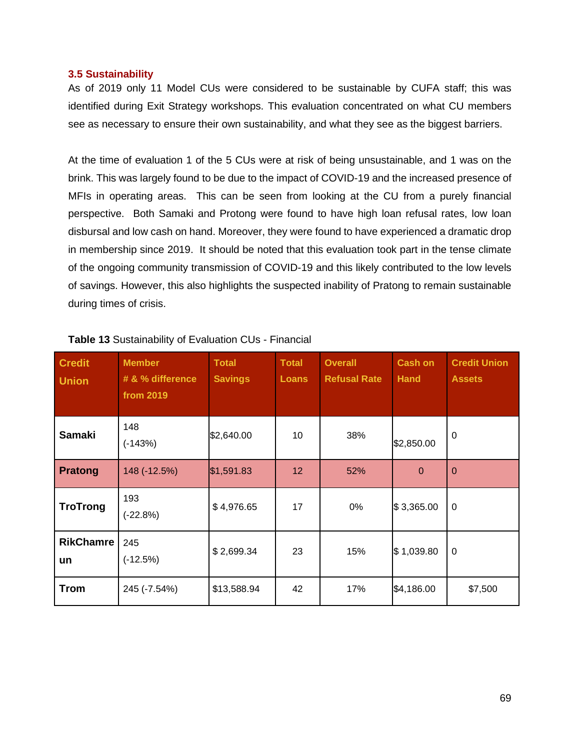### 3.5 Sustainability

As of 2019 only 11 Model CUs were considered to be sustainable by CUFA staff; this was identified during Exit Strategy workshops. This evaluation concentrated on what CU members see as necessary to ensure their own sustainability, and what they see as the biggest barriers.

At the time of evaluation 1 of the 5 CUs were at risk of being unsustainable, and 1 was on the brink. This was largely found to be due to the impact of COVID-19 and the increased presence of MFIs in operating areas. This can be seen from looking at the CU from a purely financial perspective. Both Samaki and Protong were found to have high loan refusal rates, low loan disbursal and low cash on hand. Moreover, they were found to have experienced a dramatic drop in membership since 2019. It should be noted that this evaluation took part in the tense climate of the ongoing community transmission of COVID-19 and this likely contributed to the low levels of savings. However, this also highlights the suspected inability of Pratong to remain sustainable during times of crisis.

**Table 13** Sustainability of Evaluation CUs - Financial

| Credit Union | Member # & % difference from 2019 | Total Savings | Total Loans | Overall Refusal Rate | Cash on Hand | Credit Union Assets |
|---|---|---|---|---|---|---|
| **Samaki** | 148 (-143%) | $2,640.00 | 10 | 38% | $2,850.00 | 0 |
| **Pratong** | 148 (-12.5%) | $1,591.83 | 12 | 52% | 0 | 0 |
| **TroTrong** | 193 (-22.8%) | $ 4,976.65 | 17 | 0% | $ 3,365.00 | 0 |
| **RikChamreun** | 245 (-12.5%) | $ 2,699.34 | 23 | 15% | $ 1,039.80 | 0 |
| **Trom** | 245 (-7.54%) | $13,588.94 | 42 | 17% | $4,186.00 | $7,500 |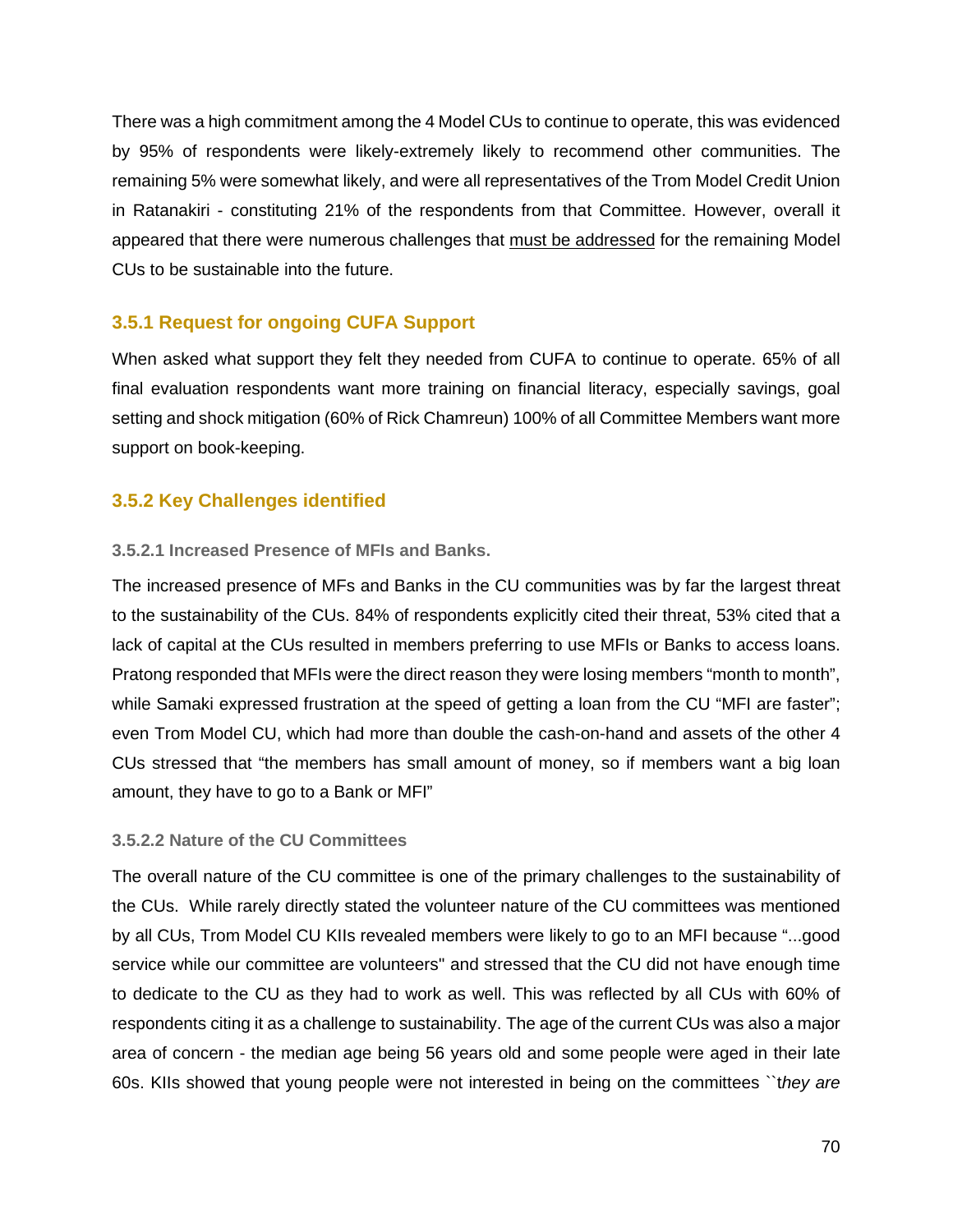There was a high commitment among the 4 Model CUs to continue to operate, this was evidenced by 95% of respondents were likely-extremely likely to recommend other communities. The remaining 5% were somewhat likely, and were all representatives of the Trom Model Credit Union in Ratanakiri - constituting 21% of the respondents from that Committee. However, overall it appeared that there were numerous challenges that <u>must be addressed</u> for the remaining Model CUs to be sustainable into the future.

### 3.5.1 Request for ongoing CUFA Support

When asked what support they felt they needed from CUFA to continue to operate. 65% of all final evaluation respondents want more training on financial literacy, especially savings, goal setting and shock mitigation (60% of Rick Chamreun) 100% of all Committee Members want more support on book-keeping.

### 3.5.2 Key Challenges identified

#### 3.5.2.1 Increased Presence of MFIs and Banks.

The increased presence of MFs and Banks in the CU communities was by far the largest threat to the sustainability of the CUs. 84% of respondents explicitly cited their threat, 53% cited that a lack of capital at the CUs resulted in members preferring to use MFIs or Banks to access loans. Pratong responded that MFIs were the direct reason they were losing members "month to month", while Samaki expressed frustration at the speed of getting a loan from the CU "MFI are faster"; even Trom Model CU, which had more than double the cash-on-hand and assets of the other 4 CUs stressed that "the members has small amount of money, so if members want a big loan amount, they have to go to a Bank or MFI"

#### 3.5.2.2 Nature of the CU Committees

The overall nature of the CU committee is one of the primary challenges to the sustainability of the CUs. While rarely directly stated the volunteer nature of the CU committees was mentioned by all CUs, Trom Model CU KIIs revealed members were likely to go to an MFI because "...good service while our committee are volunteers" and stressed that the CU did not have enough time to dedicate to the CU as they had to work as well. This was reflected by all CUs with 60% of respondents citing it as a challenge to sustainability. The age of the current CUs was also a major area of concern - the median age being 56 years old and some people were aged in their late 60s. KIIs showed that young people were not interested in being on the committees ``*they are*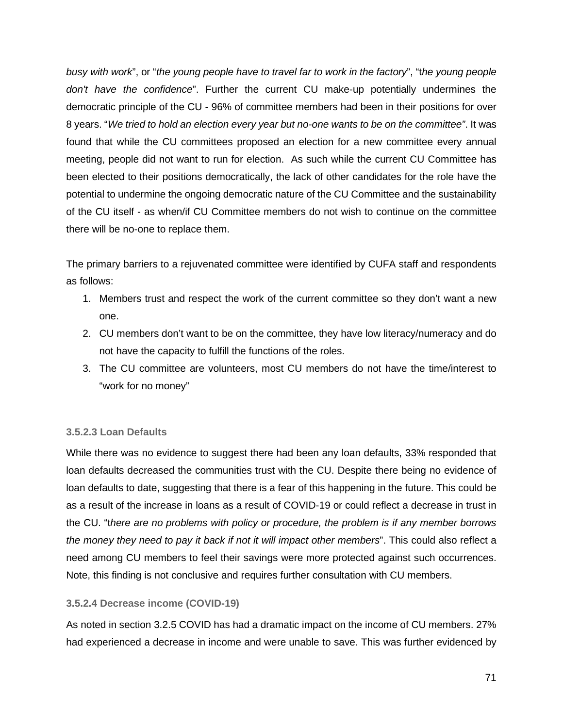*busy with work*", or "*the young people have to travel far to work in the factory*", "t*he young people don't have the confidence*". Further the current CU make-up potentially undermines the democratic principle of the CU - 96% of committee members had been in their positions for over 8 years. "*We tried to hold an election every year but no-one wants to be on the committee"*. It was found that while the CU committees proposed an election for a new committee every annual meeting, people did not want to run for election. As such while the current CU Committee has been elected to their positions democratically, the lack of other candidates for the role have the potential to undermine the ongoing democratic nature of the CU Committee and the sustainability of the CU itself - as when/if CU Committee members do not wish to continue on the committee there will be no-one to replace them.

The primary barriers to a rejuvenated committee were identified by CUFA staff and respondents as follows:

1. Members trust and respect the work of the current committee so they don't want a new one.
2. CU members don't want to be on the committee, they have low literacy/numeracy and do not have the capacity to fulfill the functions of the roles.
3. The CU committee are volunteers, most CU members do not have the time/interest to "work for no money"

#### 3.5.2.3 Loan Defaults

While there was no evidence to suggest there had been any loan defaults, 33% responded that loan defaults decreased the communities trust with the CU. Despite there being no evidence of loan defaults to date, suggesting that there is a fear of this happening in the future. This could be as a result of the increase in loans as a result of COVID-19 or could reflect a decrease in trust in the CU. "t*here are no problems with policy or procedure, the problem is if any member borrows the money they need to pay it back if not it will impact other members*". This could also reflect a need among CU members to feel their savings were more protected against such occurrences. Note, this finding is not conclusive and requires further consultation with CU members.

#### 3.5.2.4 Decrease income (COVID-19)

As noted in section 3.2.5 COVID has had a dramatic impact on the income of CU members. 27% had experienced a decrease in income and were unable to save. This was further evidenced by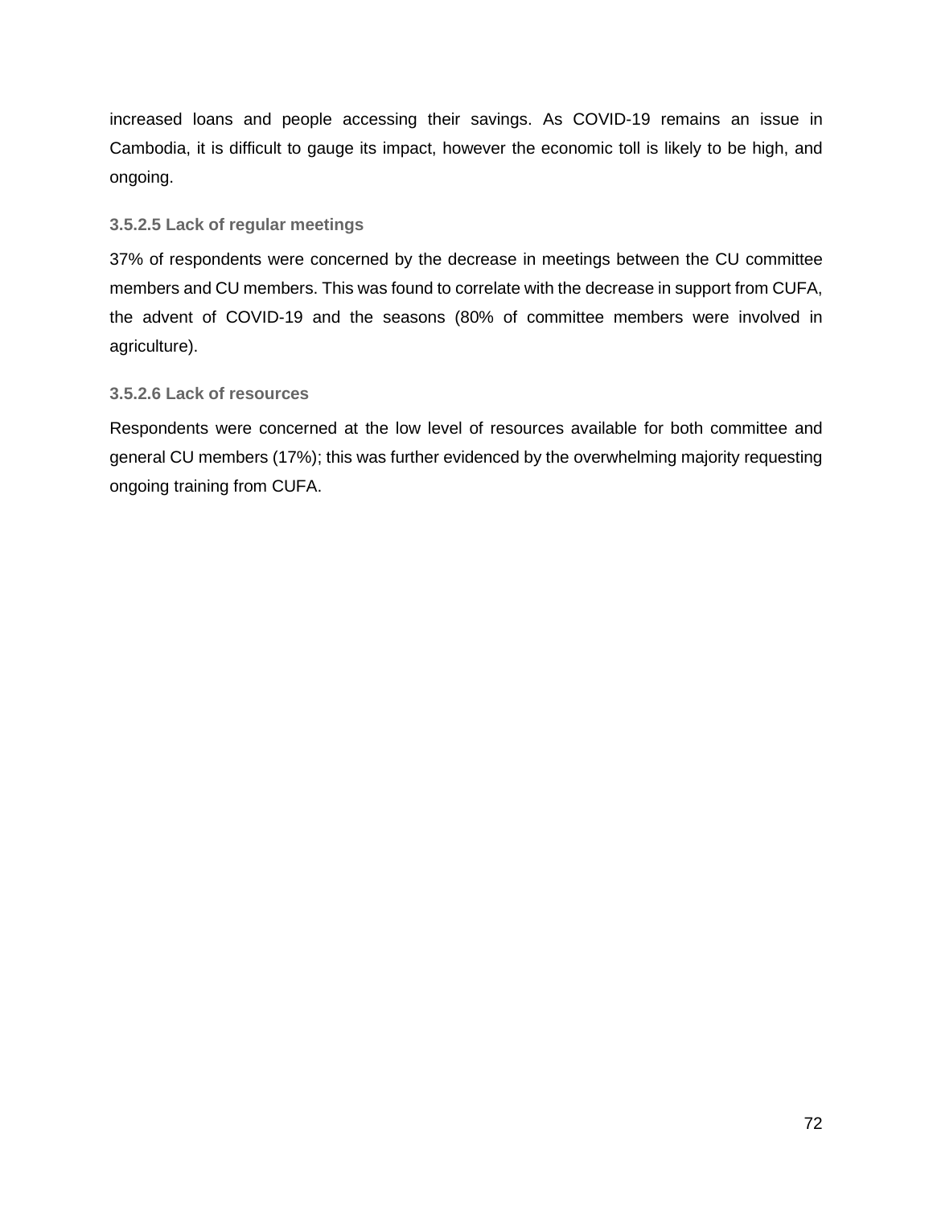increased loans and people accessing their savings. As COVID-19 remains an issue in Cambodia, it is difficult to gauge its impact, however the economic toll is likely to be high, and ongoing.

#### 3.5.2.5 Lack of regular meetings

37% of respondents were concerned by the decrease in meetings between the CU committee members and CU members. This was found to correlate with the decrease in support from CUFA, the advent of COVID-19 and the seasons (80% of committee members were involved in agriculture).

#### 3.5.2.6 Lack of resources

Respondents were concerned at the low level of resources available for both committee and general CU members (17%); this was further evidenced by the overwhelming majority requesting ongoing training from CUFA.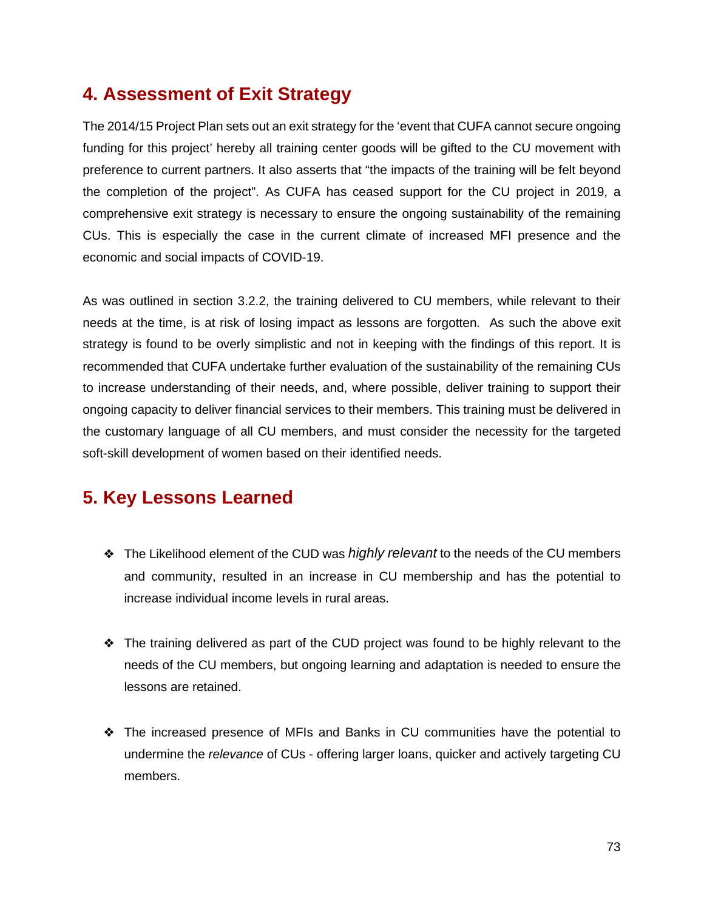## 4. Assessment of Exit Strategy

The 2014/15 Project Plan sets out an exit strategy for the 'event that CUFA cannot secure ongoing funding for this project' hereby all training center goods will be gifted to the CU movement with preference to current partners. It also asserts that "the impacts of the training will be felt beyond the completion of the project". As CUFA has ceased support for the CU project in 2019, a comprehensive exit strategy is necessary to ensure the ongoing sustainability of the remaining CUs. This is especially the case in the current climate of increased MFI presence and the economic and social impacts of COVID-19.

As was outlined in section 3.2.2, the training delivered to CU members, while relevant to their needs at the time, is at risk of losing impact as lessons are forgotten. As such the above exit strategy is found to be overly simplistic and not in keeping with the findings of this report. It is recommended that CUFA undertake further evaluation of the sustainability of the remaining CUs to increase understanding of their needs, and, where possible, deliver training to support their ongoing capacity to deliver financial services to their members. This training must be delivered in the customary language of all CU members, and must consider the necessity for the targeted soft-skill development of women based on their identified needs.

## 5. Key Lessons Learned

- The Likelihood element of the CUD was *highly relevant* to the needs of the CU members and community, resulted in an increase in CU membership and has the potential to increase individual income levels in rural areas.

- The training delivered as part of the CUD project was found to be highly relevant to the needs of the CU members, but ongoing learning and adaptation is needed to ensure the lessons are retained.

- The increased presence of MFIs and Banks in CU communities have the potential to undermine the *relevance* of CUs - offering larger loans, quicker and actively targeting CU members.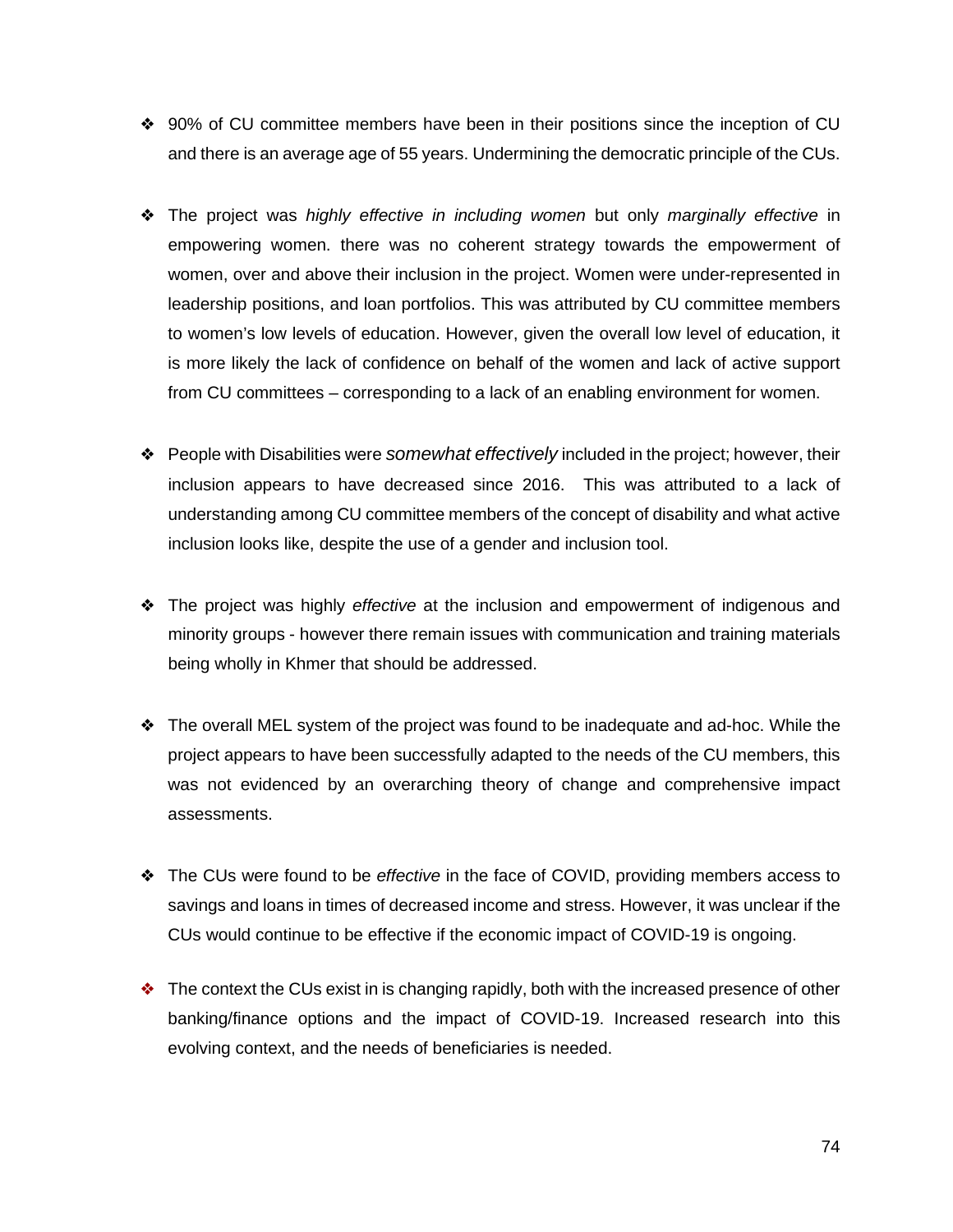- 90% of CU committee members have been in their positions since the inception of CU and there is an average age of 55 years. Undermining the democratic principle of the CUs.

- The project was *highly effective in including women* but only *marginally effective* in empowering women. there was no coherent strategy towards the empowerment of women, over and above their inclusion in the project. Women were under-represented in leadership positions, and loan portfolios. This was attributed by CU committee members to women's low levels of education. However, given the overall low level of education, it is more likely the lack of confidence on behalf of the women and lack of active support from CU committees – corresponding to a lack of an enabling environment for women.

- People with Disabilities were *somewhat effectively* included in the project; however, their inclusion appears to have decreased since 2016. This was attributed to a lack of understanding among CU committee members of the concept of disability and what active inclusion looks like, despite the use of a gender and inclusion tool.

- The project was highly *effective* at the inclusion and empowerment of indigenous and minority groups - however there remain issues with communication and training materials being wholly in Khmer that should be addressed.

- The overall MEL system of the project was found to be inadequate and ad-hoc. While the project appears to have been successfully adapted to the needs of the CU members, this was not evidenced by an overarching theory of change and comprehensive impact assessments.

- The CUs were found to be *effective* in the face of COVID, providing members access to savings and loans in times of decreased income and stress. However, it was unclear if the CUs would continue to be effective if the economic impact of COVID-19 is ongoing.

- The context the CUs exist in is changing rapidly, both with the increased presence of other banking/finance options and the impact of COVID-19. Increased research into this evolving context, and the needs of beneficiaries is needed.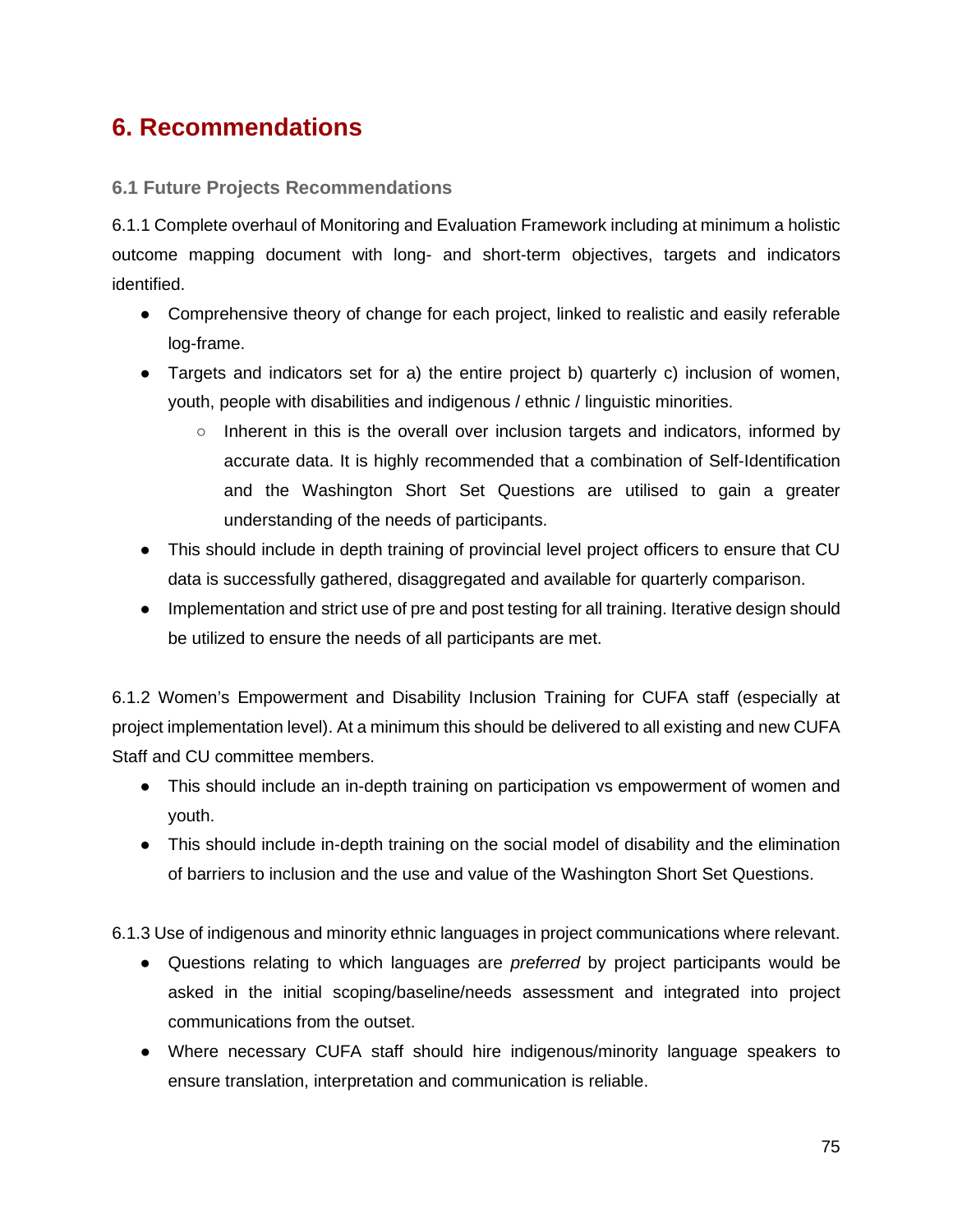# 6. Recommendations

### 6.1 Future Projects Recommendations

6.1.1 Complete overhaul of Monitoring and Evaluation Framework including at minimum a holistic outcome mapping document with long- and short-term objectives, targets and indicators identified.

- Comprehensive theory of change for each project, linked to realistic and easily referable log-frame.
- Targets and indicators set for a) the entire project b) quarterly c) inclusion of women, youth, people with disabilities and indigenous / ethnic / linguistic minorities.
    - Inherent in this is the overall over inclusion targets and indicators, informed by accurate data. It is highly recommended that a combination of Self-Identification and the Washington Short Set Questions are utilised to gain a greater understanding of the needs of participants.
- This should include in depth training of provincial level project officers to ensure that CU data is successfully gathered, disaggregated and available for quarterly comparison.
- Implementation and strict use of pre and post testing for all training. Iterative design should be utilized to ensure the needs of all participants are met.

6.1.2 Women's Empowerment and Disability Inclusion Training for CUFA staff (especially at project implementation level). At a minimum this should be delivered to all existing and new CUFA Staff and CU committee members.

- This should include an in-depth training on participation vs empowerment of women and youth.
- This should include in-depth training on the social model of disability and the elimination of barriers to inclusion and the use and value of the Washington Short Set Questions.

6.1.3 Use of indigenous and minority ethnic languages in project communications where relevant.

- Questions relating to which languages are *preferred* by project participants would be asked in the initial scoping/baseline/needs assessment and integrated into project communications from the outset.
- Where necessary CUFA staff should hire indigenous/minority language speakers to ensure translation, interpretation and communication is reliable.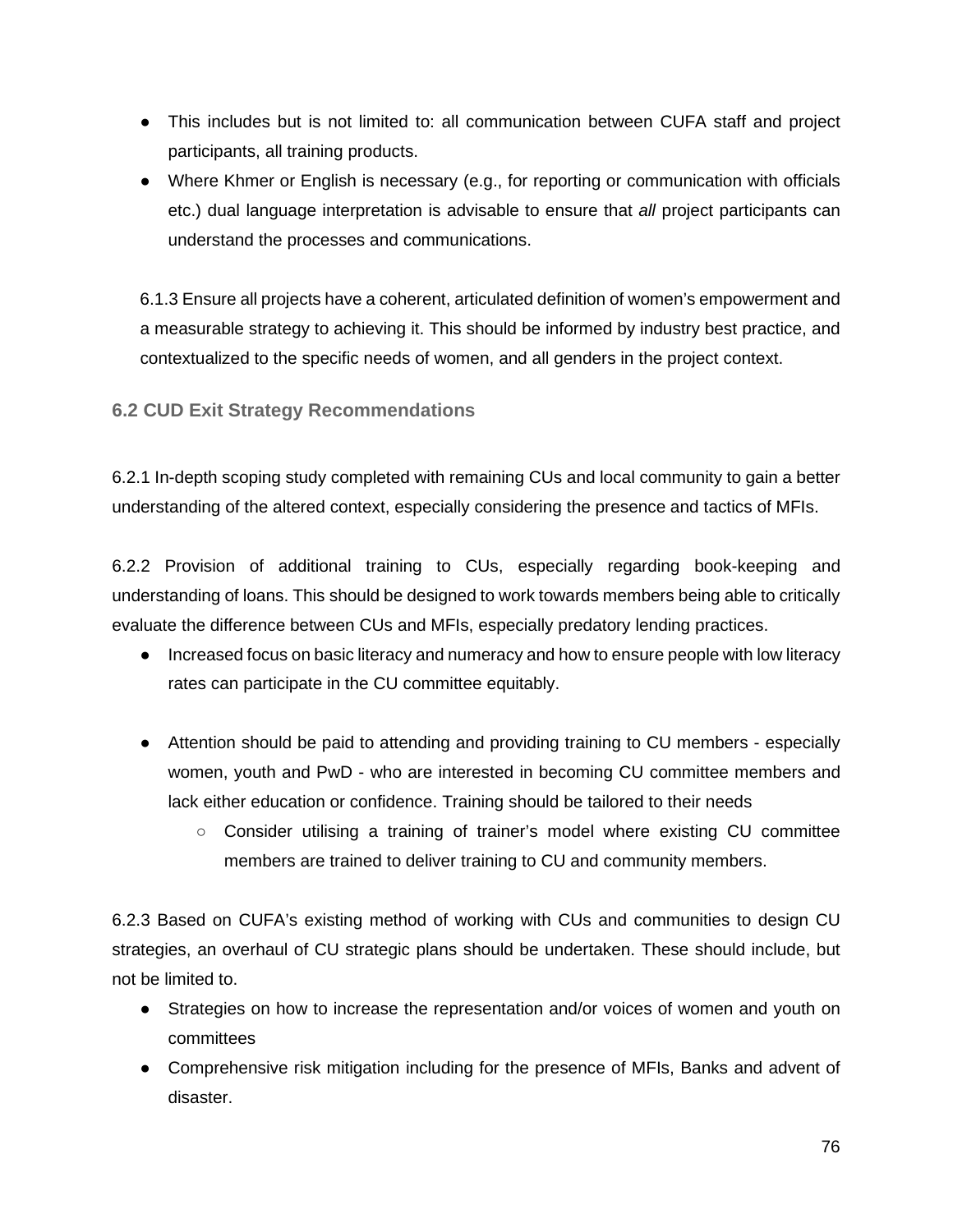- This includes but is not limited to: all communication between CUFA staff and project participants, all training products.
- Where Khmer or English is necessary (e.g., for reporting or communication with officials etc.) dual language interpretation is advisable to ensure that *all* project participants can understand the processes and communications.

6.1.3 Ensure all projects have a coherent, articulated definition of women's empowerment and a measurable strategy to achieving it. This should be informed by industry best practice, and contextualized to the specific needs of women, and all genders in the project context.

### 6.2 CUD Exit Strategy Recommendations

6.2.1 In-depth scoping study completed with remaining CUs and local community to gain a better understanding of the altered context, especially considering the presence and tactics of MFIs.

6.2.2 Provision of additional training to CUs, especially regarding book-keeping and understanding of loans. This should be designed to work towards members being able to critically evaluate the difference between CUs and MFIs, especially predatory lending practices.

- Increased focus on basic literacy and numeracy and how to ensure people with low literacy rates can participate in the CU committee equitably.

- Attention should be paid to attending and providing training to CU members - especially women, youth and PwD - who are interested in becoming CU committee members and lack either education or confidence. Training should be tailored to their needs
  - Consider utilising a training of trainer's model where existing CU committee members are trained to deliver training to CU and community members.

6.2.3 Based on CUFA's existing method of working with CUs and communities to design CU strategies, an overhaul of CU strategic plans should be undertaken. These should include, but not be limited to.

- Strategies on how to increase the representation and/or voices of women and youth on committees
- Comprehensive risk mitigation including for the presence of MFIs, Banks and advent of disaster.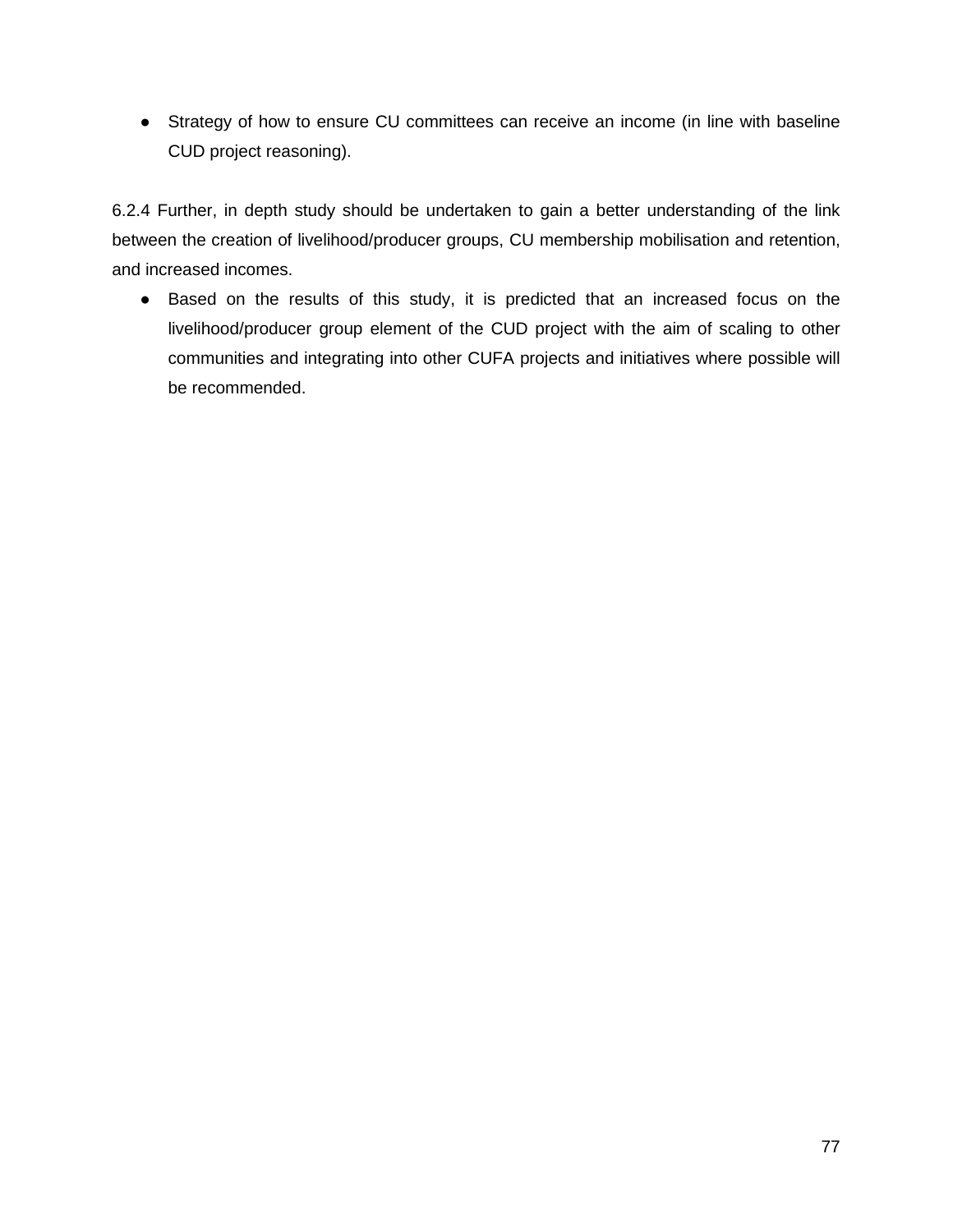- Strategy of how to ensure CU committees can receive an income (in line with baseline CUD project reasoning).

6.2.4 Further, in depth study should be undertaken to gain a better understanding of the link between the creation of livelihood/producer groups, CU membership mobilisation and retention, and increased incomes.

- Based on the results of this study, it is predicted that an increased focus on the livelihood/producer group element of the CUD project with the aim of scaling to other communities and integrating into other CUFA projects and initiatives where possible will be recommended.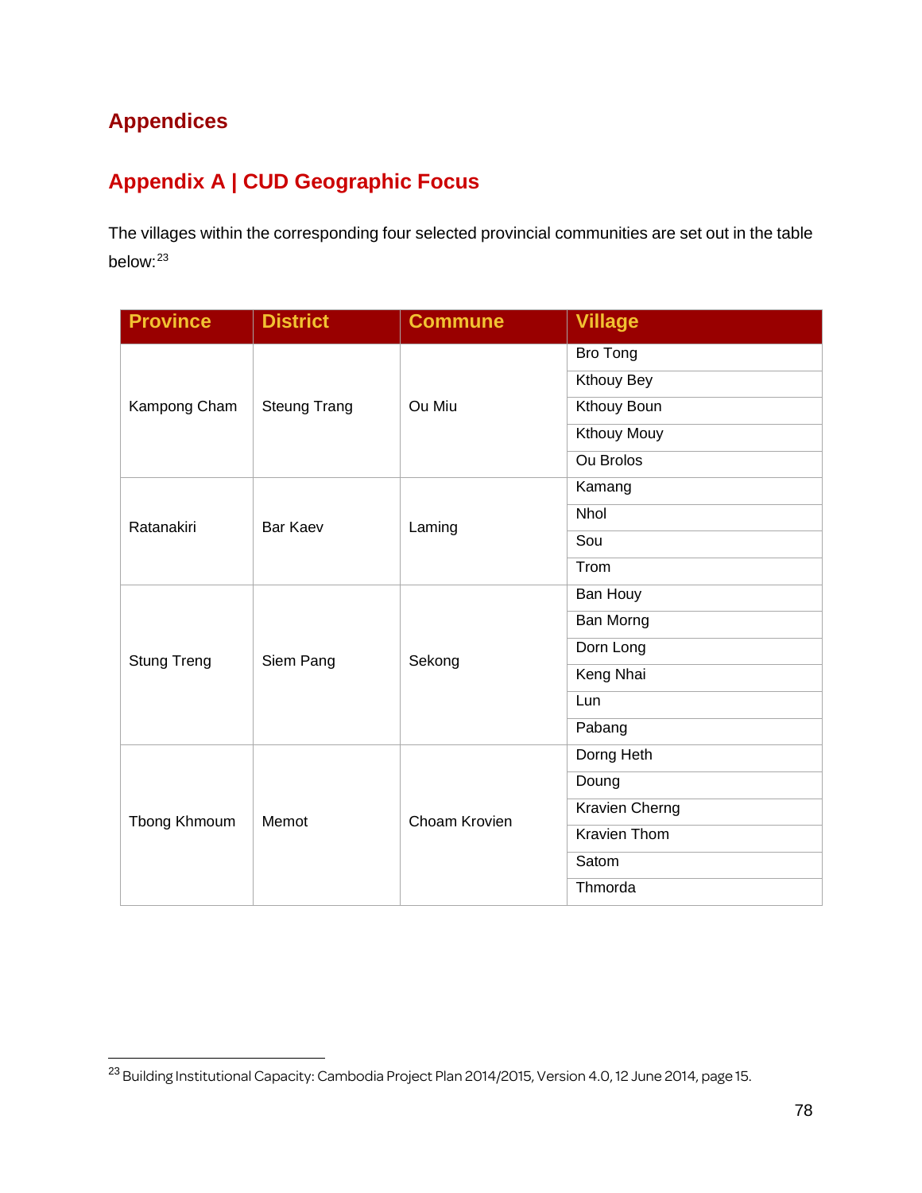# Appendices

## Appendix A | CUD Geographic Focus

The villages within the corresponding four selected provincial communities are set out in the table below:[23]

| Province | District | Commune | Village |
|---|---|---|---|
| Kampong Cham | Steung Trang | Ou Miu | Bro Tong |
| | | | Kthouy Bey |
| | | | Kthouy Boun |
| | | | Kthouy Mouy |
| | | | Ou Brolos |
| Ratanakiri | Bar Kaev | Laming | Kamang |
| | | | Nhol |
| | | | Sou |
| | | | Trom |
| Stung Treng | Siem Pang | Sekong | Ban Houy |
| | | | Ban Morng |
| | | | Dorn Long |
| | | | Keng Nhai |
| | | | Lun |
| | | | Pabang |
| Tbong Khmoum | Memot | Choam Krovien | Dorng Heth |
| | | | Doung |
| | | | Kravien Cherng |
| | | | Kravien Thom |
| | | | Satom |
| | | | Thmorda |

[23] Building Institutional Capacity: Cambodia Project Plan 2014/2015, Version 4.0, 12 June 2014, page 15.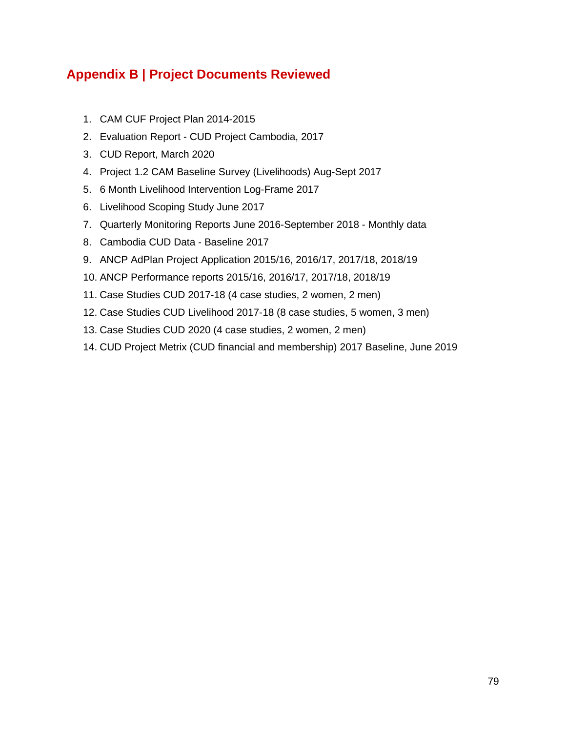## Appendix B | Project Documents Reviewed

1. CAM CUF Project Plan 2014-2015
2. Evaluation Report - CUD Project Cambodia, 2017
3. CUD Report, March 2020
4. Project 1.2 CAM Baseline Survey (Livelihoods) Aug-Sept 2017
5. 6 Month Livelihood Intervention Log-Frame 2017
6. Livelihood Scoping Study June 2017
7. Quarterly Monitoring Reports June 2016-September 2018 - Monthly data
8. Cambodia CUD Data - Baseline 2017
9. ANCP AdPlan Project Application 2015/16, 2016/17, 2017/18, 2018/19
10. ANCP Performance reports 2015/16, 2016/17, 2017/18, 2018/19
11. Case Studies CUD 2017-18 (4 case studies, 2 women, 2 men)
12. Case Studies CUD Livelihood 2017-18 (8 case studies, 5 women, 3 men)
13. Case Studies CUD 2020 (4 case studies, 2 women, 2 men)
14. CUD Project Metrix (CUD financial and membership) 2017 Baseline, June 2019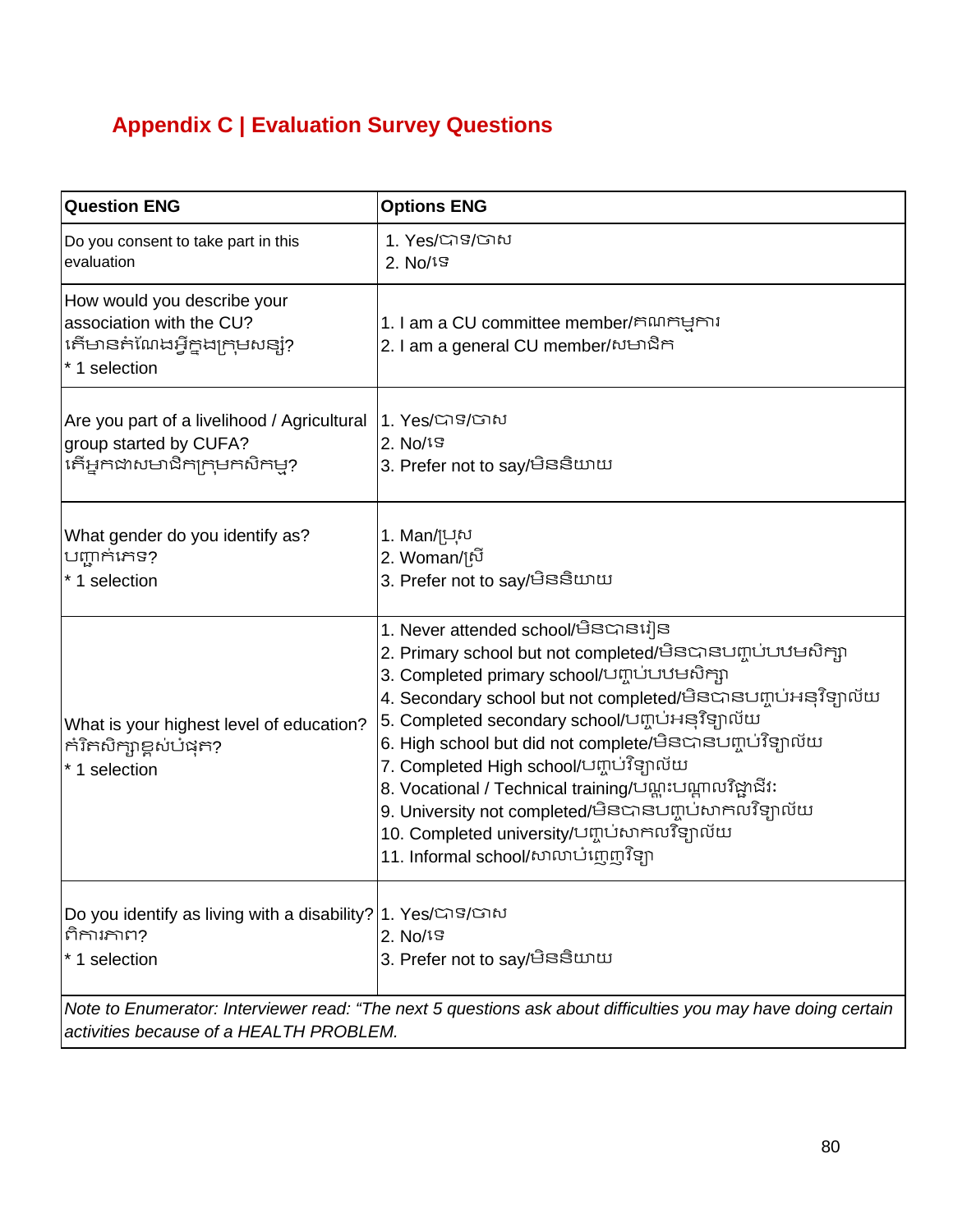## Appendix C | Evaluation Survey Questions

| Question ENG | Options ENG |
|---|---|
| Do you consent to take part in this evaluation | 1. Yes/បាទ/ចាស<br>2. No/ទេ |
| How would you describe your association with the CU?<br>តើមានតំណែងអ្វីក្នុងក្រុមសន្សំ?<br>* 1 selection | 1. I am a CU committee member/គណកម្មការ<br>2. I am a general CU member/សមាជិក |
| Are you part of a livelihood / Agricultural group started by CUFA?<br>តើអ្នកជាសមាជិកក្រុមកសិកម្ម? | 1. Yes/បាទ/ចាស<br>2. No/ទេ<br>3. Prefer not to say/មិននិយាយ |
| What gender do you identify as?<br>បញ្ជាក់ភេទ?<br>* 1 selection | 1. Man/ប្រុស<br>2. Woman/ស្រី<br>3. Prefer not to say/មិននិយាយ |
| What is your highest level of education?<br>កំរិតសិក្សាខ្ពស់បំផុត?<br>* 1 selection | 1. Never attended school/មិនបានរៀន<br>2. Primary school but not completed/មិនបានបញ្ចប់បឋមសិក្សា<br>3. Completed primary school/បញ្ចប់បឋមសិក្សា<br>4. Secondary school but not completed/មិនបានបញ្ចប់អនុវិទ្យាល័យ<br>5. Completed secondary school/បញ្ចប់អនុវិទ្យាល័យ<br>6. High school but did not complete/មិនបានបញ្ចប់វិទ្យាល័យ<br>7. Completed High school/បញ្ចប់វិទ្យាល័យ<br>8. Vocational / Technical training/បណ្ដុះបណ្ដាលវិជ្ជាជីវៈ<br>9. University not completed/មិនបានបញ្ចប់សាកលវិទ្យាល័យ<br>10. Completed university/បញ្ចប់សាកលវិទ្យាល័យ<br>11. Informal school/សាលាបំពេញវិទ្យា |
| Do you identify as living with a disability?<br>ពិការភាព?<br>* 1 selection | 1. Yes/បាទ/ចាស<br>2. No/ទេ<br>3. Prefer not to say/មិននិយាយ |
| *Note to Enumerator: Interviewer read: "The next 5 questions ask about difficulties you may have doing certain activities because of a HEALTH PROBLEM.* | |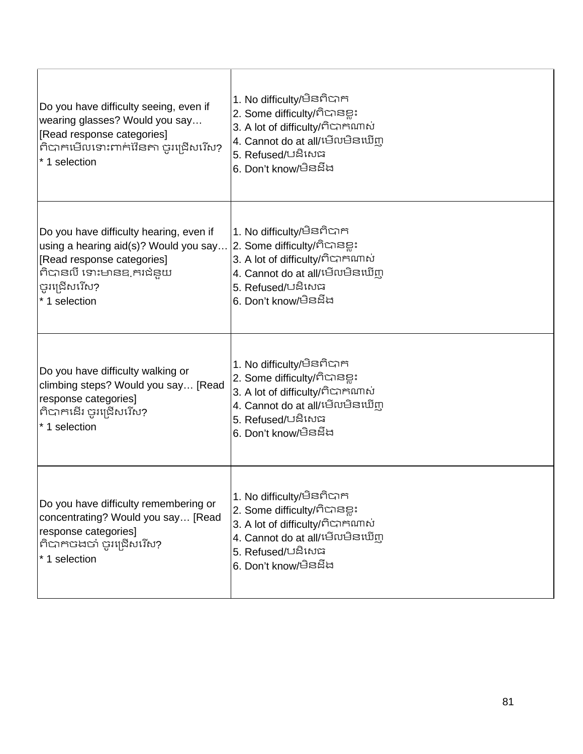| Do you have difficulty seeing, even if wearing glasses? Would you say… [Read response categories]<br>ពិបាកមើលទោះពាក់វ៉ែនតា ចូរជ្រើសរើស?<br>* 1 selection | 1. No difficulty/មិនពិបាក<br>2. Some difficulty/ពិបានខ្លះ<br>3. A lot of difficulty/ពិបាកណាស់<br>4. Cannot do at all/មើលមិនឃើញ<br>5. Refused/បដិសេធ<br>6. Don't know/មិនដឹង |
|---|---|
| Do you have difficulty hearing, even if using a hearing aid(s)? Would you say… [Read response categories]<br>ពិបានលឺ ទោះមានឧ.ករជំនួយ ចូរជ្រើសរើស?<br>* 1 selection | 1. No difficulty/មិនពិបាក<br>2. Some difficulty/ពិបានខ្លះ<br>3. A lot of difficulty/ពិបាកណាស់<br>4. Cannot do at all/មើលមិនឃើញ<br>5. Refused/បដិសេធ<br>6. Don't know/មិនដឹង |
| Do you have difficulty walking or climbing steps? Would you say… [Read response categories]<br>ពិបាកដើរ ចូរជ្រើសរើស?<br>* 1 selection | 1. No difficulty/មិនពិបាក<br>2. Some difficulty/ពិបានខ្លះ<br>3. A lot of difficulty/ពិបាកណាស់<br>4. Cannot do at all/មើលមិនឃើញ<br>5. Refused/បដិសេធ<br>6. Don't know/មិនដឹង |
| Do you have difficulty remembering or concentrating? Would you say… [Read response categories]<br>ពិបាកចងចាំ ចូរជ្រើសរើស?<br>* 1 selection | 1. No difficulty/មិនពិបាក<br>2. Some difficulty/ពិបានខ្លះ<br>3. A lot of difficulty/ពិបាកណាស់<br>4. Cannot do at all/មើលមិនឃើញ<br>5. Refused/បដិសេធ<br>6. Don't know/មិនដឹង |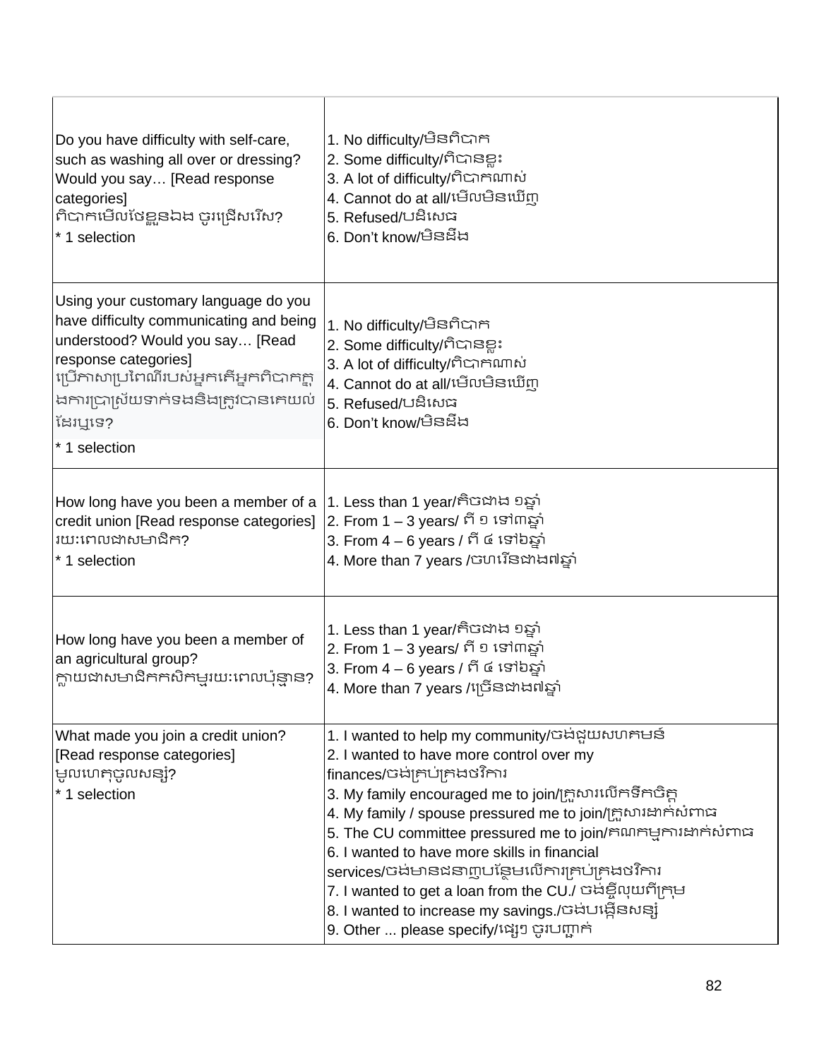| | |
|---|---|
| Do you have difficulty with self-care, such as washing all over or dressing? Would you say… [Read response categories]<br>ពិបាកមើលថែខ្លួនឯង ចូរជ្រើសរើស?<br>* 1 selection | 1. No difficulty/មិនពិបាក<br>2. Some difficulty/ពិបានខ្លះ<br>3. A lot of difficulty/ពិបាកណាស់<br>4. Cannot do at all/មើលមិនឃើញ<br>5. Refused/បដិសេធ<br>6. Don't know/មិនដឹង |
| Using your customary language do you have difficulty communicating and being understood? Would you say… [Read response categories]<br>ប្រើភាសាប្រពៃណីរបស់អ្នកតើអ្នកពិបាកក្នុងការប្រាស្រ័យទាក់ទងនិងត្រូវបានគេយល់ដែរឬទេ?<br>* 1 selection | 1. No difficulty/មិនពិបាក<br>2. Some difficulty/ពិបានខ្លះ<br>3. A lot of difficulty/ពិបាកណាស់<br>4. Cannot do at all/មើលមិនឃើញ<br>5. Refused/បដិសេធ<br>6. Don't know/មិនដឹង |
| How long have you been a member of a credit union [Read response categories]<br>រយៈពេលជាសមាជិក?<br>* 1 selection | 1. Less than 1 year/តិចជាង ១ឆ្នាំ<br>2. From 1 – 3 years/ ពី ១ ទៅ៣ឆ្នាំ<br>3. From 4 – 6 years / ពី ៤ ទៅ៦ឆ្នាំ<br>4. More than 7 years /ចហរើនជាង៧ឆ្នាំ |
| How long have you been a member of an agricultural group?<br>ក្លាយជាសមាជិកកសិកម្មរយៈពេលប៉ុន្មាន? | 1. Less than 1 year/តិចជាង ១ឆ្នាំ<br>2. From 1 – 3 years/ ពី ១ ទៅ៣ឆ្នាំ<br>3. From 4 – 6 years / ពី ៤ ទៅ៦ឆ្នាំ<br>4. More than 7 years /ច្រើនជាង៧ឆ្នាំ |
| What made you join a credit union? [Read response categories]<br>មូលហេតុចូលសន្សំ?<br>* 1 selection | 1. I wanted to help my community/ចង់ជួយសហគមន៍<br>2. I wanted to have more control over my finances/ចង់គ្រប់គ្រងថវិការ<br>3. My family encouraged me to join/គ្រួសារលើកទឹកចិត្ត<br>4. My family / spouse pressured me to join/គ្រួសារដាក់សំពាធ<br>5. The CU committee pressured me to join/គណកម្មការដាក់សំពាធ<br>6. I wanted to have more skills in financial services/ចង់មានជនាញបន្ថែមលើការគ្រប់គ្រងថវិការ<br>7. I wanted to get a loan from the CU./ ចង់ខ្ចីលុយពីក្រុម<br>8. I wanted to increase my savings./ចង់បង្កើនសន្សំ<br>9. Other ... please specify/ផ្សេងៗ ចូរបញ្ជាក់ |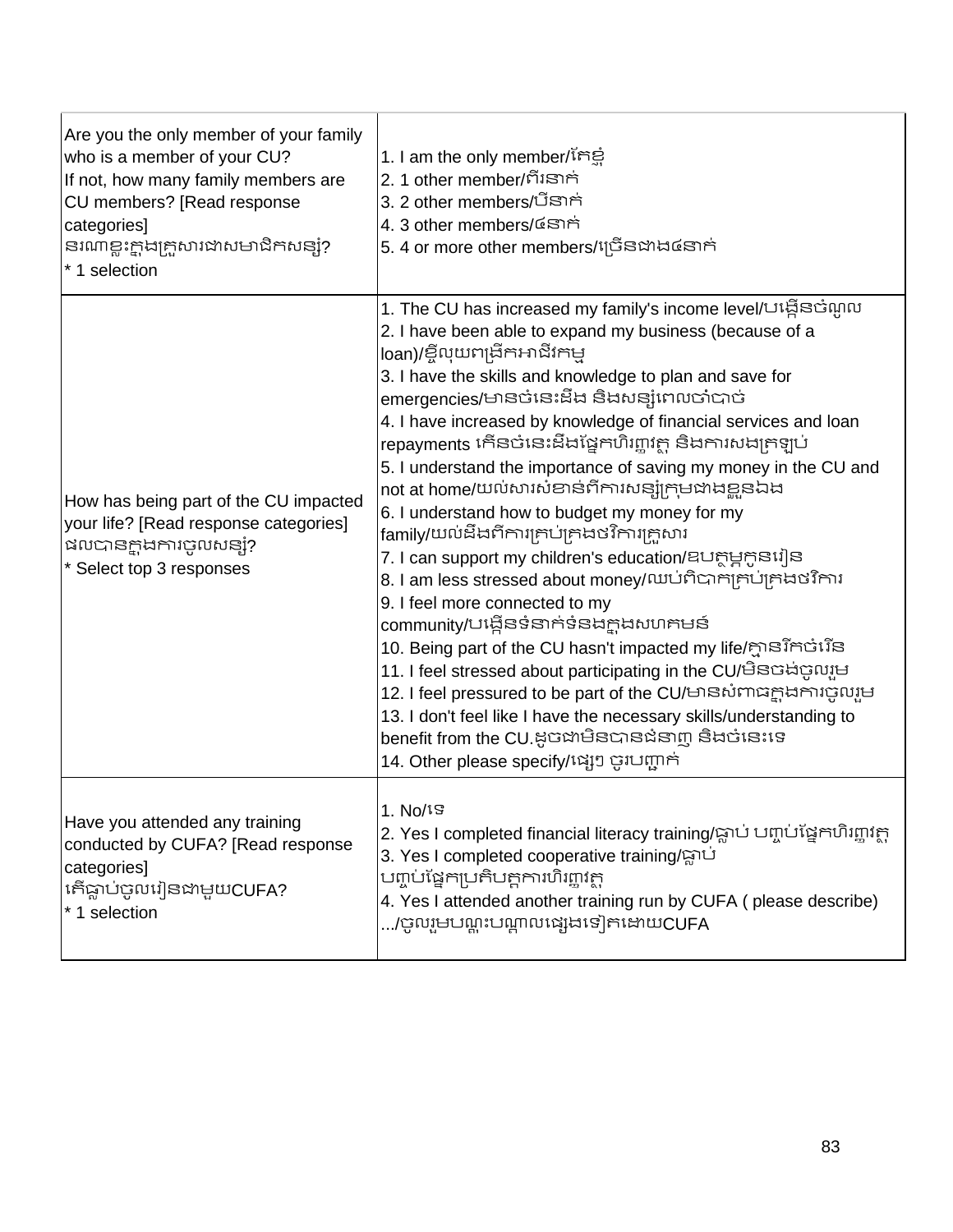| | |
|---|---|
| Are you the only member of your family who is a member of your CU?<br>If not, how many family members are CU members? [Read response categories]<br>នរណាខ្លះក្នុងគ្រួសារជាសមាជិកសន្សំ?<br>* 1 selection | 1. I am the only member/តែខ្ញុំ<br>2. 1 other member/ពីរនាក់<br>3. 2 other members/បីនាក់<br>4. 3 other members/៤នាក់<br>5. 4 or more other members/ច្រើនជាង៤នាក់ |
| How has being part of the CU impacted your life? [Read response categories]<br>ផលបានក្នុងការចូលសន្សំ?<br>* Select top 3 responses | 1. The CU has increased my family's income level/បង្កើនចំណូល<br>2. I have been able to expand my business (because of a loan)/ខ្ចីលុយពង្រីកអាជីវកម្ម<br>3. I have the skills and knowledge to plan and save for emergencies/មានចំនេះដឹង និងសន្សំពេលចាំបាច់<br>4. I have increased by knowledge of financial services and loan repayments កើនចំនេះដឹងផ្នែកហិរញ្ញវត្ថុ និងការសងត្រឡប់<br>5. I understand the importance of saving my money in the CU and not at home/យល់សារសំខាន់ពីការសន្សំក្រុមជាងខ្លួនឯង<br>6. I understand how to budget my money for my family/យល់ដឹងពីការគ្រប់គ្រងថវិការគ្រួសារ<br>7. I can support my children's education/ឧបត្ថម្ភកូនរៀន<br>8. I am less stressed about money/ឈប់ពិបាកគ្រប់គ្រងថវិការ<br>9. I feel more connected to my community/បង្កើនទំនាក់ទំនងក្នុងសហគមន៍<br>10. Being part of the CU hasn't impacted my life/គ្មានរីកចំរើន<br>11. I feel stressed about participating in the CU/មិនចង់ចូលរួម<br>12. I feel pressured to be part of the CU/មានសំពាធក្នុងការចូលរួម<br>13. I don't feel like I have the necessary skills/understanding to benefit from the CU.ដូចជាមិនបានជំនាញ និងចំនេះទេ<br>14. Other please specify/ផ្សេងៗ ចូរបញ្ជាក់ |
| Have you attended any training conducted by CUFA? [Read response categories]<br>តើធ្លាប់ចូលរៀនជាមួយCUFA?<br>* 1 selection | 1. No/ទេ<br>2. Yes I completed financial literacy training/ធ្លាប់ បញ្ចប់ផ្នែកហិរញ្ញវត្ថុ<br>3. Yes I completed cooperative training/ធ្លាប់ បញ្ចប់ផ្នែកប្រតិបត្តការហិរញ្ញវត្ថុ<br>4. Yes I attended another training run by CUFA ( please describe) .../ចូលរួមបណ្តុះបណ្តាលផ្សេងទៀតដោយCUFA |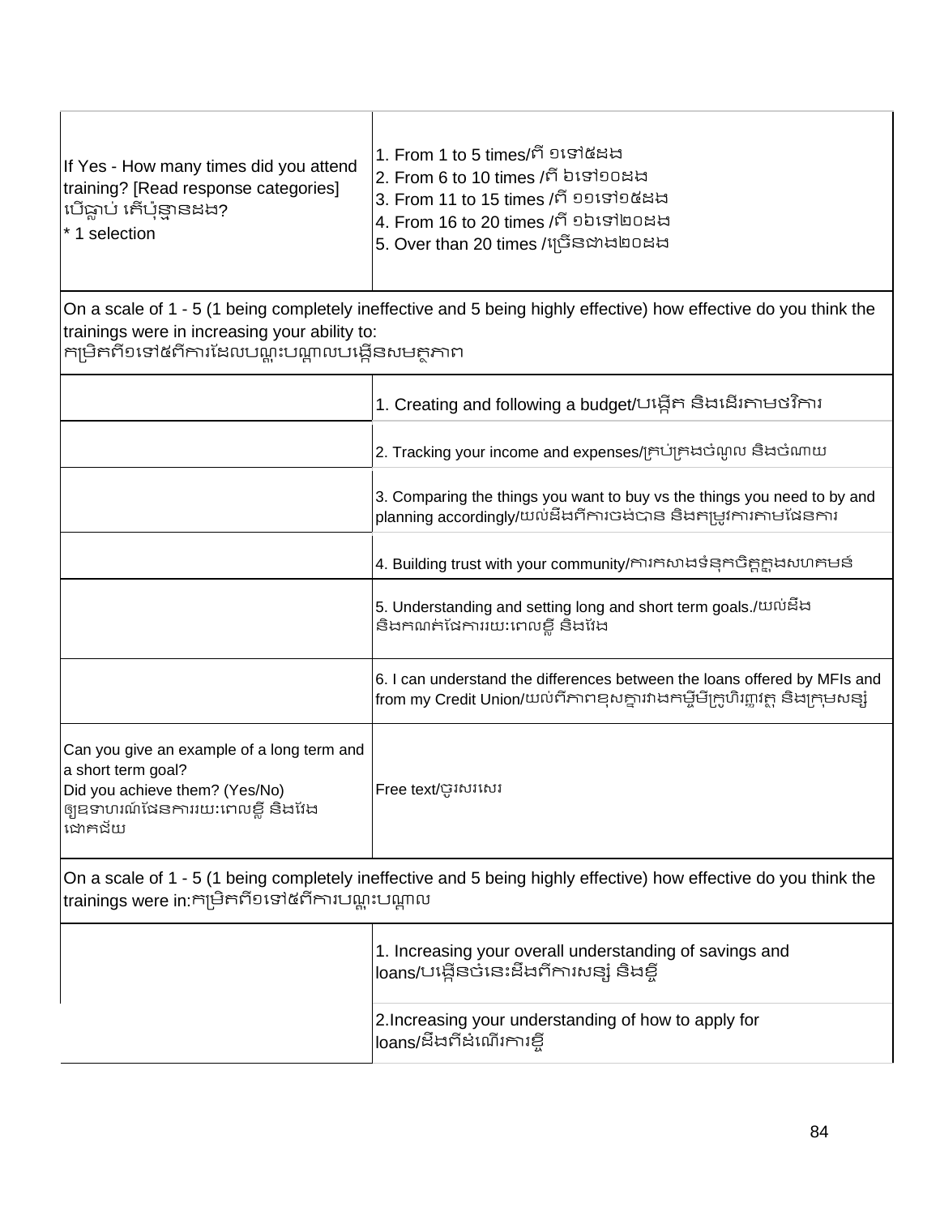| | |
|---|---|
| If Yes - How many times did you attend training? [Read response categories]<br>បើធ្លាប់ តើប៉ុន្មានដង?<br>* 1 selection | 1. From 1 to 5 times/ពី ១ទៅ៥ដង<br>2. From 6 to 10 times /ពី ៦ទៅ១០ដង<br>3. From 11 to 15 times /ពី ១១ទៅ១៥ដង<br>4. From 16 to 20 times /ពី ១៦ទៅ២០ដង<br>5. Over than 20 times /ច្រើនជាង២០ដង |
| On a scale of 1 - 5 (1 being completely ineffective and 5 being highly effective) how effective do you think the trainings were in increasing your ability to:<br>កម្រិតពី១ទៅ៥ពីការដែលបណ្តុះបណ្តាលបង្កើនសមត្ថភាព | |
| | 1. Creating and following a budget/បង្កើត និងដើរតាមថវិការ |
| | 2. Tracking your income and expenses/គ្រប់គ្រងចំណូល និងចំណាយ |
| | 3. Comparing the things you want to buy vs the things you need to by and planning accordingly/យល់ដឹងពីការចង់បាន និងតម្រូវការតាមផែនការ |
| | 4. Building trust with your community/ការកសាងទំនុកចិត្តក្នុងសហគមន៍ |
| | 5. Understanding and setting long and short term goals./យល់ដឹង និងកំណត់ផែនការរយៈពេលខ្លី និងវែង |
| | 6. I can understand the differences between the loans offered by MFIs and from my Credit Union/យល់ពីភាពខុសគ្នារវាងកម្ចីមីក្រូហិរញ្ញវត្ថុ និងក្រុមសន្សំ |
| Can you give an example of a long term and a short term goal?<br>Did you achieve them? (Yes/No)<br>ឲ្យឧទាហរណ៍ផែនការរយៈពេលខ្លី និងវែង ជោគជ័យ | Free text/ចូរសរសេរ |
| On a scale of 1 - 5 (1 being completely ineffective and 5 being highly effective) how effective do you think the trainings were in:កម្រិតពី១ទៅ៥ពីការបណ្តុះបណ្តាល | |
| | 1. Increasing your overall understanding of savings and loans/បង្កើនចំនេះដឹងពីការសន្សំ និងខ្ចី |
| | 2.Increasing your understanding of how to apply for loans/ដឹងពីដំណើរការខ្ចី |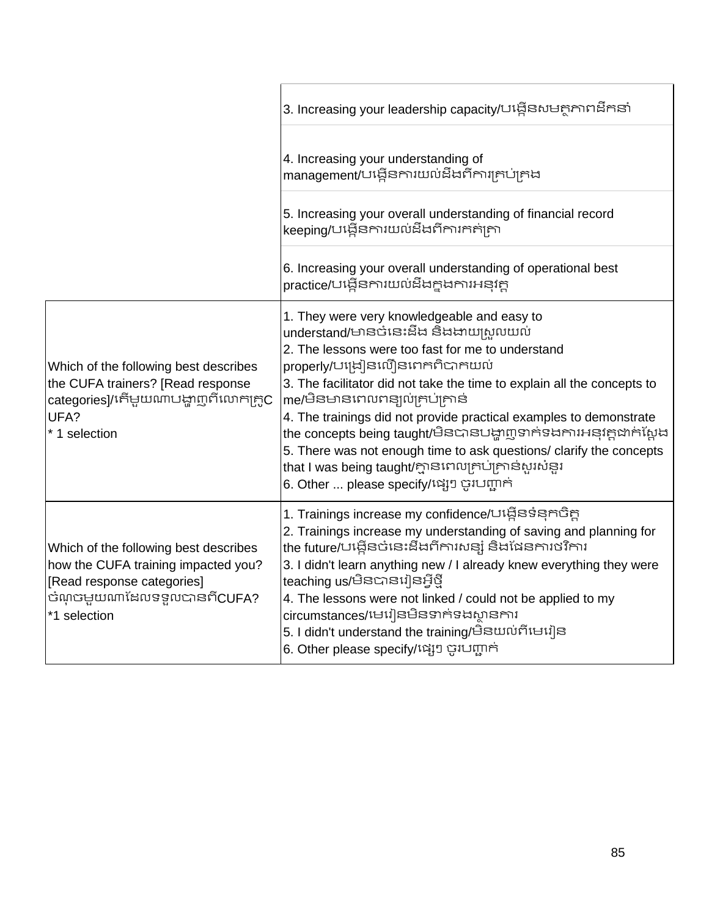| | |
|---|---|
| | 3. Increasing your leadership capacity/បង្កើនសមត្ថភាពដឹកនាំ |
| | 4. Increasing your understanding of management/បង្កើនការយល់ដឹងពីការគ្រប់គ្រង |
| | 5. Increasing your overall understanding of financial record keeping/បង្កើនការយល់ដឹងពីការកត់ត្រា |
| | 6. Increasing your overall understanding of operational best practice/បង្កើនការយល់ដឹងក្នុងការអនុវត្ត |
| Which of the following best describes the CUFA trainers? [Read response categories]/តើមួយណាបង្ហាញពីលោកគ្រូCUFA?<br>* 1 selection | 1. They were very knowledgeable and easy to understand/មានចំនេះដឹង និងងាយស្រួលយល់<br>2. The lessons were too fast for me to understand properly/បង្រៀនលឿនពេកពិបាកយល់<br>3. The facilitator did not take the time to explain all the concepts to me/មិនមានពេលពន្យល់គ្រប់គ្រាន់<br>4. The trainings did not provide practical examples to demonstrate the concepts being taught/មិនបានបង្ហាញទាក់ទងការអនុវត្តជាក់ស្តែង<br>5. There was not enough time to ask questions/ clarify the concepts that I was being taught/គ្មានពេលគ្រប់គ្រាន់សួរសំនួរ<br>6. Other ... please specify/ផ្សេងៗ ចូរបញ្ជាក់ |
| Which of the following best describes how the CUFA training impacted you? [Read response categories] ចំណុចមួយណាដែលទទួលបានពីCUFA?<br>*1 selection | 1. Trainings increase my confidence/បង្កើនទំនុកចិត្ត<br>2. Trainings increase my understanding of saving and planning for the future/បង្កើនចំនេះដឹងពីការសន្សំ និងផែនការថវិការ<br>3. I didn't learn anything new / I already knew everything they were teaching us/មិនបានរៀនអ្វីថ្មី<br>4. The lessons were not linked / could not be applied to my circumstances/មេរៀនមិនទាក់ទងស្ថានការ<br>5. I didn't understand the training/មិនយល់ពីមេរៀន<br>6. Other please specify/ផ្សេងៗ ចូរបញ្ជាក់ |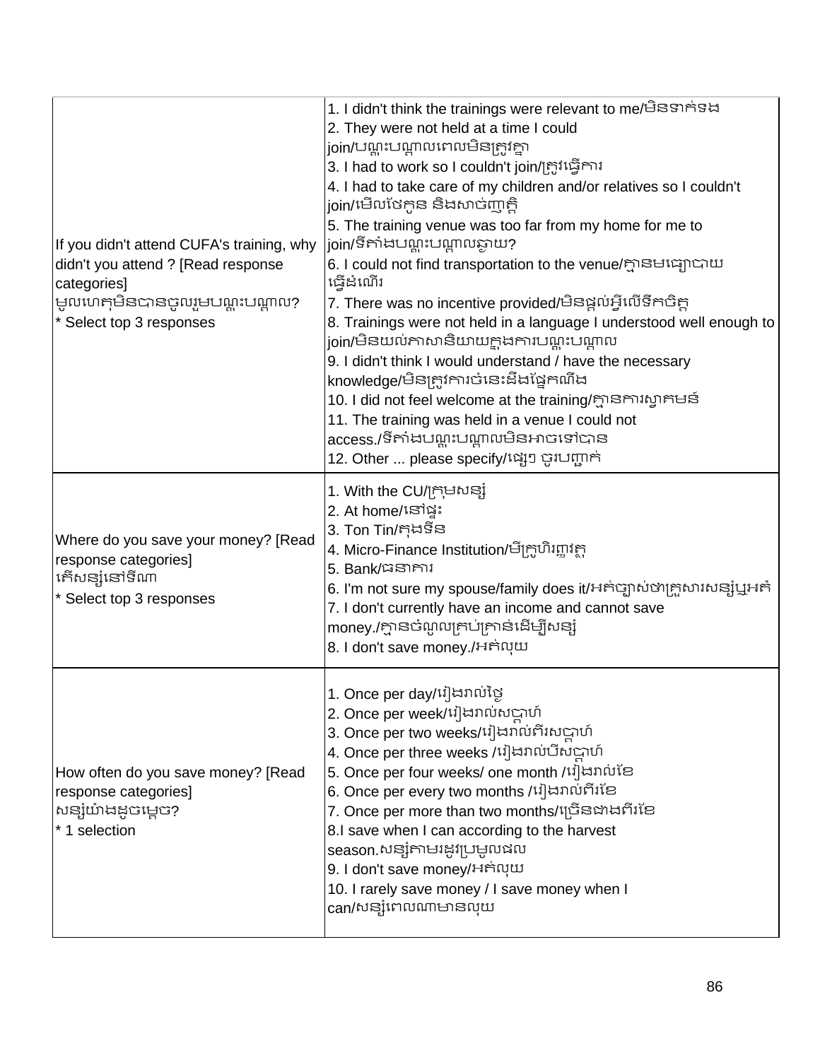| | |
|---|---|
| If you didn't attend CUFA's training, why didn't you attend ? [Read response categories]<br>មូលហេតុមិនបានចូលរួមបណ្តុះបណ្តាល?<br>* Select top 3 responses | 1. I didn't think the trainings were relevant to me/មិនទាក់ទង<br>2. They were not held at a time I could join/បណ្តុះបណ្តាលពេលមិនត្រូវគ្នា<br>3. I had to work so I couldn't join/ត្រូវធ្វើការ<br>4. I had to take care of my children and/or relatives so I couldn't join/មើលថែកូន និងសាច់ញាត្តិ<br>5. The training venue was too far from my home for me to join/ទីតាំងបណ្តុះបណ្តាលឆ្ងាយ?<br>6. I could not find transportation to the venue/គ្មានមធ្យោបាយធ្វើដំណើរ<br>7. There was no incentive provided/មិនផ្តល់អ្វីលើទឹកចិត្ត<br>8. Trainings were not held in a language I understood well enough to join/មិនយល់ភាសានិយាយក្នុងការបណ្តុះបណ្តាល<br>9. I didn't think I would understand / have the necessary knowledge/មិនត្រូវការចំនេះដឹងផ្នែកណើង<br>10. I did not feel welcome at the training/គ្មានការស្វាគមន៍<br>11. The training was held in a venue I could not access./ទីតាំងបណ្តុះបណ្តាលមិនអាចទៅបាន<br>12. Other ... please specify/ផ្សេងៗ ចូរបញ្ជាក់ |
| Where do you save your money? [Read response categories]<br>តើសន្សំនៅទីណា<br>* Select top 3 responses | 1. With the CU/ក្រុមសន្សំ<br>2. At home/នៅផ្ទះ<br>3. Ton Tin/តុងទីន<br>4. Micro-Finance Institution/មីក្រូហិរញ្ញវត្ថុ<br>5. Bank/ធនាគារ<br>6. I'm not sure my spouse/family does it/អត់ច្បាស់ថាគ្រួសារសន្សំឬអត់<br>7. I don't currently have an income and cannot save money./គ្មានចំណូលគ្រប់គ្រាន់ដើម្បីសន្សំ<br>8. I don't save money./អត់លុយ |
| How often do you save money? [Read response categories]<br>សន្សំយ៉ាងដូចម្តេច?<br>* 1 selection | 1. Once per day/រៀងរាល់ថ្ងៃ<br>2. Once per week/រៀងរាល់សប្តាហ៍<br>3. Once per two weeks/រៀងរាល់ពីរសប្តាហ៍<br>4. Once per three weeks /រៀងរាល់បីសប្តាហ៍<br>5. Once per four weeks/ one month /រៀងរាល់ខែ<br>6. Once per every two months /រៀងរាល់ពីរខែ<br>7. Once per more than two months/ច្រើនជាងពីរខែ<br>8.I save when I can according to the harvest season.សន្សំតាមរដូវប្រមូលផល<br>9. I don't save money/អត់លុយ<br>10. I rarely save money / I save money when I can/សន្សំពេលណាមានលុយ |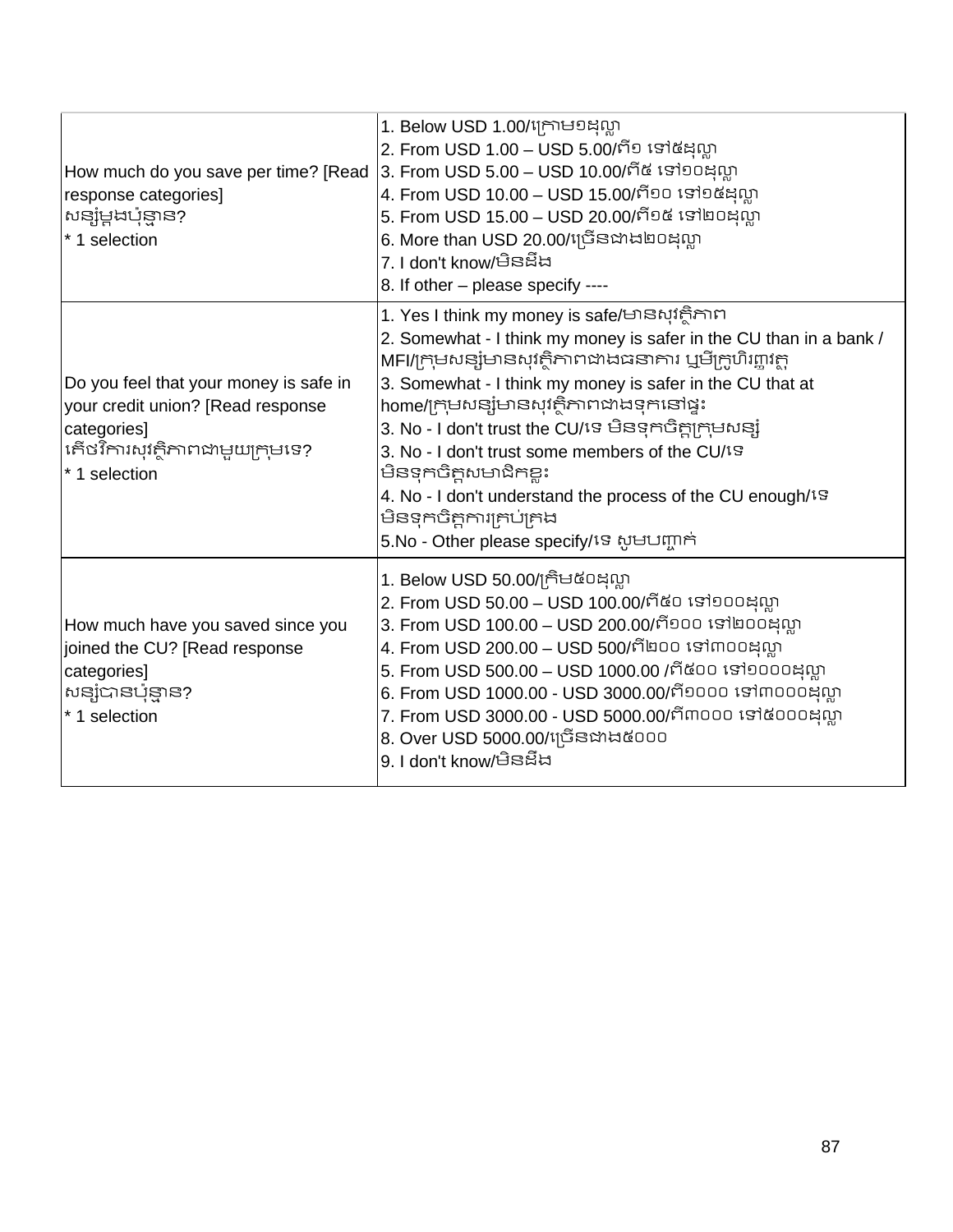| | |
|---|---|
| How much do you save per time? [Read response categories]<br>សន្សំម្តងប៉ុន្មាន?<br>* 1 selection | 1. Below USD 1.00/ក្រោម១ដុល្លា<br>2. From USD 1.00 – USD 5.00/ពី១ ទៅ៥ដុល្លា<br>3. From USD 5.00 – USD 10.00/ពី៥ ទៅ១០ដុល្លា<br>4. From USD 10.00 – USD 15.00/ពី១០ ទៅ១៥ដុល្លា<br>5. From USD 15.00 – USD 20.00/ពី១៥ ទៅ២០ដុល្លា<br>6. More than USD 20.00/ច្រើនជាង២០ដុល្លា<br>7. I don't know/មិនដឹង<br>8. If other – please specify ---- |
| Do you feel that your money is safe in your credit union? [Read response categories]<br>តើថវិការសុវត្ថិភាពជាមួយក្រុមទេ?<br>* 1 selection | 1. Yes I think my money is safe/មានសុវត្ថិភាព<br>2. Somewhat - I think my money is safer in the CU than in a bank / MFI/ក្រុមសន្សំមានសុវត្ថិភាពជាងធនាគារ ឬមីក្រូហិរញ្ញវត្ថុ<br>3. Somewhat - I think my money is safer in the CU that at home/ក្រុមសន្សំមានសុវត្ថិភាពជាងទុកនៅផ្ទះ<br>3. No - I don't trust the CU/ទេ មិនទុកចិត្តក្រុមសន្សំ<br>3. No - I don't trust some members of the CU/ទេ មិនទុកចិត្តសមាជិកខ្លះ<br>4. No - I don't understand the process of the CU enough/ទេ មិនទុកចិត្តការគ្រប់គ្រង<br>5.No - Other please specify/ទេ សូមបញ្ជាក់ |
| How much have you saved since you joined the CU? [Read response categories]<br>សន្សំបានប៉ុន្មាន?<br>* 1 selection | 1. Below USD 50.00/ក្រោម៥០ដុល្លា<br>2. From USD 50.00 – USD 100.00/ពី៥០ ទៅ១០០ដុល្លា<br>3. From USD 100.00 – USD 200.00/ពី១០០ ទៅ២០០ដុល្លា<br>4. From USD 200.00 – USD 500/ពី២០០ ទៅ៣០០ដុល្លា<br>5. From USD 500.00 – USD 1000.00 /ពី៥០០ ទៅ១០០០ដុល្លា<br>6. From USD 1000.00 - USD 3000.00/ពី១០០០ ទៅ៣០០០ដុល្លា<br>7. From USD 3000.00 - USD 5000.00/ពី៣០០០ ទៅ៥០០០ដុល្លា<br>8. Over USD 5000.00/ច្រើនជាង៥០០០<br>9. I don't know/មិនដឹង |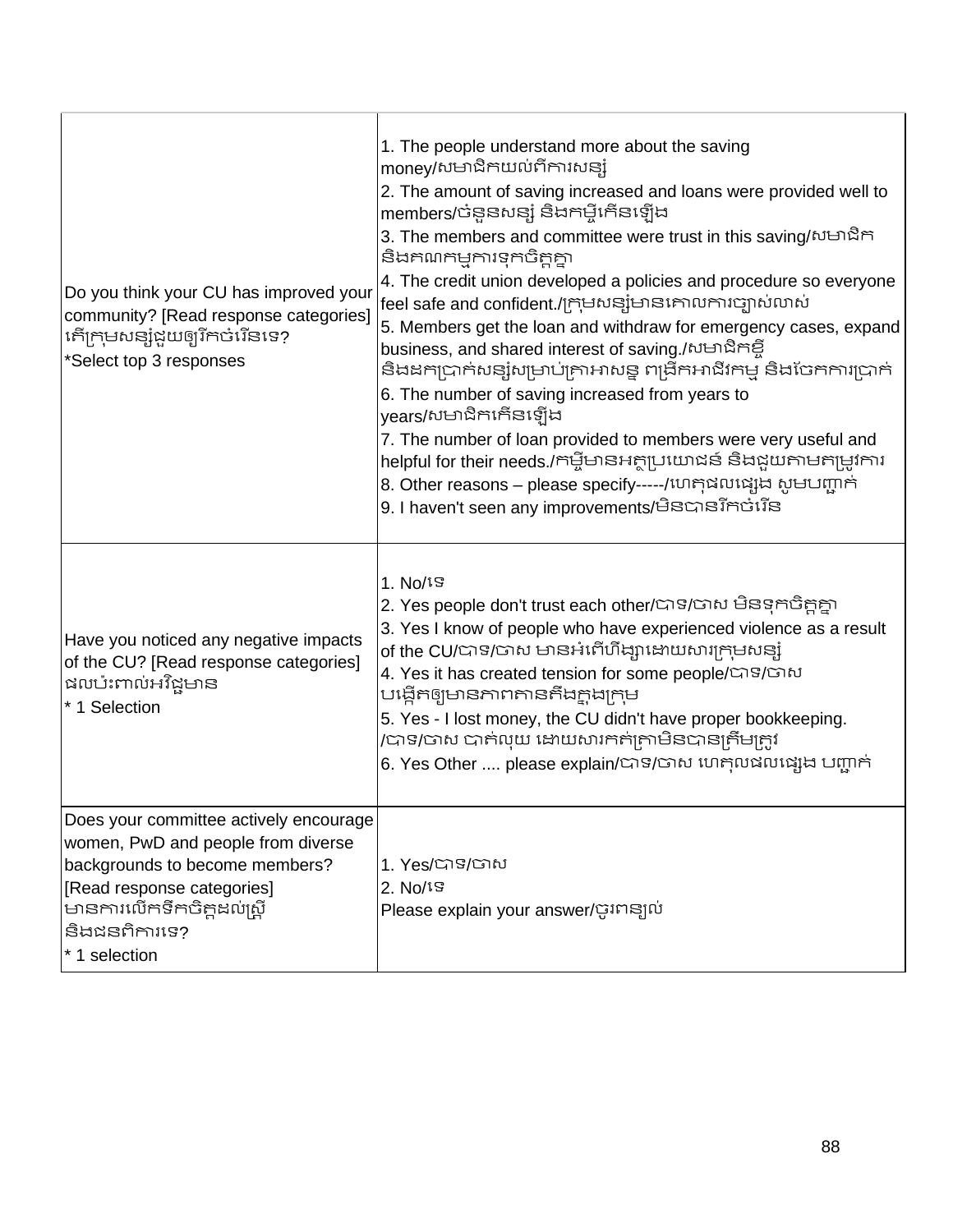| | |
|---|---|
| Do you think your CU has improved your community? [Read response categories] តើក្រុមសន្សំជួយឲ្យរីកចំរើនទេ? *Select top 3 responses | 1. The people understand more about the saving money/សមាជិកយល់ពីការសន្សំ<br>2. The amount of saving increased and loans were provided well to members/ចំនួនសន្សំ និងកម្ចីកើនឡើង<br>3. The members and committee were trust in this saving/សមាជិក និងគណកម្មការទុកចិត្តគ្នា<br>4. The credit union developed a policies and procedure so everyone feel safe and confident./ក្រុមសន្សំមានគោលការច្បាស់លាស់<br>5. Members get the loan and withdraw for emergency cases, expand business, and shared interest of saving./សមាជិកខ្ចី និងដកប្រាក់សន្សំសម្រាប់គ្រាអាសន្ន ពង្រីកអាជីវកម្ម និងចែកការប្រាក់<br>6. The number of saving increased from years to years/សមាជិកកើនឡើង<br>7. The number of loan provided to members were very useful and helpful for their needs./កម្ចីមានអត្ថប្រយោជន៍ និងជួយតាមតម្រូវការ<br>8. Other reasons – please specify-----/ហេតុផលផ្សេង សូមបញ្ជាក់<br>9. I haven't seen any improvements/មិនបានរីកចំរើន |
| Have you noticed any negative impacts of the CU? [Read response categories] ផលប៉ះពាល់អវិជ្ជមាន * 1 Selection | 1. No/ទេ<br>2. Yes people don't trust each other/បាទ/ចាស មិនទុកចិត្តគ្នា<br>3. Yes I know of people who have experienced violence as a result of the CU/បាទ/ចាស មានអំពើហឹង្សាដោយសារក្រុមសន្សំ<br>4. Yes it has created tension for some people/បាទ/ចាស បង្កើតឲ្យមានភាពតានតឹងក្នុងក្រុម<br>5. Yes - I lost money, the CU didn't have proper bookkeeping. /បាទ/ចាស បាត់លុយ ដោយសារកត់ត្រាមិនបានត្រឹមត្រូវ<br>6. Yes Other .... please explain/បាទ/ចាស ហេតុលផលផ្សេង បញ្ជាក់ |
| Does your committee actively encourage women, PwD and people from diverse backgrounds to become members? [Read response categories] មានការលើកទឹកចិត្តដល់ស្ត្រី និងជនពិការទេ? * 1 selection | 1. Yes/បាទ/ចាស<br>2. No/ទេ<br>Please explain your answer/ចូរពន្យល់ |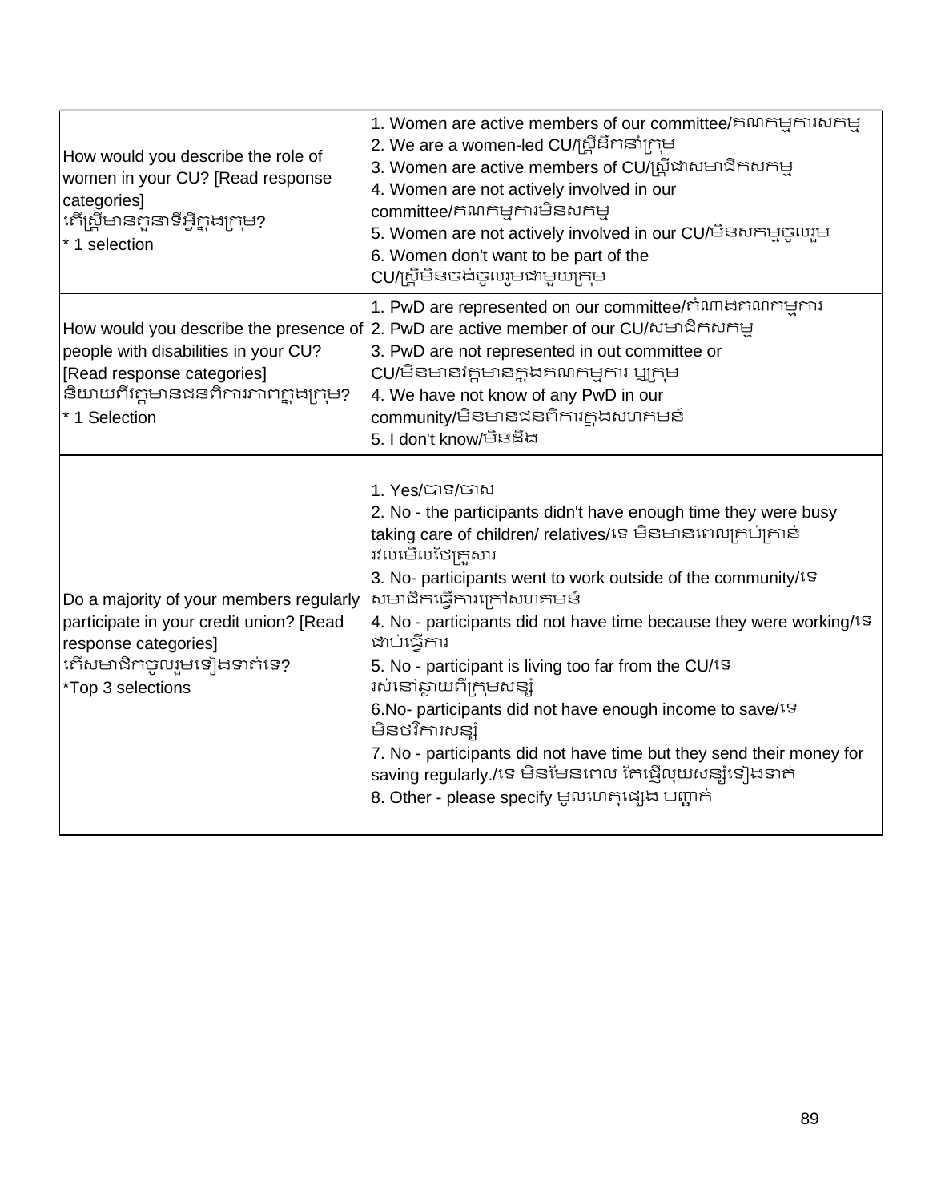| | |
|---|---|
| How would you describe the role of women in your CU? [Read response categories]<br>តើស្ត្រីមានតួនាទីអ្វីក្នុងក្រុម?<br>* 1 selection | 1. Women are active members of our committee/គណកម្មការសកម្ម<br>2. We are a women-led CU/ស្ត្រីដឹកនាំក្រុម<br>3. Women are active members of CU/ស្ត្រីជាសមាជិកសកម្ម<br>4. Women are not actively involved in our committee/គណកម្មការមិនសកម្ម<br>5. Women are not actively involved in our CU/មិនសកម្មចូលរួម<br>6. Women don't want to be part of the CU/ស្ត្រីមិនចង់ចូលរួមជាមួយក្រុម |
| How would you describe the presence of people with disabilities in your CU? [Read response categories]<br>និយាយពីវត្តមានជនពិការភាពក្នុងក្រុម?<br>* 1 Selection | 1. PwD are represented on our committee/តំណាងគណកម្មការ<br>2. PwD are active member of our CU/សមាជិកសកម្ម<br>3. PwD are not represented in out committee or CU/មិនមានវត្តមានក្នុងគណកម្មការ ឬក្រុម<br>4. We have not know of any PwD in our community/មិនមានជនពិការក្នុងសហគមន៍<br>5. I don't know/មិនដឹង |
| Do a majority of your members regularly participate in your credit union? [Read response categories]<br>តើសមាជិកចូលរួមទៀងទាត់ទេ?<br>*Top 3 selections | 1. Yes/បាទ/ចាស<br>2. No - the participants didn't have enough time they were busy taking care of children/ relatives/ទេ មិនមានពេលគ្រប់គ្រាន់ រវល់មើលថែគ្រួសារ<br>3. No- participants went to work outside of the community/ទេ សមាជិកធ្វើការក្រៅសហគមន៍<br>4. No - participants did not have time because they were working/ទេ ជាប់ធ្វើការ<br>5. No - participant is living too far from the CU/ទេ រស់នៅឆ្ងាយពីក្រុមសន្សំ<br>6.No- participants did not have enough income to save/ទេ មិនថវិការសន្សំ<br>7. No - participants did not have time but they send their money for saving regularly./ទេ មិនមែនពេល តែផ្ញើលុយសន្សំទៀងទាត់<br>8. Other - please specify មូលហេតុផ្សេង បញ្ជាក់ |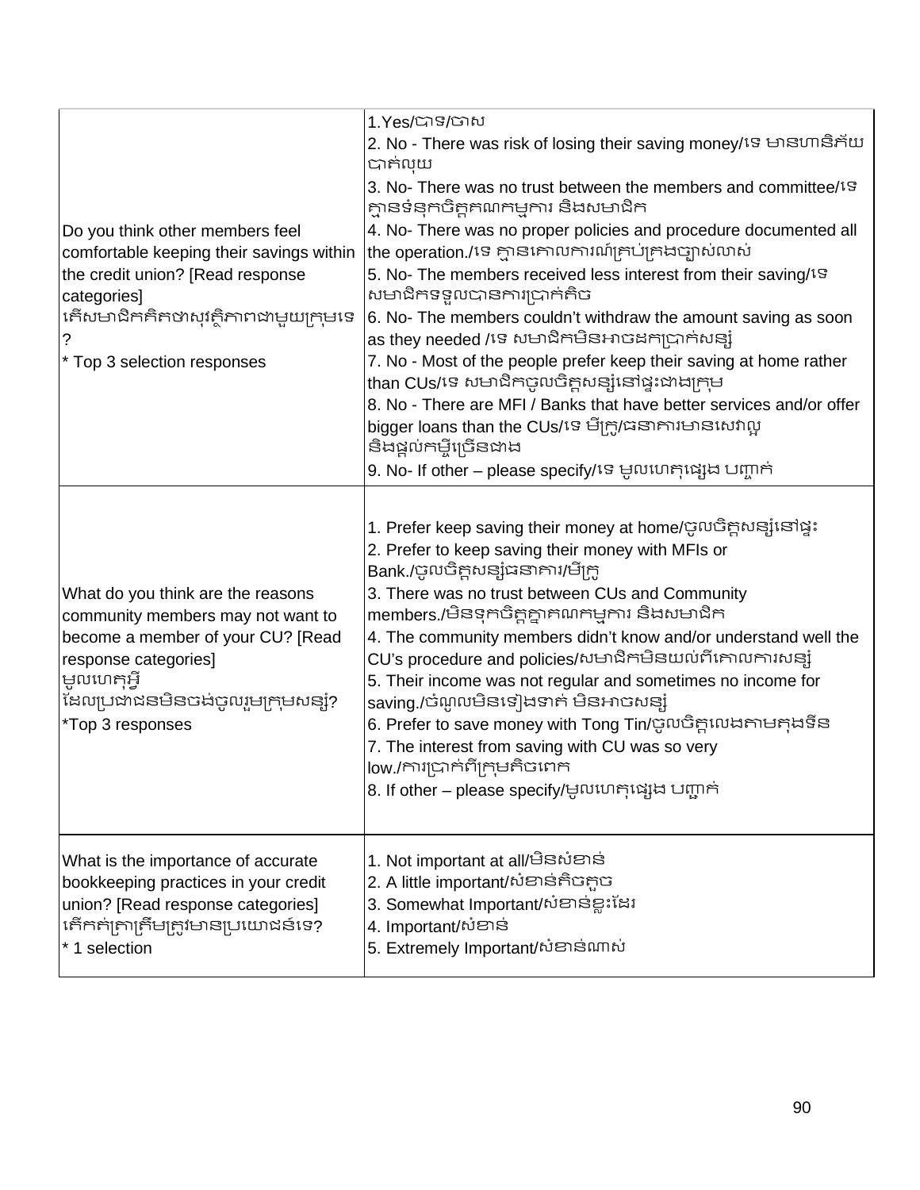| | |
|---|---|
| Do you think other members feel comfortable keeping their savings within the credit union? [Read response categories]<br>តើសមាជិកគិតថាសុវត្ថិភាពជាមួយក្រុមទេ?<br>* Top 3 selection responses | 1.Yes/បាទ/ចាស<br>2. No - There was risk of losing their saving money/ទេ មានហានិភ័យបាត់លុយ<br>3. No- There was no trust between the members and committee/ទេ គ្មានទំនុកចិត្តគណកម្មការ និងសមាជិក<br>4. No- There was no proper policies and procedure documented all the operation./ទេ គ្មានគោលការណ៍គ្រប់គ្រងច្បាស់លាស់<br>5. No- The members received less interest from their saving/ទេ សមាជិកទទួលបានការប្រាក់តិច<br>6. No- The members couldn't withdraw the amount saving as soon as they needed /ទេ សមាជិកមិនអាចដកប្រាក់សន្សំ<br>7. No - Most of the people prefer keep their saving at home rather than CUs/ទេ សមាជិកចូលចិត្តសន្សំនៅផ្ទះជាងក្រុម<br>8. No - There are MFI / Banks that have better services and/or offer bigger loans than the CUs/ទេ មីក្រូ/ធនាគារមានសេវាល្អ និងផ្តល់កម្ចីច្រើនជាង<br>9. No- If other – please specify/ទេ មូលហេតុផ្សេង បញ្ជាក់ |
| What do you think are the reasons community members may not want to become a member of your CU? [Read response categories]<br>មូលហេតុអ្វី ដែលប្រជាជនមិនចង់ចូលរួមក្រុមសន្សំ?<br>*Top 3 responses | 1. Prefer keep saving their money at home/ចូលចិត្តសន្សំនៅផ្ទះ<br>2. Prefer to keep saving their money with MFIs or Bank./ចូលចិត្តសន្សំធនាគារ/មីក្រូ<br>3. There was no trust between CUs and Community members./មិនទុកចិត្តគ្នាគណកម្មការ និងសមាជិក<br>4. The community members didn't know and/or understand well the CU's procedure and policies/សមាជិកមិនយល់ពីគោលការសន្សំ<br>5. Their income was not regular and sometimes no income for saving./ចំណូលមិនទៀងទាត់ មិនអាចសន្សំ<br>6. Prefer to save money with Tong Tin/ចូលចិត្តលេងតាមតុងទីន<br>7. The interest from saving with CU was so very low./ការប្រាក់ពីក្រុមតិចពេក<br>8. If other – please specify/មូលហេតុផ្សេង បញ្ជាក់ |
| What is the importance of accurate bookkeeping practices in your credit union? [Read response categories]<br>តើកត់ត្រាត្រឹមត្រូវមានប្រយោជន៍ទេ?<br>* 1 selection | 1. Not important at all/មិនសំខាន់<br>2. A little important/សំខាន់តិចតួច<br>3. Somewhat Important/សំខាន់ខ្លះដែរ<br>4. Important/សំខាន់<br>5. Extremely Important/សំខាន់ណាស់ |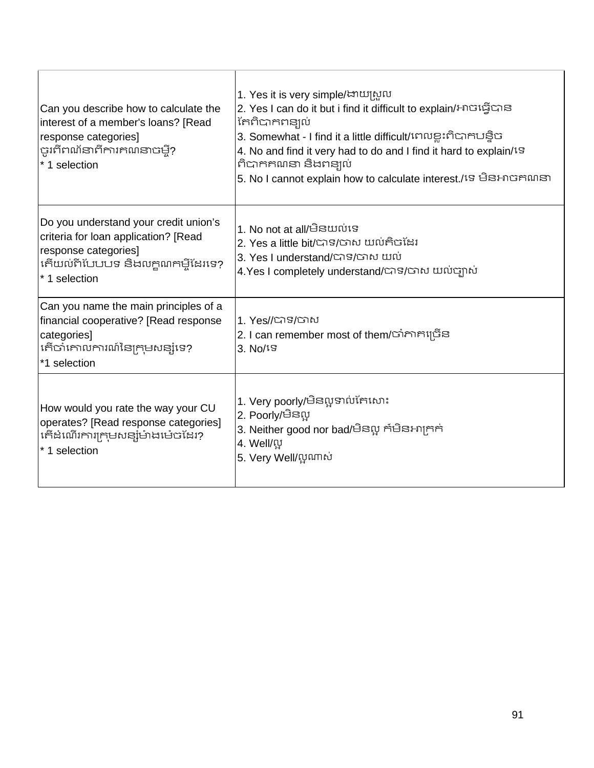| Can you describe how to calculate the interest of a member's loans? [Read response categories]<br>ចូរពិពណ៌នាពីការគណនាចម្ងី?<br>* 1 selection | 1. Yes it is very simple/ងាយស្រួល<br>2. Yes I can do it but i find it difficult to explain/អាចធ្វើបាន តែពិបាកពន្យល់<br>3. Somewhat - I find it a little difficult/ពេលខ្លះពិបាកបន្តិច<br>4. No and find it very had to do and I find it hard to explain/ទេ ពិបាកគណនា និងពន្យល់<br>5. No I cannot explain how to calculate interest./ទេ មិនអាចគណនា |
|---|---|
| Do you understand your credit union's criteria for loan application? [Read response categories]<br>តើយល់ពីបែបបទ និងលក្ខណកម្ចីដែរទេ?<br>* 1 selection | 1. No not at all/មិនយល់ទេ<br>2. Yes a little bit/បាទ/ចាស យល់តិចដែរ<br>3. Yes I understand/បាទ/ចាស យល់<br>4.Yes I completely understand/បាទ/ចាស យល់ច្បាស់ |
| Can you name the main principles of a financial cooperative? [Read response categories]<br>តើចាំគោលការណ៍នៃក្រុមសន្សំទេ?<br>*1 selection | 1. Yes//បាទ/ចាស<br>2. I can remember most of them/ចាំភាគច្រើន<br>3. No/ទេ |
| How would you rate the way your CU operates? [Read response categories]<br>តើដំណើរការក្រុមសន្សំម៉ាងម៉េចដែរ?<br>* 1 selection | 1. Very poorly/មិនល្អទាល់តែសោះ<br>2. Poorly/មិនល្អ<br>3. Neither good nor bad/មិនល្អ ក៏មិនអាក្រក់<br>4. Well/ល្អ<br>5. Very Well/ល្អណាស់ |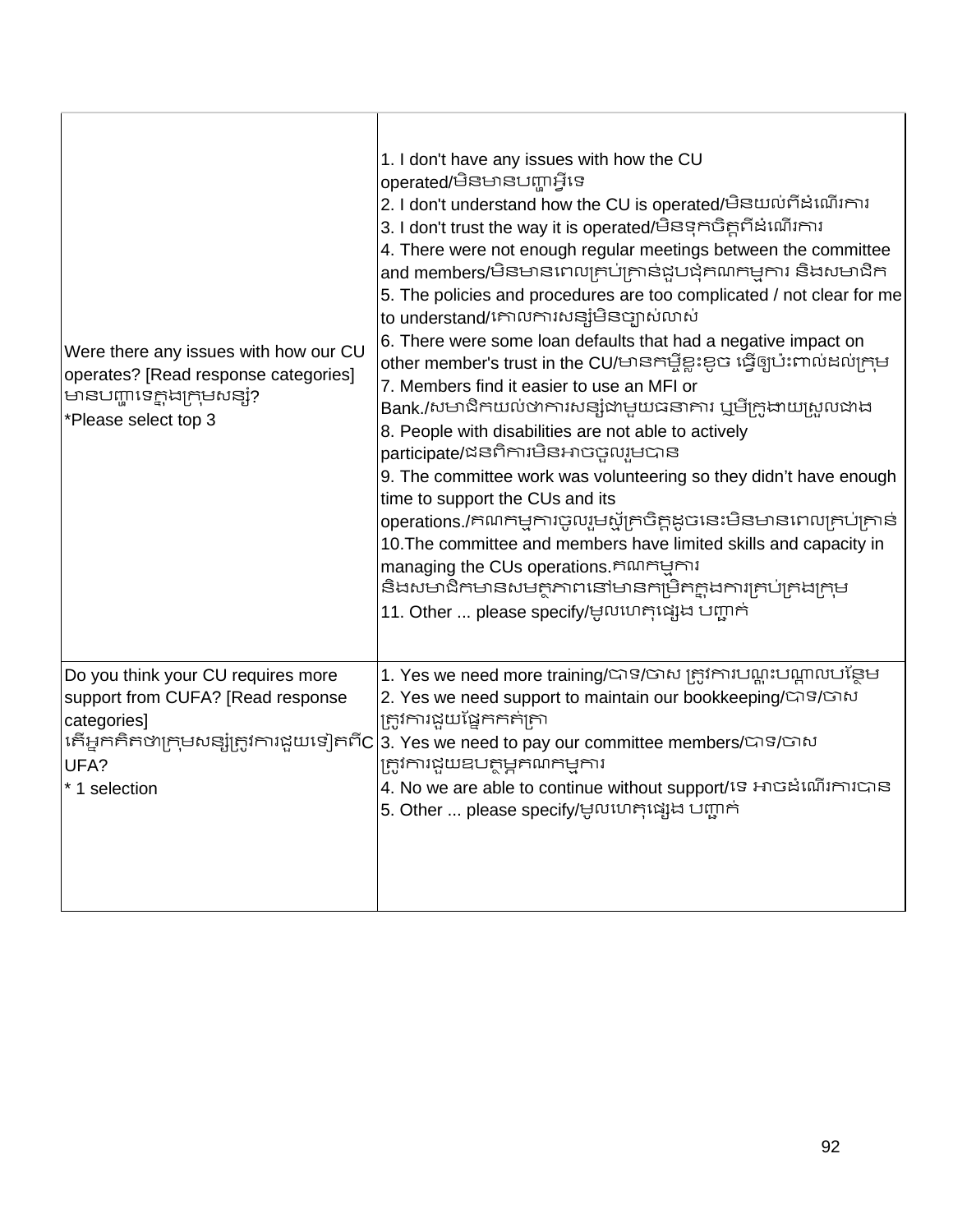| | |
|---|---|
| Were there any issues with how our CU operates? [Read response categories]<br>មានបញ្ហាទេក្នុងក្រុមសន្សំ?<br>*Please select top 3 | 1. I don't have any issues with how the CU operated/មិនមានបញ្ហាអ្វីទេ<br>2. I don't understand how the CU is operated/មិនយល់ពីដំណើរការ<br>3. I don't trust the way it is operated/មិនទុកចិត្តពីដំណើរការ<br>4. There were not enough regular meetings between the committee and members/មិនមានពេលគ្រប់គ្រាន់ជួបជុំគណកម្មការ និងសមាជិក<br>5. The policies and procedures are too complicated / not clear for me to understand/គោលការសន្សំមិនច្បាស់លាស់<br>6. There were some loan defaults that had a negative impact on other member's trust in the CU/មានកម្ចីខ្លះខូច ធ្វើឲ្យប៉ះពាល់ដល់ក្រុម<br>7. Members find it easier to use an MFI or Bank./សមាជិកយល់ថាការសន្សំជាមួយធនាគារ ឬមីក្រូងាយស្រួលជាង<br>8. People with disabilities are not able to actively participate/ជនពិការមិនអាចចូលរួមបាន<br>9. The committee work was volunteering so they didn't have enough time to support the CUs and its operations./គណកម្មការចូលរួមស្ម័គ្រចិត្តដូចនេះមិនមានពេលគ្រប់គ្រាន់<br>10.The committee and members have limited skills and capacity in managing the CUs operations.គណកម្មការ និងសមាជិកមានសមត្ថភាពនៅមានកម្រិតក្នុងការគ្រប់គ្រងក្រុម<br>11. Other ... please specify/មូលហេតុផ្សេង បញ្ជាក់ |
| Do you think your CU requires more support from CUFA? [Read response categories]<br>តើអ្នកគិតថាក្រុមសន្សំត្រូវការជួយទៀតពីCUFA?<br>* 1 selection | 1. Yes we need more training/បាទ/ចាស ត្រូវការបណ្តុះបណ្តាលបន្ថែម<br>2. Yes we need support to maintain our bookkeeping/បាទ/ចាស ត្រូវការជួយផ្នែកកត់ត្រា<br>3. Yes we need to pay our committee members/បាទ/ចាស ត្រូវការជួយឧបត្ថម្ភគណកម្មការ<br>4. No we are able to continue without support/ទេ អាចដំណើរការបាន<br>5. Other ... please specify/មូលហេតុផ្សេង បញ្ជាក់ |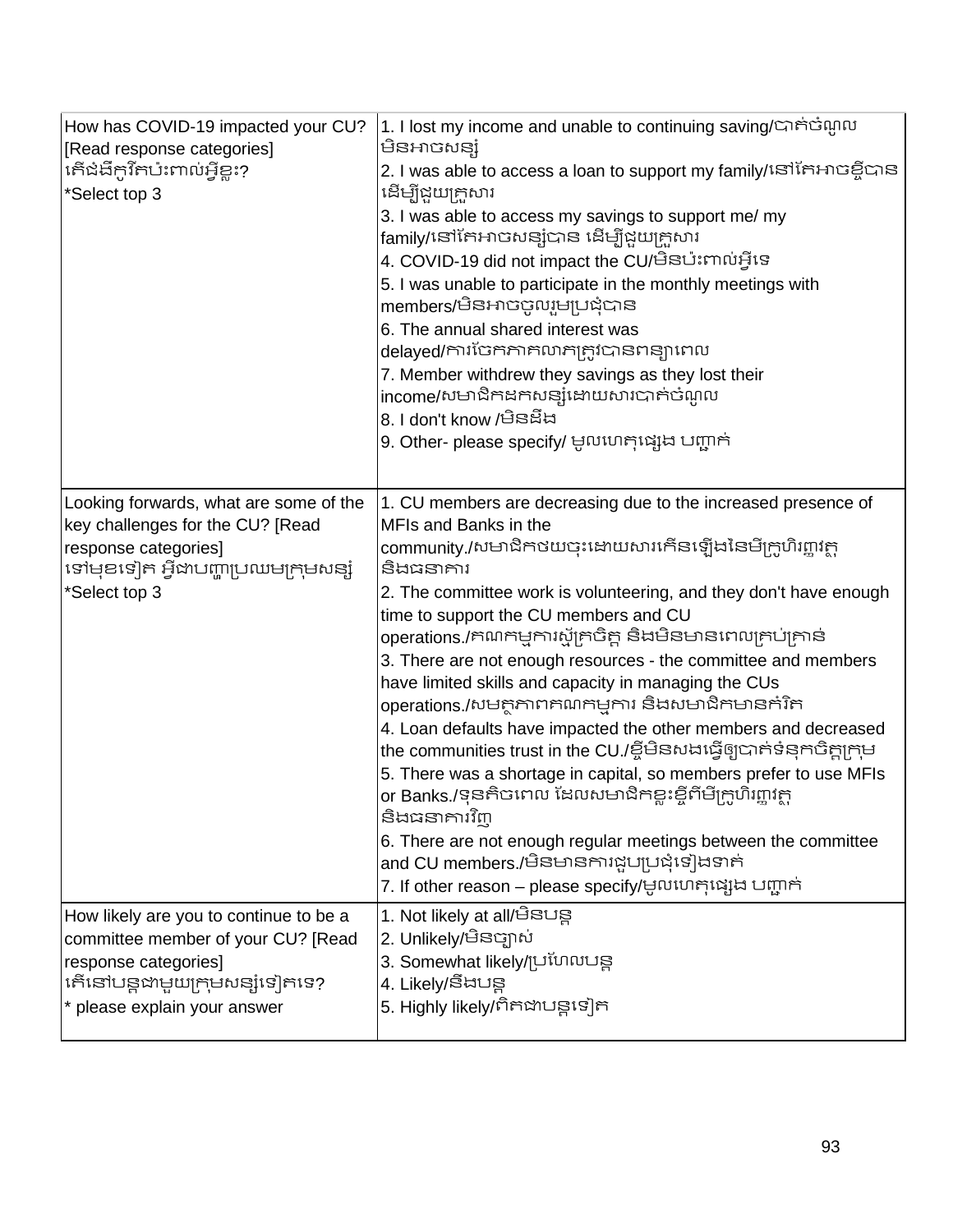| | |
|---|---|
| How has COVID-19 impacted your CU? [Read response categories]<br>តើជំងឺកូវីតប៉ះពាល់អ្វីខ្លះ?<br>*Select top 3 | 1. I lost my income and unable to continuing saving/បាត់ចំណូល មិនអាចសន្សំ<br>2. I was able to access a loan to support my family/នៅតែអាចខ្ចីបាន ដើម្បីជួយគ្រួសារ<br>3. I was able to access my savings to support me/ my family/នៅតែអាចសន្សំបាន ដើម្បីជួយគ្រួសារ<br>4. COVID-19 did not impact the CU/មិនប៉ះពាល់អ្វីទេ<br>5. I was unable to participate in the monthly meetings with members/មិនអាចចូលរួមប្រជុំបាន<br>6. The annual shared interest was delayed/ការចែកភាគលាភត្រូវបានពន្យាពេល<br>7. Member withdrew they savings as they lost their income/សមាជិកដកសន្សំដោយសារបាត់ចំណូល<br>8. I don't know /មិនដឹង<br>9. Other- please specify/ មូលហេតុផ្សេង បញ្ជាក់ |
| Looking forwards, what are some of the key challenges for the CU? [Read response categories]<br>ទៅមុខទៀត អ្វីជាបញ្ហាប្រឈមក្រុមសន្សំ<br>*Select top 3 | 1. CU members are decreasing due to the increased presence of MFIs and Banks in the community./សមាជិកថយចុះដោយសារកើនឡើងនៃមីក្រូហិរញ្ញវត្ថុ និងធនាគារ<br>2. The committee work is volunteering, and they don't have enough time to support the CU members and CU operations./គណកម្មការស្ម័គ្រចិត្ត និងមិនមានពេលគ្រប់គ្រាន់<br>3. There are not enough resources - the committee and members have limited skills and capacity in managing the CUs operations./សមត្ថភាពគណកម្មការ និងសមាជិកមានកំរិត<br>4. Loan defaults have impacted the other members and decreased the communities trust in the CU./ខ្ចីមិនសងធ្វើឲ្យបាត់ទំនុកចិត្តក្រុម<br>5. There was a shortage in capital, so members prefer to use MFIs or Banks./ទុនតិចពេល ដែលសមាជិកខ្លះខ្ចីពីមីក្រូហិរញ្ញវត្ថុ និងធនាគារវិញ<br>6. There are not enough regular meetings between the committee and CU members./មិនមានការជួបប្រជុំទៀងទាត់<br>7. If other reason – please specify/មូលហេតុផ្សេង បញ្ជាក់ |
| How likely are you to continue to be a committee member of your CU? [Read response categories]<br>តើនៅបន្តជាមួយក្រុមសន្សំទៀតទេ?<br>* please explain your answer | 1. Not likely at all/មិនបន្ត<br>2. Unlikely/មិនច្បាស់<br>3. Somewhat likely/ប្រហែលបន្ត<br>4. Likely/នឹងបន្ត<br>5. Highly likely/ពិតជាបន្តទៀត |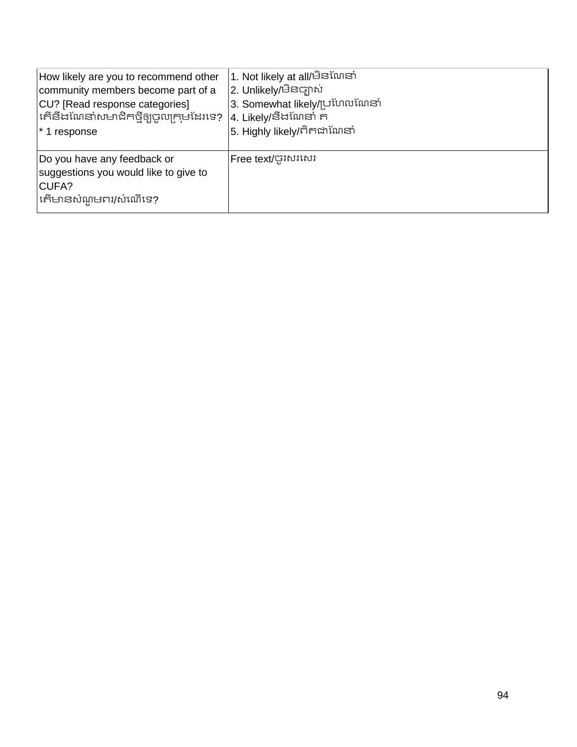| | |
|---|---|
| How likely are you to recommend other community members become part of a CU? [Read response categories]<br>តើនឹងណែនាំសមាជិកថ្មីឲ្យចូលក្រុមដែរទេ?<br>* 1 response | 1. Not likely at all/មិនណែនាំ<br>2. Unlikely/មិនច្បាស់<br>3. Somewhat likely/ប្រហែលណែនាំ<br>4. Likely/នឹងណែនាំ ត<br>5. Highly likely/ពិតជាណែនាំ |
| Do you have any feedback or suggestions you would like to give to CUFA?<br>តើមានសំណូមពរ/សំណើទេ? | Free text/ចូរសរសេរ |